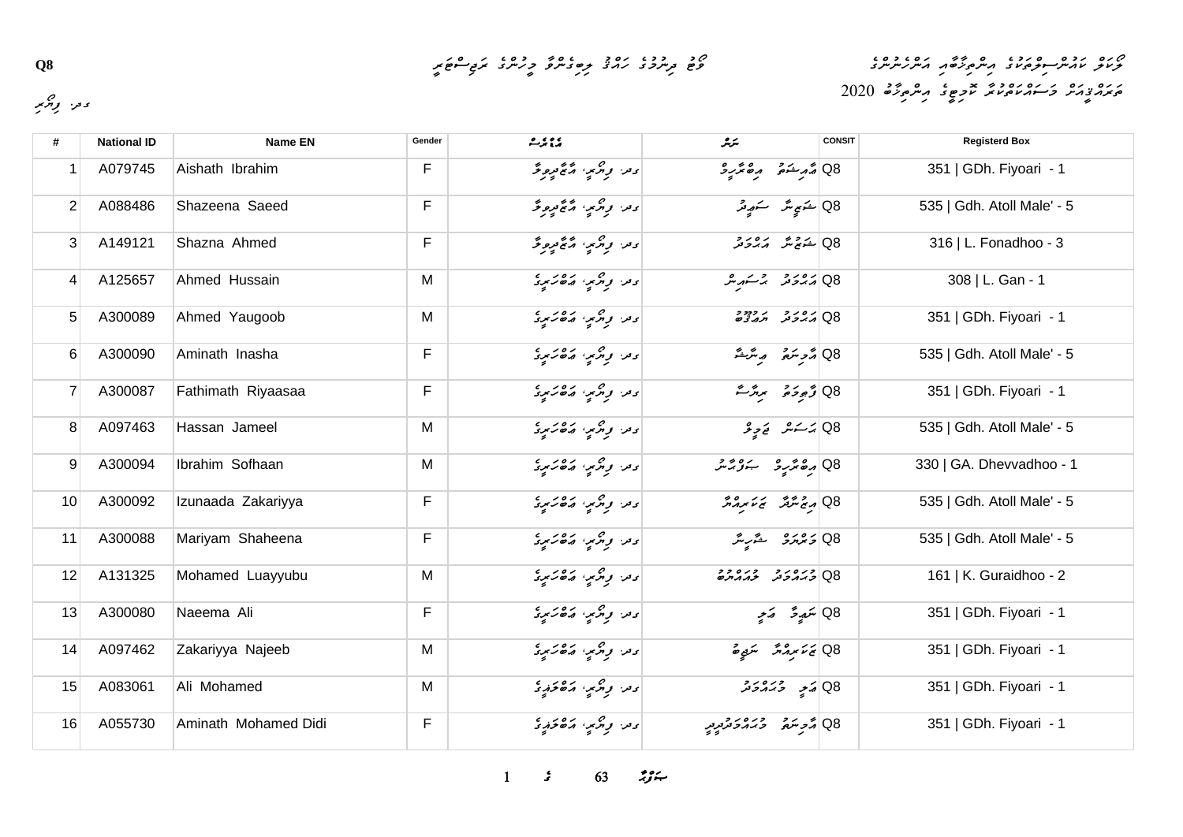ޕާޓީ ކުއުންސިލްތަކުގެ އިންތިޚާބު އަތޮޅުކައުންސިލް އިންތިޚާބު ގދ ފިޔޯރީ ހައުސް ފިހާރަ ބަޔާންކުރާ ރަޖިސްޓަރު Q8

ގދ. ފިޔޯރީ

ވޯޓު ފޮށްޓަށް ނަންތަކުގެ ލިސްޓް - 2020

| # | National ID | Name EN | Gender | ގޭގެ ނަން | ނަން | CONSIT | Registerd Box |
|---|---|---|---|---|---|---|---|
| 1 | A079745 | Aishath Ibrahim | F | ގދ. ފިޔޯރީ، އާޒާދީވިލާ | އާއިޝަތު އިބްރާހީމް | Q8 | 351 \| GDh. Fiyoari - 1 |
| 2 | A088486 | Shazeena Saeed | F | ގދ. ފިޔޯރީ، އާޒާދީވިލާ | ޝަޒީނާ ސަޢީދު | Q8 | 535 \| Gdh. Atoll Male' - 5 |
| 3 | A149121 | Shazna Ahmed | F | ގދ. ފިޔޯރީ، އާޒާދީވިލާ | ޝަޒްނާ އަހުމަދު | Q8 | 316 \| L. Fonadhoo - 3 |
| 4 | A125657 | Ahmed Hussain | M | ގދ. ފިޔޯރީ، އަބަރަހީގެ | އަހުމަދު ހުސައިން | Q8 | 308 \| L. Gan - 1 |
| 5 | A300089 | Ahmed Yaugoob | M | ގދ. ފިޔޯރީ، އަބަރަހީގެ | އަހުމަދު ޔައުގޫބު | Q8 | 351 \| GDh. Fiyoari - 1 |
| 6 | A300090 | Aminath Inasha | F | ގދ. ފިޔޯރީ، އަބަރަހީގެ | އާމިނަތު އިނާޝާ | Q8 | 535 \| Gdh. Atoll Male' - 5 |
| 7 | A300087 | Fathimath Riyaasaa | F | ގދ. ފިޔޯރީ، އަބަރަހީގެ | ފާތިމަތު ރިޔާސާ | Q8 | 351 \| GDh. Fiyoari - 1 |
| 8 | A097463 | Hassan Jameel | M | ގދ. ފިޔޯރީ، އަބަރަހީގެ | ހަސަން ޖަމީލް | Q8 | 535 \| Gdh. Atoll Male' - 5 |
| 9 | A300094 | Ibrahim Sofhaan | M | ގދ. ފިޔޯރީ، އަބަރަހީގެ | އިބްރާހީމް ސޮފްހާން | Q8 | 330 \| GA. Dhevvadhoo - 1 |
| 10 | A300092 | Izunaada Zakariyya | F | ގދ. ފިޔޯރީ، އަބަރަހީގެ | އިޒުނާދާ ޒަކަރިއްޔާ | Q8 | 535 \| Gdh. Atoll Male' - 5 |
| 11 | A300088 | Mariyam Shaheena | F | ގދ. ފިޔޯރީ، އަބަރަހީގެ | މަރިޔަމް ޝާހީނާ | Q8 | 535 \| Gdh. Atoll Male' - 5 |
| 12 | A131325 | Mohamed Luayyubu | M | ގދ. ފިޔޯރީ، އަބަރަހީގެ | މުހައްމަދު ލުއައްޔުބު | Q8 | 161 \| K. Guraidhoo - 2 |
| 13 | A300080 | Naeema Ali | F | ގދ. ފިޔޯރީ، އަބަރަހީގެ | ނަޢީމާ އަލީ | Q8 | 351 \| GDh. Fiyoari - 1 |
| 14 | A097462 | Zakariyya Najeeb | M | ގދ. ފިޔޯރީ، އަބަރަހީގެ | ޒަކަރިއްޔާ ނަޖީބު | Q8 | 351 \| GDh. Fiyoari - 1 |
| 15 | A083061 | Ali Mohamed | M | ގދ. ފިޔޯރީ، އަބަވަދީގެ | އަލީ މުހައްމަދު | Q8 | 351 \| GDh. Fiyoari - 1 |
| 16 | A055730 | Aminath Mohamed Didi | F | ގދ. ފިޔޯރީ، އަބަވަދީގެ | އާމިނަތު މުހައްމަދުދީދީ | Q8 | 351 \| GDh. Fiyoari - 1 |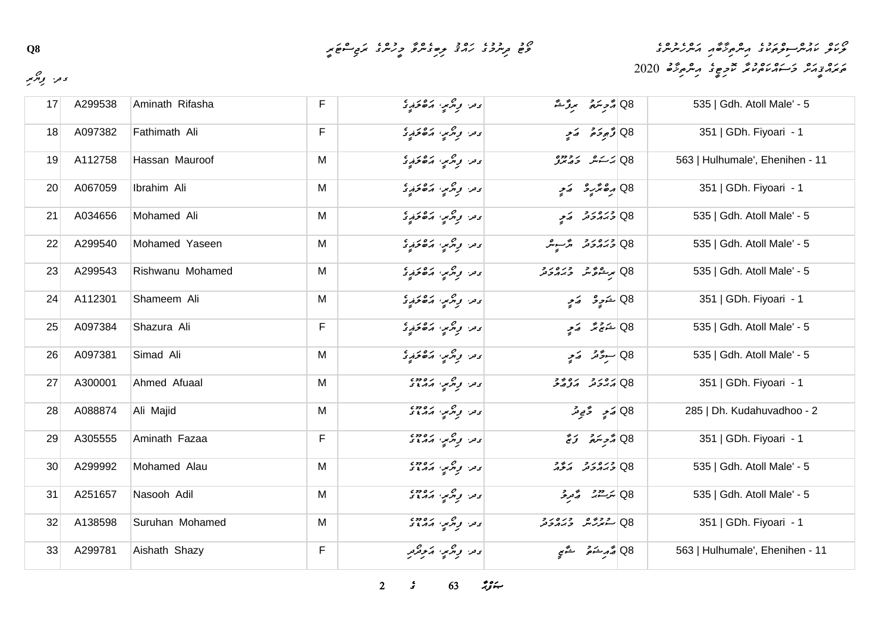ގދ. ފިޔޯރީ

| 17 | A299538 | Aminath Rifasha | F | ގދ. ފިޔޯރީ، އަބަވަދީގެ | Q8 އާމިނަތު ރިފާޝާ | 535 \| Gdh. Atoll Male' - 5 |
|---|---|---|---|---|---|---|
| 18 | A097382 | Fathimath Ali | F | ގދ. ފިޔޯރީ، އަބަވަދީގެ | Q8 ފާތިމަތު އަލި | 351 \| GDh. Fiyoari - 1 |
| 19 | A112758 | Hassan Mauroof | M | ގދ. ފިޔޯރީ، އަބަވަދީގެ | Q8 ހަސަން މައުރޫފް | 563 \| Hulhumale', Ehenihen - 11 |
| 20 | A067059 | Ibrahim Ali | M | ގދ. ފިޔޯރީ، އަބަވަދީގެ | Q8 އިބްރާހީމް އަލި | 351 \| GDh. Fiyoari - 1 |
| 21 | A034656 | Mohamed Ali | M | ގދ. ފިޔޯރީ، އަބަވަދީގެ | Q8 މުހައްމަދު އަލި | 535 \| Gdh. Atoll Male' - 5 |
| 22 | A299540 | Mohamed Yaseen | M | ގދ. ފިޔޯރީ، އަބަވަދީގެ | Q8 މުހައްމަދު ޔާސީން | 535 \| Gdh. Atoll Male' - 5 |
| 23 | A299543 | Rishwanu Mohamed | M | ގދ. ފިޔޯރީ، އަބަވަދީގެ | Q8 ރިޝްވާނު މުހައްމަދު | 535 \| Gdh. Atoll Male' - 5 |
| 24 | A112301 | Shameem Ali | M | ގދ. ފިޔޯރީ، އަބަވަދީގެ | Q8 ޝަމީމް އަލި | 351 \| GDh. Fiyoari - 1 |
| 25 | A097384 | Shazura Ali | F | ގދ. ފިޔޯރީ، އަބަވަދީގެ | Q8 ޝަޒުރާ އަލި | 535 \| Gdh. Atoll Male' - 5 |
| 26 | A097381 | Simad Ali | M | ގދ. ފިޔޯރީ، އަބަވަދީގެ | Q8 ސިމާދު އަލި | 535 \| Gdh. Atoll Male' - 5 |
| 27 | A300001 | Ahmed Afuaal | M | ގދ. ފިޔޯރީ، އައްޑޫގެ | Q8 އަހުމަދު އަފުއާލް | 351 \| GDh. Fiyoari - 1 |
| 28 | A088874 | Ali Majid | M | ގދ. ފިޔޯރީ، އައްޑޫގެ | Q8 އަލި މާޖިދު | 285 \| Dh. Kudahuvadhoo - 2 |
| 29 | A305555 | Aminath Fazaa | F | ގދ. ފިޔޯރީ، އައްޑޫގެ | Q8 އާމިނަތު ފަޒާ | 351 \| GDh. Fiyoari - 1 |
| 30 | A299992 | Mohamed Alau | M | ގދ. ފިޔޯރީ، އައްޑޫގެ | Q8 މުހައްމަދު އަލާއު | 535 \| Gdh. Atoll Male' - 5 |
| 31 | A251657 | Nasooh Adil | M | ގދ. ފިޔޯރީ، އައްޑޫގެ | Q8 ނަސޫޙް އާދިލް | 535 \| Gdh. Atoll Male' - 5 |
| 32 | A138598 | Suruhan Mohamed | M | ގދ. ފިޔޯރީ، އައްޑޫގެ | Q8 ސުރުހާން މުހައްމަދު | 351 \| GDh. Fiyoari - 1 |
| 33 | A299781 | Aishath Shazy | F | ގދ. ފިޔޯރީ، އަލިވިލާ | Q8 އާއިޝަތު ޝާޒީ | 563 \| Hulhumale', Ehenihen - 11 |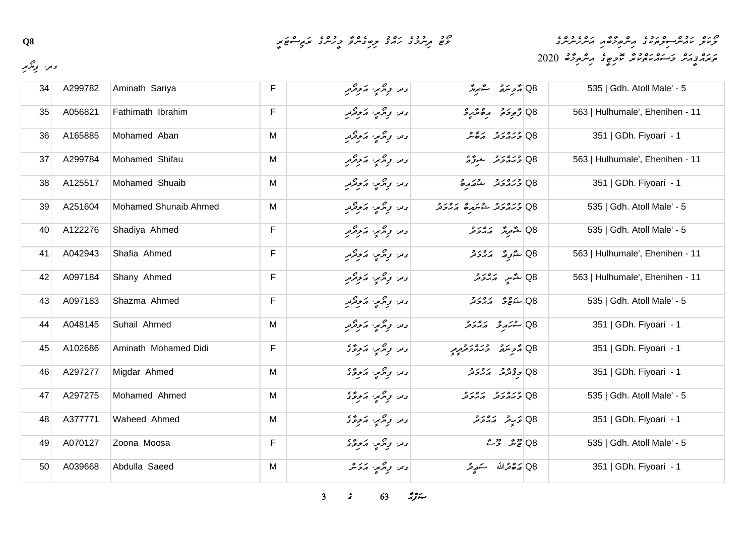| 34 | A299782 | Aminath Sariya | F | ގދ. ފިޔޮރީ، އަލިވިލާ | Q8 އާމިނަތު ސާރިޔާ | 535 \| Gdh. Atoll Male' - 5 |
|---|---|---|---|---|---|---|
| 35 | A056821 | Fathimath Ibrahim | F | ގދ. ފިޔޮރީ، އަލިވިލާ | Q8 ފާތިމަތު އިބްރާހީމް | 563 \| Hulhumale', Ehenihen - 11 |
| 36 | A165885 | Mohamed Aban | M | ގދ. ފިޔޮރީ، އަލިވިލާ | Q8 މުޙައްމަދު އަބާން | 351 \| GDh. Fiyoari - 1 |
| 37 | A299784 | Mohamed Shifau | M | ގދ. ފިޔޮރީ، އަލިވިލާ | Q8 މުޙައްމަދު ޝިފާއު | 563 \| Hulhumale', Ehenihen - 11 |
| 38 | A125517 | Mohamed Shuaib | M | ގދ. ފިޔޮރީ، އަލިވިލާ | Q8 މުޙައްމަދު ޝުޢައިބު | 351 \| GDh. Fiyoari - 1 |
| 39 | A251604 | Mohamed Shunaib Ahmed | M | ގދ. ފިޔޮރީ، އަލިވިލާ | Q8 މުޙައްމަދު ޝުނައިބު އަޙްމަދު | 535 \| Gdh. Atoll Male' - 5 |
| 40 | A122276 | Shadiya Ahmed | F | ގދ. ފިޔޮރީ، އަލިވިލާ | Q8 ޝާދިޔާ އަޙްމަދު | 535 \| Gdh. Atoll Male' - 5 |
| 41 | A042943 | Shafia Ahmed | F | ގދ. ފިޔޮރީ، އަލިވިލާ | Q8 ޝާފިއާ އަޙްމަދު | 563 \| Hulhumale', Ehenihen - 11 |
| 42 | A097184 | Shany Ahmed | F | ގދ. ފިޔޮރީ، އަލިވިލާ | Q8 ޝާނީ އަޙްމަދު | 563 \| Hulhumale', Ehenihen - 11 |
| 43 | A097183 | Shazma Ahmed | F | ގދ. ފިޔޮރީ، އަލިވިލާ | Q8 ޝަޒްމާ އަޙްމަދު | 535 \| Gdh. Atoll Male' - 5 |
| 44 | A048145 | Suhail Ahmed | M | ގދ. ފިޔޮރީ، އަލިވިލާ | Q8 ސުހައިލު އަޙްމަދު | 351 \| GDh. Fiyoari - 1 |
| 45 | A102686 | Aminath Mohamed Didi | F | ގދ. ފިޔޮރީ، އަލިވާގެ | Q8 އާމިނަތު މުޙައްމަދުދީދީ | 351 \| GDh. Fiyoari - 1 |
| 46 | A297277 | Migdar Ahmed | M | ގދ. ފިޔޮރީ، އަލިވާގެ | Q8 މިގްދާރު އަޙްމަދު | 351 \| GDh. Fiyoari - 1 |
| 47 | A297275 | Mohamed Ahmed | M | ގދ. ފިޔޮރީ، އަލިވާގެ | Q8 މުޙައްމަދު އަޙްމަދު | 535 \| Gdh. Atoll Male' - 5 |
| 48 | A377771 | Waheed Ahmed | M | ގދ. ފިޔޮރީ، އަލިވާގެ | Q8 ވަޙީދު އަޙްމަދު | 351 \| GDh. Fiyoari - 1 |
| 49 | A070127 | Zoona Moosa | F | ގދ. ފިޔޮރީ، އަލިވާގެ | Q8 ޒޫނާ މޫސާ | 535 \| Gdh. Atoll Male' - 5 |
| 50 | A039668 | Abdulla Saeed | M | ގދ. ފިޔޮރީ، އަމަން | Q8 އަބްދުﷲ ސަޢީދު | 351 \| GDh. Fiyoari - 1 |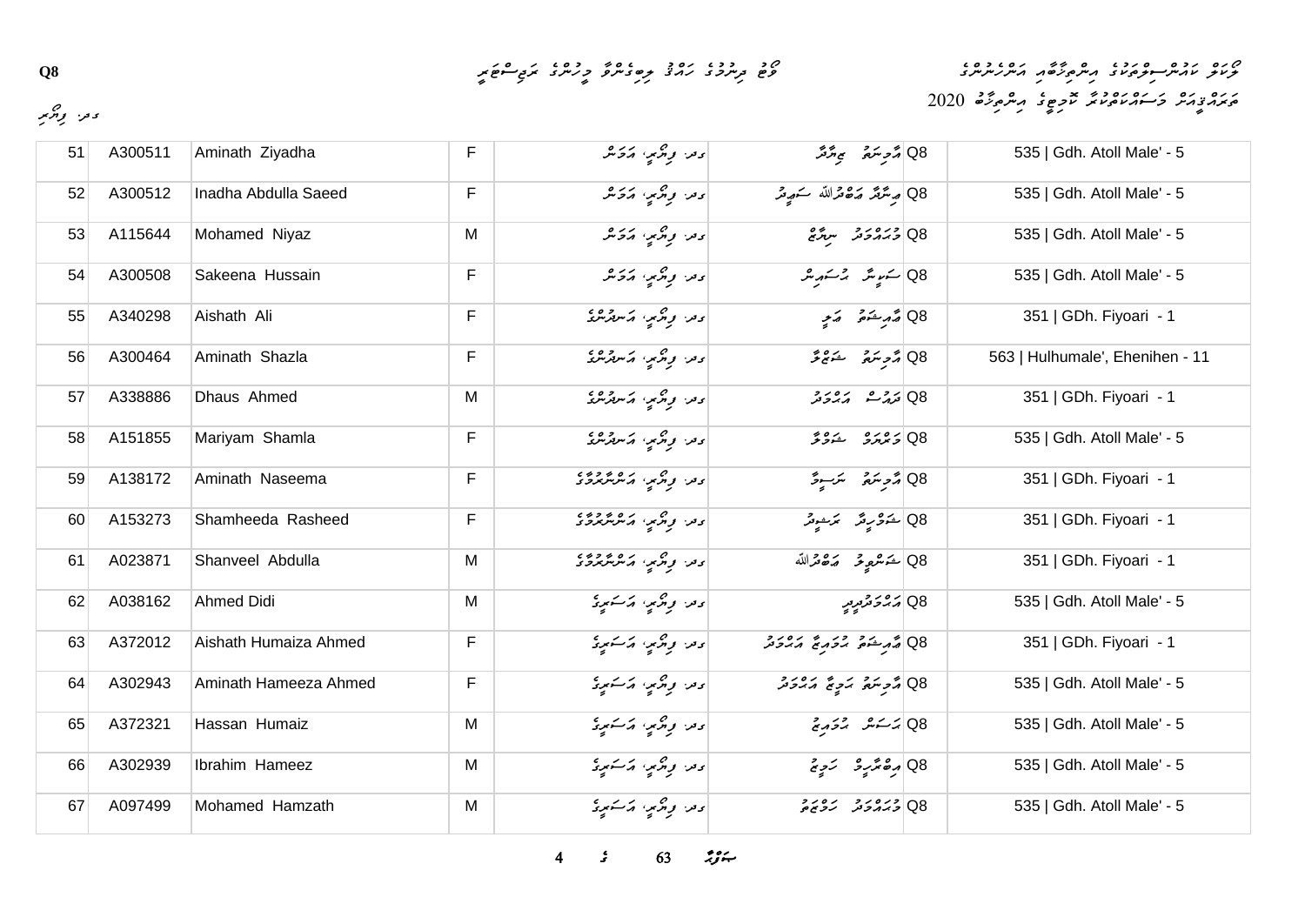| 51 | A300511 | Aminath Ziyadha | F | ގދ. ފިޔޯރީ، އަމަން | Q8 އާމިނަތު ޒިޔާދާ | 535 \| Gdh. Atoll Male' - 5 |
|---|---|---|---|---|---|---|
| 52 | A300512 | Inadha Abdulla Saeed | F | ގދ. ފިޔޯރީ، އަމަން | Q8 އިނާދާ އަބްދުﷲ ސައީދު | 535 \| Gdh. Atoll Male' - 5 |
| 53 | A115644 | Mohamed Niyaz | M | ގދ. ފިޔޯރީ، އަމަން | Q8 މުހައްމަދު ނިޔާޒު | 535 \| Gdh. Atoll Male' - 5 |
| 54 | A300508 | Sakeena Hussain | F | ގދ. ފިޔޯރީ، އަމަން | Q8 ސަކީނާ ހުސައިން | 535 \| Gdh. Atoll Male' - 5 |
| 55 | A340298 | Aishath Ali | F | ގދ. ފިޔޯރީ، އަސުރުންގެ | Q8 އާއިޝަތު އަލި | 351 \| GDh. Fiyoari - 1 |
| 56 | A300464 | Aminath Shazla | F | ގދ. ފިޔޯރީ، އަސުރުންގެ | Q8 އާމިނަތު ޝަޒްލާ | 563 \| Hulhumale', Ehenihen - 11 |
| 57 | A338886 | Dhaus Ahmed | M | ގދ. ފިޔޯރީ، އަސުރުންގެ | Q8 ދައުސް އަހުމަދު | 351 \| GDh. Fiyoari - 1 |
| 58 | A151855 | Mariyam Shamla | F | ގދ. ފިޔޯރީ، އަސުރުންގެ | Q8 މަރިޔަމް ޝަމްލާ | 535 \| Gdh. Atoll Male' - 5 |
| 59 | A138172 | Aminath Naseema | F | ގދ. ފިޔޯރީ، އަންހެނުންގެ | Q8 އާމިނަތު ނަސީމާ | 351 \| GDh. Fiyoari - 1 |
| 60 | A153273 | Shamheeda Rasheed | F | ގދ. ފިޔޯރީ، އަންހެނުންގެ | Q8 ޝަމްހީދާ ރަޝީދު | 351 \| GDh. Fiyoari - 1 |
| 61 | A023871 | Shanveel Abdulla | M | ގދ. ފިޔޯރީ، އަންހެނުންގެ | Q8 ޝަންވީލު އަބްދުﷲ | 351 \| GDh. Fiyoari - 1 |
| 62 | A038162 | Ahmed Didi | M | ގދ. ފިޔޯރީ، އަސަރީގެ | Q8 އަހްމަދުދީދީ | 535 \| Gdh. Atoll Male' - 5 |
| 63 | A372012 | Aishath Humaiza Ahmed | F | ގދ. ފިޔޯރީ، އަސަރީގެ | Q8 އާއިޝަތު ހުމައިޒާ އަހުމަދު | 351 \| GDh. Fiyoari - 1 |
| 64 | A302943 | Aminath Hameeza Ahmed | F | ގދ. ފިޔޯރީ، އަސަރީގެ | Q8 އާމިނަތު ހަމީޒާ އަހުމަދު | 535 \| Gdh. Atoll Male' - 5 |
| 65 | A372321 | Hassan Humaiz | M | ގދ. ފިޔޯރީ، އަސަރީގެ | Q8 ހަސަން ހުމައިޒު | 535 \| Gdh. Atoll Male' - 5 |
| 66 | A302939 | Ibrahim Hameez | M | ގދ. ފިޔޯރީ، އަސަރީގެ | Q8 އިބްރާހީމް ހަމީޒު | 535 \| Gdh. Atoll Male' - 5 |
| 67 | A097499 | Mohamed Hamzath | M | ގދ. ފިޔޯރީ، އަސަރީގެ | Q8 މުހައްމަދު ހަމްޒަތު | 535 \| Gdh. Atoll Male' - 5 |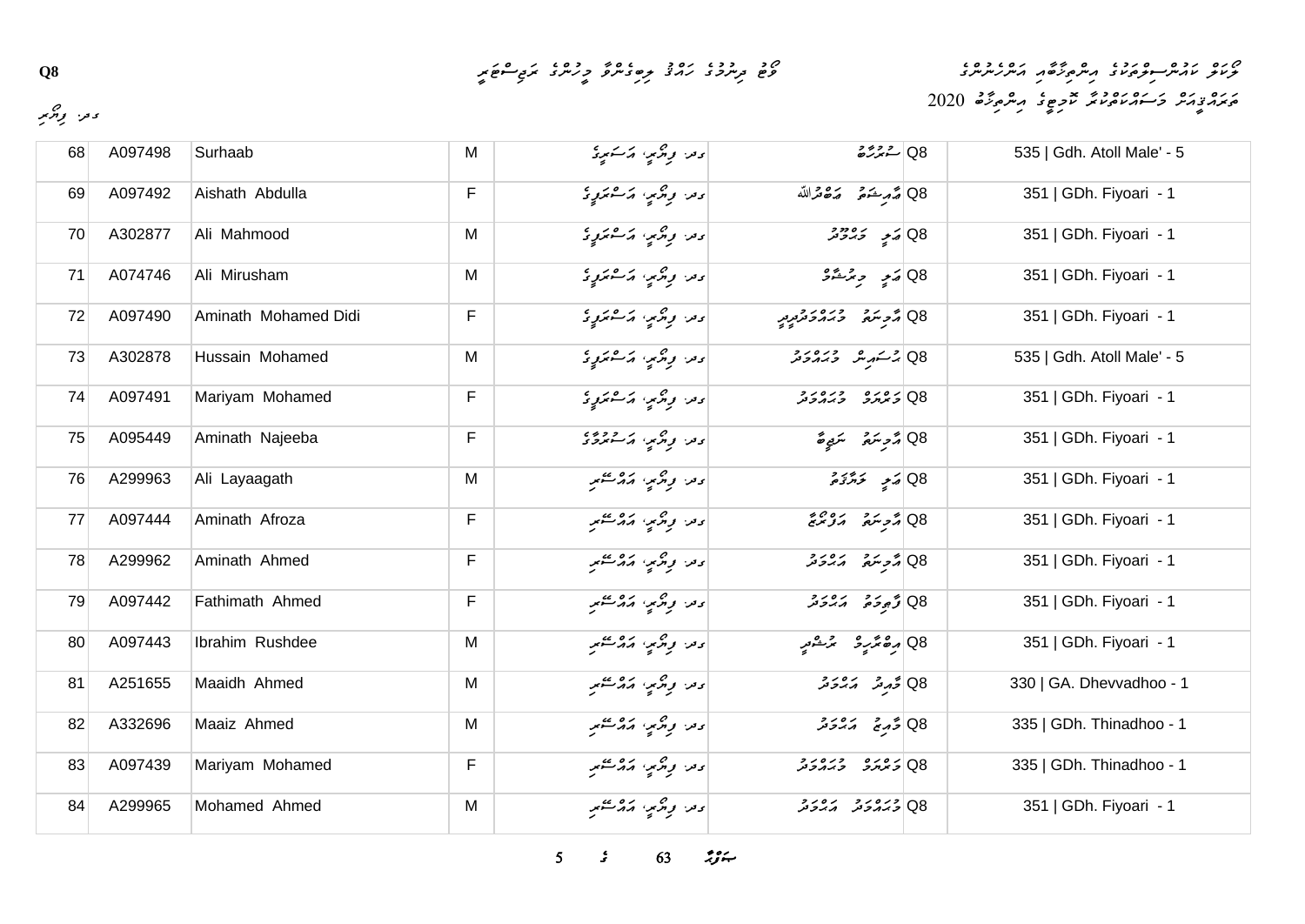ގދ. ފިޔޯރީ

| 68 | A097498 | Surhaab | M | ގދ. ފިޔޯރީ، އަސަރީގެ | Q8 ސުރުހާބު | 535 \| Gdh. Atoll Male' - 5 |
|---|---|---|---|---|---|---|
| 69 | A097492 | Aishath Abdulla | F | ގދ. ފިޔޯރީ، އަސްތަރީގެ | Q8 އާއިޝަތު އަބްދުﷲ | 351 \| GDh. Fiyoari - 1 |
| 70 | A302877 | Ali Mahmood | M | ގދ. ފިޔޯރީ، އަސްތަރީގެ | Q8 އަލި މަޙްމޫދު | 351 \| GDh. Fiyoari - 1 |
| 71 | A074746 | Ali Mirusham | M | ގދ. ފިޔޯރީ، އަސްތަރީގެ | Q8 އަލި މިރުޝާމް | 351 \| GDh. Fiyoari - 1 |
| 72 | A097490 | Aminath Mohamed Didi | F | ގދ. ފިޔޯރީ، އަސްތަރީގެ | Q8 އާމިނަތު މުޙައްމަދުދީދީ | 351 \| GDh. Fiyoari - 1 |
| 73 | A302878 | Hussain Mohamed | M | ގދ. ފިޔޯރީ، އަސްތަރީގެ | Q8 ހުސައިން މުޙައްމަދު | 535 \| Gdh. Atoll Male' - 5 |
| 74 | A097491 | Mariyam Mohamed | F | ގދ. ފިޔޯރީ، އަސްތަރީގެ | Q8 މަރިޔަމް މުޙައްމަދު | 351 \| GDh. Fiyoari - 1 |
| 75 | A095449 | Aminath Najeeba | F | ގދ. ފިޔޯރީ، އަސްތުރުގެ | Q8 އާމިނަތު ނަޖީބާ | 351 \| GDh. Fiyoari - 1 |
| 76 | A299963 | Ali Layaagath | M | ގދ. ފިޔޯރީ، އައްސޭރި | Q8 އަލި ލަޔާގަތު | 351 \| GDh. Fiyoari - 1 |
| 77 | A097444 | Aminath Afroza | F | ގދ. ފިޔޯރީ، އައްސޭރި | Q8 އާމިނަތު އަފްރޯޒާ | 351 \| GDh. Fiyoari - 1 |
| 78 | A299962 | Aminath Ahmed | F | ގދ. ފިޔޯރީ، އައްސޭރި | Q8 އާމިނަތު އަޙްމަދު | 351 \| GDh. Fiyoari - 1 |
| 79 | A097442 | Fathimath Ahmed | F | ގދ. ފިޔޯރީ، އައްސޭރި | Q8 ފާތިމަތު އަޙްމަދު | 351 \| GDh. Fiyoari - 1 |
| 80 | A097443 | Ibrahim Rushdee | M | ގދ. ފިޔޯރީ، އައްސޭރި | Q8 އިބްރާހީމް ރުޝްދީ | 351 \| GDh. Fiyoari - 1 |
| 81 | A251655 | Maaidh Ahmed | M | ގދ. ފިޔޯރީ، އައްސޭރި | Q8 މާއިދު އަޙްމަދު | 330 \| GA. Dhevvadhoo - 1 |
| 82 | A332696 | Maaiz Ahmed | M | ގދ. ފިޔޯރީ، އައްސޭރި | Q8 މާއިޒު އަޙްމަދު | 335 \| GDh. Thinadhoo - 1 |
| 83 | A097439 | Mariyam Mohamed | F | ގދ. ފިޔޯރީ، އައްސޭރި | Q8 މަރިޔަމް މުޙައްމަދު | 335 \| GDh. Thinadhoo - 1 |
| 84 | A299965 | Mohamed Ahmed | M | ގދ. ފިޔޯރީ، އައްސޭރި | Q8 މުޙައްމަދު އަޙްމަދު | 351 \| GDh. Fiyoari - 1 |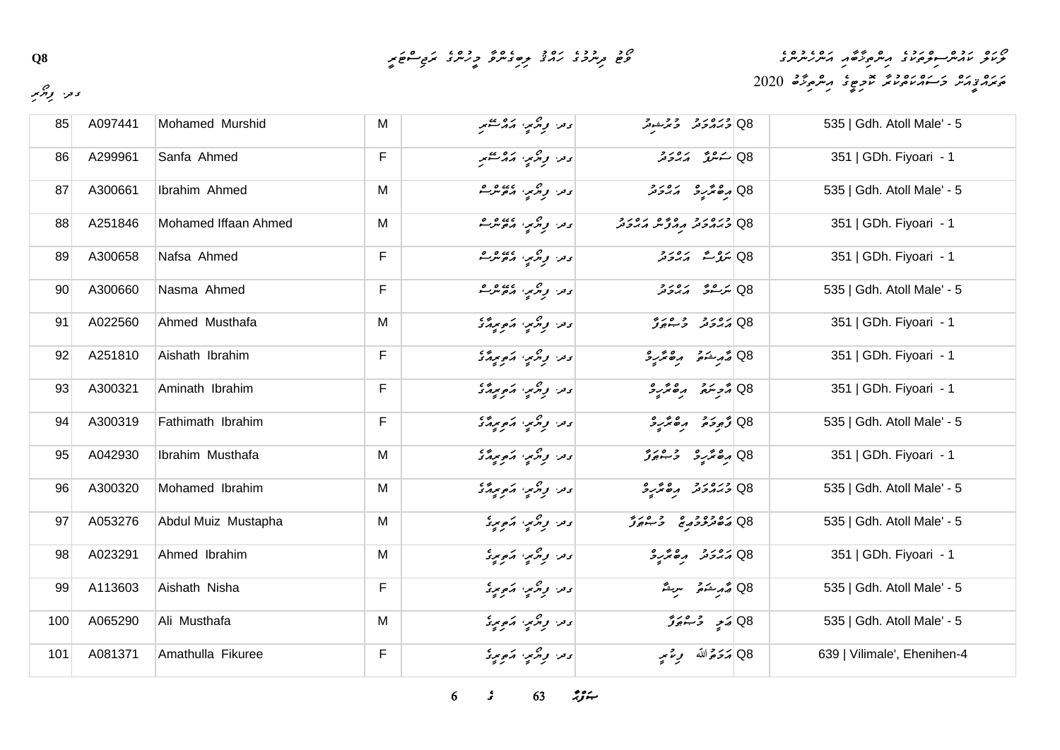| 85 | A097441 | Mohamed Murshid | M | ގދ. ފިޔޯރި، އަރުޝަނީ | Q8 މުހައްމަދު މުރުޝިދު | 535 \| Gdh. Atoll Male' - 5 |
|---|---|---|---|---|---|---|
| 86 | A299961 | Sanfa Ahmed | F | ގދ. ފިޔޯރި، އަރުޝަނީ | Q8 ސަންފާ އަހުމަދު | 351 \| GDh. Fiyoari - 1 |
| 87 | A300661 | Ibrahim Ahmed | M | ގދ. ފިޔޯރި، އެޓޯރަސް | Q8 އިބްރާހީމް އަހުމަދު | 535 \| Gdh. Atoll Male' - 5 |
| 88 | A251846 | Mohamed Iffaan Ahmed | M | ގދ. ފިޔޯރި، އެޓޯރަސް | Q8 މުހައްމަދު އިއްފާން އަހުމަދު | 351 \| GDh. Fiyoari - 1 |
| 89 | A300658 | Nafsa Ahmed | F | ގދ. ފިޔޯރި، އެޓޯރަސް | Q8 ނަފްސާ އަހުމަދު | 351 \| GDh. Fiyoari - 1 |
| 90 | A300660 | Nasma Ahmed | F | ގދ. ފިޔޯރި، އެޓޯރަސް | Q8 ނަސްމާ އަހުމަދު | 535 \| Gdh. Atoll Male' - 5 |
| 91 | A022560 | Ahmed Musthafa | M | ގދ. ފިޔޯރި، އަލިރިއާގެ | Q8 އަހުމަދު މުސްތަފާ | 351 \| GDh. Fiyoari - 1 |
| 92 | A251810 | Aishath Ibrahim | F | ގދ. ފިޔޯރި، އަލިރިއާގެ | Q8 އާއިޝަތު އިބްރާހީމް | 351 \| GDh. Fiyoari - 1 |
| 93 | A300321 | Aminath Ibrahim | F | ގދ. ފިޔޯރި، އަލިރިއާގެ | Q8 އާމިނަތު އިބްރާހީމް | 351 \| GDh. Fiyoari - 1 |
| 94 | A300319 | Fathimath Ibrahim | F | ގދ. ފިޔޯރި، އަލިރިއާގެ | Q8 ފާތިމަތު އިބްރާހީމް | 535 \| Gdh. Atoll Male' - 5 |
| 95 | A042930 | Ibrahim Musthafa | M | ގދ. ފިޔޯރި، އަލިރިއާގެ | Q8 އިބްރާހީމް މުސްތަފާ | 351 \| GDh. Fiyoari - 1 |
| 96 | A300320 | Mohamed Ibrahim | M | ގދ. ފިޔޯރި، އަލިރިއާގެ | Q8 މުހައްމަދު އިބްރާހީމް | 535 \| Gdh. Atoll Male' - 5 |
| 97 | A053276 | Abdul Muiz Mustapha | M | ގދ. ފިޔޯރި، އަލިރިގެ | Q8 އަބްދުލްމުޢިއްޒު މުސްތަފާ | 535 \| Gdh. Atoll Male' - 5 |
| 98 | A023291 | Ahmed Ibrahim | M | ގދ. ފިޔޯރި، އަލިރިގެ | Q8 އަހުމަދު އިބްރާހީމް | 351 \| GDh. Fiyoari - 1 |
| 99 | A113603 | Aishath Nisha | F | ގދ. ފިޔޯރި، އަލިރިގެ | Q8 އާއިޝަތު ނިޝާ | 535 \| Gdh. Atoll Male' - 5 |
| 100 | A065290 | Ali Musthafa | M | ގދ. ފިޔޯރި، އަލިރިގެ | Q8 އަލި މުސްތަފާ | 535 \| Gdh. Atoll Male' - 5 |
| 101 | A081371 | Amathulla Fikuree | F | ގދ. ފިޔޯރި، އަލިރިގެ | Q8 އަމަތުﷲ ފިކުރީ | 639 \| Vilimale', Ehenihen-4 |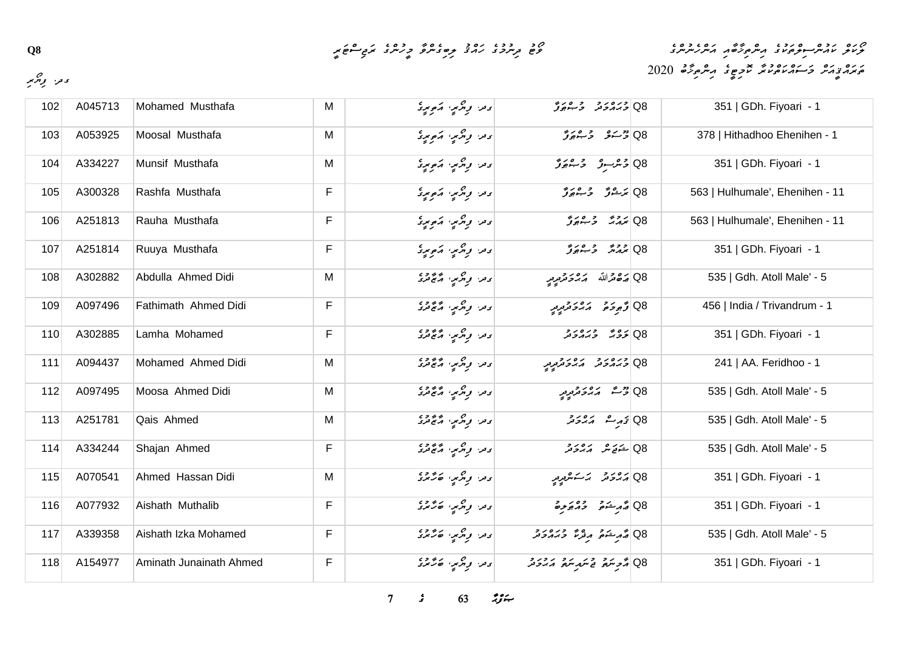ގުޅަދޫ އަތޮޅު ތިނަދޫ ގޮނޑުދޮށް، ފިޔޯރީ

| 102 | A045713 | Mohamed Musthafa | M | ގދ. ފިޔޯރީ، އަލިވިލާގެ | Q8 މުހައްމަދު މުސްތަފާ | 351 \| GDh. Fiyoari - 1 |
|---|---|---|---|---|---|---|
| 103 | A053925 | Moosal Musthafa | M | ގދ. ފިޔޯރީ، އަލިވިލާގެ | Q8 މޫސަލް މުސްތަފާ | 378 \| Hithadhoo Ehenihen - 1 |
| 104 | A334227 | Munsif Musthafa | M | ގދ. ފިޔޯރީ، އަލިވިލާގެ | Q8 މުންސިފް މުސްތަފާ | 351 \| GDh. Fiyoari - 1 |
| 105 | A300328 | Rashfa Musthafa | F | ގދ. ފިޔޯރީ، އަލިވިލާގެ | Q8 ރަޝްފާ މުސްތަފާ | 563 \| Hulhumale', Ehenihen - 11 |
| 106 | A251813 | Rauha Musthafa | F | ގދ. ފިޔޯރީ، އަލިވިލާގެ | Q8 ރައުހާ މުސްތަފާ | 563 \| Hulhumale', Ehenihen - 11 |
| 107 | A251814 | Ruuya Musthafa | F | ގދ. ފިޔޯރީ، އަލިވިލާގެ | Q8 ރޫޔާ މުސްތަފާ | 351 \| GDh. Fiyoari - 1 |
| 108 | A302882 | Abdulla Ahmed Didi | M | ގދ. ފިޔޯރީ، އާޒާދުގެ | Q8 އަބްދުﷲ އަޙްމަދުދީދީ | 535 \| Gdh. Atoll Male' - 5 |
| 109 | A097496 | Fathimath Ahmed Didi | F | ގދ. ފިޔޯރީ، އާޒާދުގެ | Q8 ފާތިމަތު އަޙްމަދުދީދީ | 456 \| India / Trivandrum - 1 |
| 110 | A302885 | Lamha Mohamed | F | ގދ. ފިޔޯރީ، އާޒާދުގެ | Q8 ލަމްޙާ މުޙައްމަދު | 351 \| GDh. Fiyoari - 1 |
| 111 | A094437 | Mohamed Ahmed Didi | M | ގދ. ފިޔޯރީ، އާޒާދުގެ | Q8 މުޙައްމަދު އަޙްމަދުދީދީ | 241 \| AA. Feridhoo - 1 |
| 112 | A097495 | Moosa Ahmed Didi | M | ގދ. ފިޔޯރީ، އާޒާދުގެ | Q8 މޫސާ އަޙްމަދުދީދީ | 535 \| Gdh. Atoll Male' - 5 |
| 113 | A251781 | Qais Ahmed | M | ގދ. ފިޔޯރީ، އާޒާދުގެ | Q8 ޤައިސް އަޙްމަދު | 535 \| Gdh. Atoll Male' - 5 |
| 114 | A334244 | Shajan Ahmed | F | ގދ. ފިޔޯރީ، އާޒާދުގެ | Q8 ޝަޖަން އަޙްމަދު | 535 \| Gdh. Atoll Male' - 5 |
| 115 | A070541 | Ahmed Hassan Didi | M | ގދ. ފިޔޯރީ، ބަހާރުގެ | Q8 އަޙްމަދު ޙަސަންދީދީ | 351 \| GDh. Fiyoari - 1 |
| 116 | A077932 | Aishath Muthalib | F | ގދ. ފިޔޯރީ، ބަހާރުގެ | Q8 އާއިޝަތު މުއްތަލިބު | 351 \| GDh. Fiyoari - 1 |
| 117 | A339358 | Aishath Izka Mohamed | F | ގދ. ފިޔޯރީ، ބަހާރުގެ | Q8 އާއިޝަތު އިޒްކާ މުޙައްމަދު | 535 \| Gdh. Atoll Male' - 5 |
| 118 | A154977 | Aminath Junainath Ahmed | F | ގދ. ފިޔޯރީ، ބަހާރުގެ | Q8 އާމިނަތު ޖުނައިނަތު އަޙްމަދު | 351 \| GDh. Fiyoari - 1 |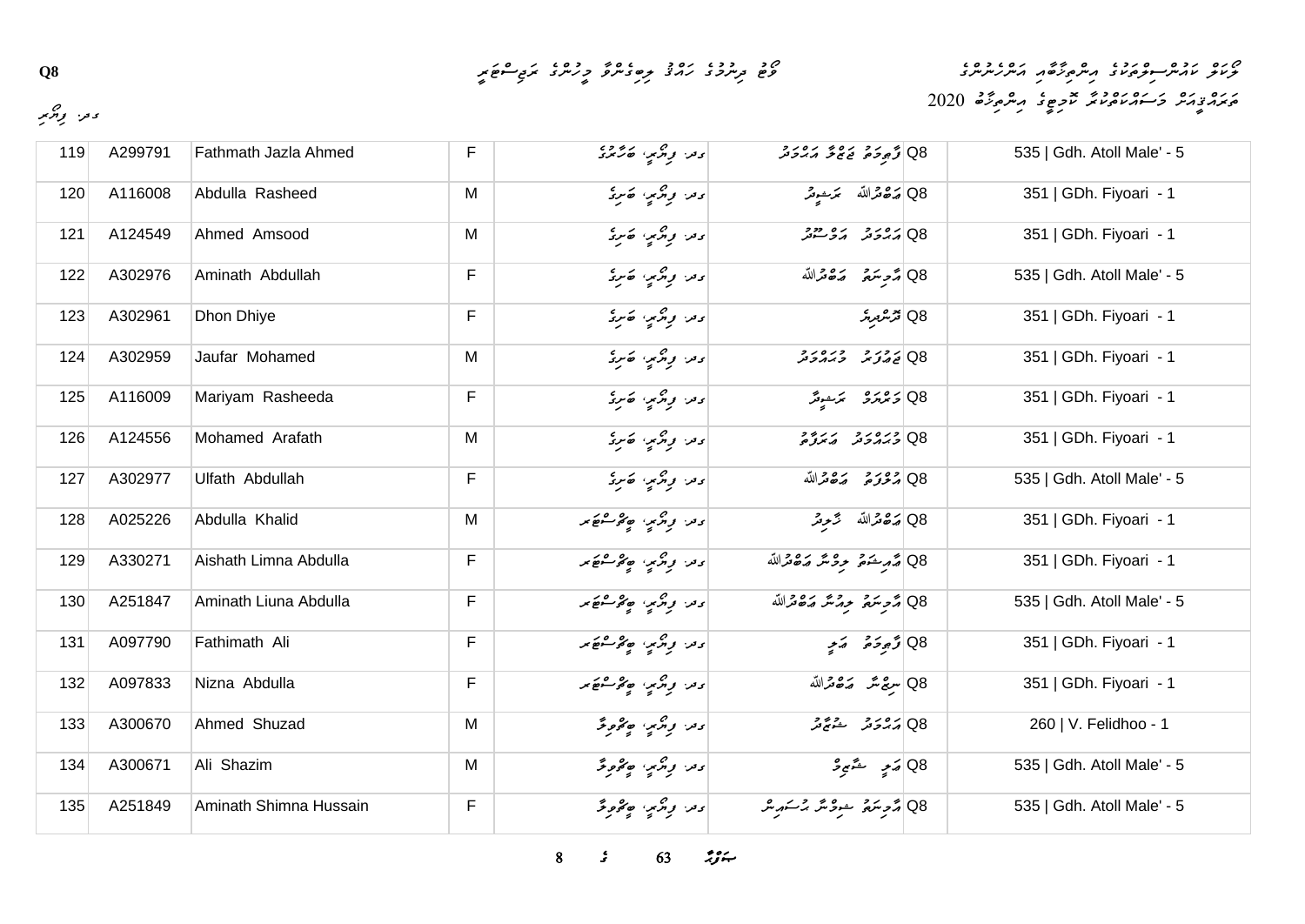| 119 | A299791 | Fathmath Jazla Ahmed | F | ގދ. ފިޔޯރީ، ބަހާރުގެ | Q8 ފާތިމަތު ޖަޒްލާ އަޙްމަދު | 535 \| Gdh. Atoll Male' - 5 |
|---|---|---|---|---|---|---|
| 120 | A116008 | Abdulla Rasheed | M | ގދ. ފިޔޯރީ، ބަރީގެ | Q8 އަބްދުﷲ ރަޝީދު | 351 \| GDh. Fiyoari - 1 |
| 121 | A124549 | Ahmed Amsood | M | ގދ. ފިޔޯރީ، ބަރީގެ | Q8 އަޙްމަދު އަމްސޫދު | 351 \| GDh. Fiyoari - 1 |
| 122 | A302976 | Aminath Abdullah | F | ގދ. ފިޔޯރީ، ބަރީގެ | Q8 އާމިނަތު އަބްދުﷲ | 535 \| Gdh. Atoll Male' - 5 |
| 123 | A302961 | Dhon Dhiye | F | ގދ. ފިޔޯރީ، ބަރީގެ | Q8 ދޮންދިޔެ | 351 \| GDh. Fiyoari - 1 |
| 124 | A302959 | Jaufar Mohamed | M | ގދ. ފިޔޯރީ، ބަރީގެ | Q8 ޖައުފަރު މުޙައްމަދު | 351 \| GDh. Fiyoari - 1 |
| 125 | A116009 | Mariyam Rasheeda | F | ގދ. ފިޔޯރީ، ބަރީގެ | Q8 މަރިޔަމް ރަޝީދާ | 351 \| GDh. Fiyoari - 1 |
| 126 | A124556 | Mohamed Arafath | M | ގދ. ފިޔޯރީ، ބަރީގެ | Q8 މުޙައްމަދު އަރަފާތު | 351 \| GDh. Fiyoari - 1 |
| 127 | A302977 | Ulfath Abdullah | F | ގދ. ފިޔޯރީ، ބަރީގެ | Q8 އުލްފަތު އަބްދުﷲ | 535 \| Gdh. Atoll Male' - 5 |
| 128 | A025226 | Abdulla Khalid | M | ގދ. ފިޔޯރީ، ބީޗްސްޓަރ | Q8 އަބްދުﷲ ޚާލިދު | 351 \| GDh. Fiyoari - 1 |
| 129 | A330271 | Aishath Limna Abdulla | F | ގދ. ފިޔޯރީ، ބީޗްސްޓަރ | Q8 އާއިޝަތު ލިމްނާ އަބްދުﷲ | 351 \| GDh. Fiyoari - 1 |
| 130 | A251847 | Aminath Liuna Abdulla | F | ގދ. ފިޔޯރީ، ބީޗްސްޓަރ | Q8 އާމިނަތު ލިއުނާ އަބްދުﷲ | 535 \| Gdh. Atoll Male' - 5 |
| 131 | A097790 | Fathimath Ali | F | ގދ. ފިޔޯރީ، ބީޗްސްޓަރ | Q8 ފާތިމަތު އަލި | 351 \| GDh. Fiyoari - 1 |
| 132 | A097833 | Nizna Abdulla | F | ގދ. ފިޔޯރީ، ބީޗްސްޓަރ | Q8 ނިޒްނާ އަބްދުﷲ | 351 \| GDh. Fiyoari - 1 |
| 133 | A300670 | Ahmed Shuzad | M | ގދ. ފިޔޯރީ، ބީޗްވިލާ | Q8 އަޙްމަދު ޝުޒާދު | 260 \| V. Felidhoo - 1 |
| 134 | A300671 | Ali Shazim | M | ގދ. ފިޔޯރީ، ބީޗްވިލާ | Q8 އަލި ޝާޒިމް | 535 \| Gdh. Atoll Male' - 5 |
| 135 | A251849 | Aminath Shimna Hussain | F | ގދ. ފިޔޯރީ، ބީޗްވިލާ | Q8 އާމިނަތު ޝިމްނާ ހުސައިން | 535 \| Gdh. Atoll Male' - 5 |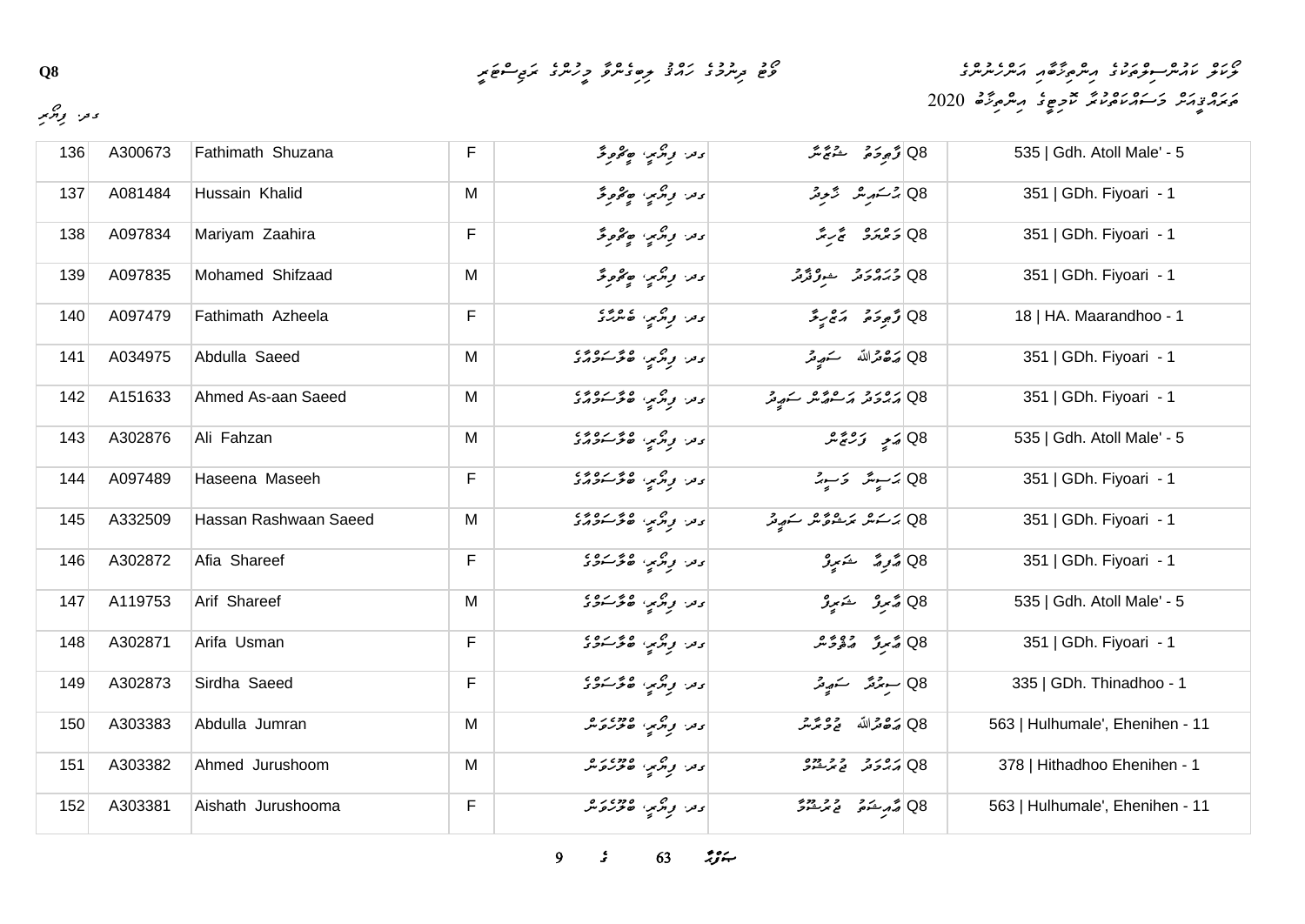ގދ. ފިޔޯރީ

| 136 | A300673 | Fathimath Shuzana | F | ގދ. ފިޔޯރީ، ޗާޑްލީވާ | Q8 ފާތިމަތު ޝުޒާނާ | 535 \| Gdh. Atoll Male' - 5 |
|---|---|---|---|---|---|---|
| 137 | A081484 | Hussain Khalid | M | ގދ. ފިޔޯރީ، ޗާޑްލީވާ | Q8 ހުސައިން ޚާލިދު | 351 \| GDh. Fiyoari - 1 |
| 138 | A097834 | Mariyam Zaahira | F | ގދ. ފިޔޯރީ، ޗާޑްލީވާ | Q8 މަރިޔަމް ޒާހިރާ | 351 \| GDh. Fiyoari - 1 |
| 139 | A097835 | Mohamed Shifzaad | M | ގދ. ފިޔޯރީ، ޗާޑްލީވާ | Q8 މުހައްމަދު ޝިފްޒާދު | 351 \| GDh. Fiyoari - 1 |
| 140 | A097479 | Fathimath Azheela | F | ގދ. ފިޔޯރީ، ބުންގަލޯ | Q8 ފާތިމަތު އަޒްހީލާ | 18 \| HA. Maarandhoo - 1 |
| 141 | A034975 | Abdulla Saeed | M | ގދ. ފިޔޯރީ، ބޮޑުސަރަހައްދު | Q8 އަބްދުﷲ ސައީދު | 351 \| GDh. Fiyoari - 1 |
| 142 | A151633 | Ahmed As-aan Saeed | M | ގދ. ފިޔޯރީ، ބޮޑުސަރަހައްދު | Q8 އަހްމަދު އަސްއާން ސައީދު | 351 \| GDh. Fiyoari - 1 |
| 143 | A302876 | Ali Fahzan | M | ގދ. ފިޔޯރީ، ބޮޑުސަރަހައްދު | Q8 އަލި ފަހްޒާން | 535 \| Gdh. Atoll Male' - 5 |
| 144 | A097489 | Haseena Maseeh | F | ގދ. ފިޔޯރީ، ބޮޑުސަރަހައްދު | Q8 ހަސީނާ މަސީހު | 351 \| GDh. Fiyoari - 1 |
| 145 | A332509 | Hassan Rashwaan Saeed | M | ގދ. ފިޔޯރީ، ބޮޑުސަރަހައްދު | Q8 ހަސަން ރަޝްވާން ސައީދު | 351 \| GDh. Fiyoari - 1 |
| 146 | A302872 | Afia Shareef | F | ގދ. ފިޔޯރީ، ބޮޑުސަރަޙީ | Q8 އާފިޔާ ޝަރީފް | 351 \| GDh. Fiyoari - 1 |
| 147 | A119753 | Arif Shareef | M | ގދ. ފިޔޯރީ، ބޮޑުސަރަޙީ | Q8 އާރިފް ޝަރީފް | 535 \| Gdh. Atoll Male' - 5 |
| 148 | A302871 | Arifa Usman | F | ގދ. ފިޔޯރީ، ބޮޑުސަރަޙީ | Q8 އާރިފާ އުސްމާން | 351 \| GDh. Fiyoari - 1 |
| 149 | A302873 | Sirdha Saeed | F | ގދ. ފިޔޯރީ، ބޮޑުސަރަޙީ | Q8 ސިރްދާ ސައީދު | 335 \| GDh. Thinadhoo - 1 |
| 150 | A303383 | Abdulla Jumran | M | ގދ. ފިޔޯރީ، ބޮޑުރުވަން | Q8 އަބްދުﷲ ޖުމްރާން | 563 \| Hulhumale', Ehenihen - 11 |
| 151 | A303382 | Ahmed Jurushoom | M | ގދ. ފިޔޯރީ، ބޮޑުރުވަން | Q8 އަހްމަދު ޖުރުޝޫމް | 378 \| Hithadhoo Ehenihen - 1 |
| 152 | A303381 | Aishath Jurushooma | F | ގދ. ފިޔޯރީ، ބޮޑުރުވަން | Q8 އާއިޝަތު ޖުރުޝޫމާ | 563 \| Hulhumale', Ehenihen - 11 |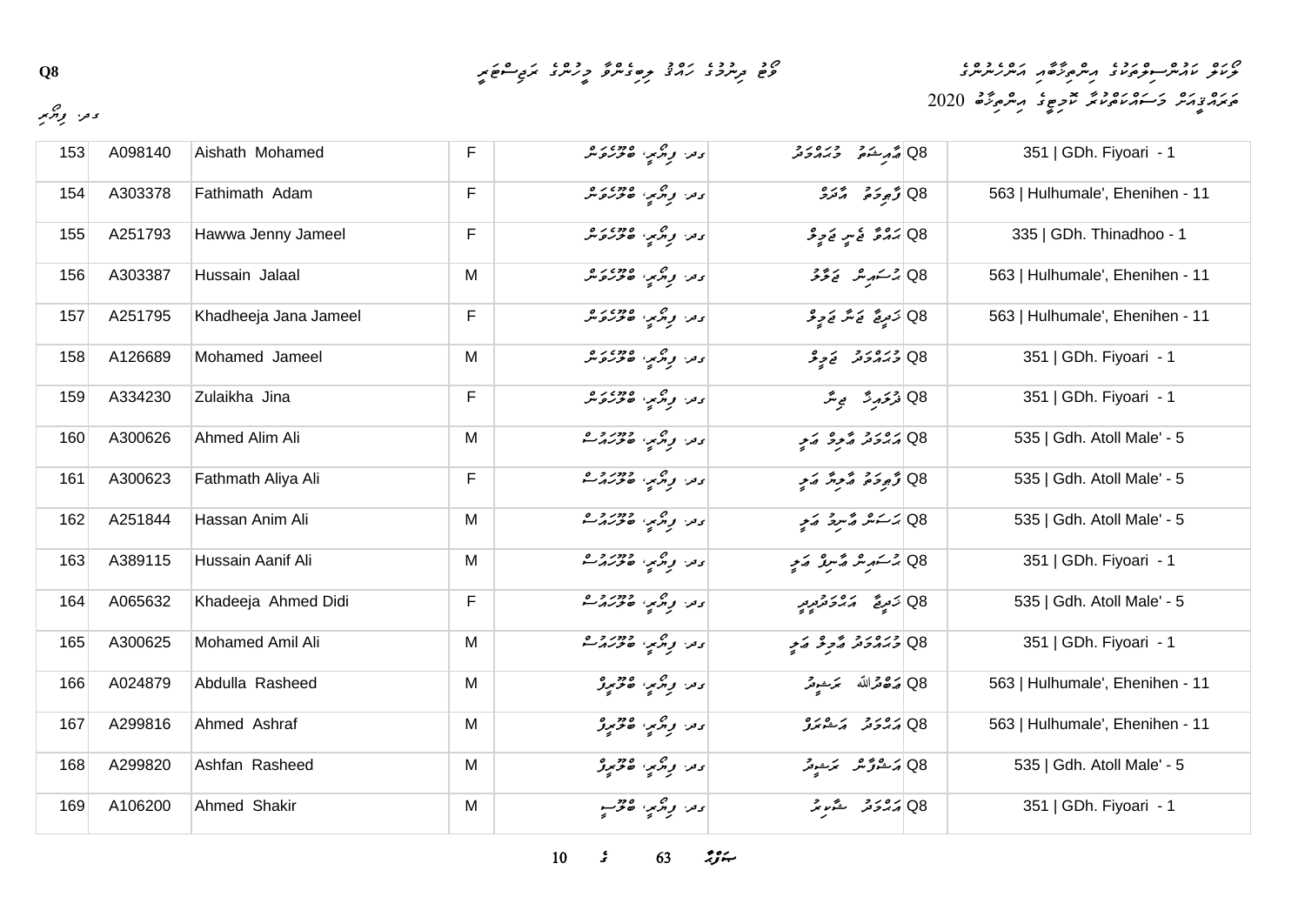ގެ. ފިޔޯރީ

| 153 | A098140 | Aishath Mohamed | F | ގދ. ފިޔޯރީ، ބޮޑުހުވަން | Q8 އާއިޝަތު މުހައްމަދު | 351 \| GDh. Fiyoari - 1 |
|---|---|---|---|---|---|---|
| 154 | A303378 | Fathimath Adam | F | ގދ. ފިޔޯރީ، ބޮޑުހުވަން | Q8 ފާތިމަތު އާދަމް | 563 \| Hulhumale', Ehenihen - 11 |
| 155 | A251793 | Hawwa Jenny Jameel | F | ގދ. ފިޔޯރީ، ބޮޑުހުވަން | Q8 ހައްވާ ޖެނީ ޖަމީލް | 335 \| GDh. Thinadhoo - 1 |
| 156 | A303387 | Hussain Jalaal | M | ގދ. ފިޔޯރީ، ބޮޑުހުވަން | Q8 ހުސައިން ޖަލާލް | 563 \| Hulhumale', Ehenihen - 11 |
| 157 | A251795 | Khadheeja Jana Jameel | F | ގދ. ފިޔޯރީ، ބޮޑުހުވަން | Q8 ޚަދީޖާ ޖަނާ ޖަމީލް | 563 \| Hulhumale', Ehenihen - 11 |
| 158 | A126689 | Mohamed Jameel | M | ގދ. ފިޔޯރީ، ބޮޑުހުވަން | Q8 މުހައްމަދު ޖަމީލް | 351 \| GDh. Fiyoari - 1 |
| 159 | A334230 | Zulaikha Jina | F | ގދ. ފިޔޯރީ، ބޮޑުހުވަން | Q8 ޒުލައިޚާ ޖިނާ | 351 \| GDh. Fiyoari - 1 |
| 160 | A300626 | Ahmed Alim Ali | M | ގދ. ފިޔޯރީ، ބޮޑުހުރަސް | Q8 އަހްމަދު އާލިމް އަލި | 535 \| Gdh. Atoll Male' - 5 |
| 161 | A300623 | Fathmath Aliya Ali | F | ގދ. ފިޔޯރީ، ބޮޑުހުރަސް | Q8 ފާތިމަތު އާލިޔާ އަލި | 535 \| Gdh. Atoll Male' - 5 |
| 162 | A251844 | Hassan Anim Ali | M | ގދ. ފިޔޯރީ، ބޮޑުހުރަސް | Q8 ހަސަން އާނިމް އަލި | 535 \| Gdh. Atoll Male' - 5 |
| 163 | A389115 | Hussain Aanif Ali | M | ގދ. ފިޔޯރީ، ބޮޑުހުރަސް | Q8 ހުސައިން އާނިފް އަލި | 351 \| GDh. Fiyoari - 1 |
| 164 | A065632 | Khadeeja Ahmed Didi | F | ގދ. ފިޔޯރީ، ބޮޑުހުރަސް | Q8 ޚަދީޖާ އަހްމަދުދީދީ | 535 \| Gdh. Atoll Male' - 5 |
| 165 | A300625 | Mohamed Amil Ali | M | ގދ. ފިޔޯރީ، ބޮޑުހުރަސް | Q8 މުހައްމަދު އާމިލް އަލި | 351 \| GDh. Fiyoari - 1 |
| 166 | A024879 | Abdulla Rasheed | M | ގދ. ފިޔޯރީ، ބޮޑުރީފު | Q8 އަބްދުﷲ ރަޝީދު | 563 \| Hulhumale', Ehenihen - 11 |
| 167 | A299816 | Ahmed Ashraf | M | ގދ. ފިޔޯރީ، ބޮޑުރީފު | Q8 އަހްމަދު އަޝްރަފް | 563 \| Hulhumale', Ehenihen - 11 |
| 168 | A299820 | Ashfan Rasheed | M | ގދ. ފިޔޯރީ، ބޮޑުރީފު | Q8 އަޝްފާން ރަޝީދު | 535 \| Gdh. Atoll Male' - 5 |
| 169 | A106200 | Ahmed Shakir | M | ގދ. ފިޔޯރީ، ބޮޑުސީ | Q8 އަހްމަދު ޝާކިރު | 351 \| GDh. Fiyoari - 1 |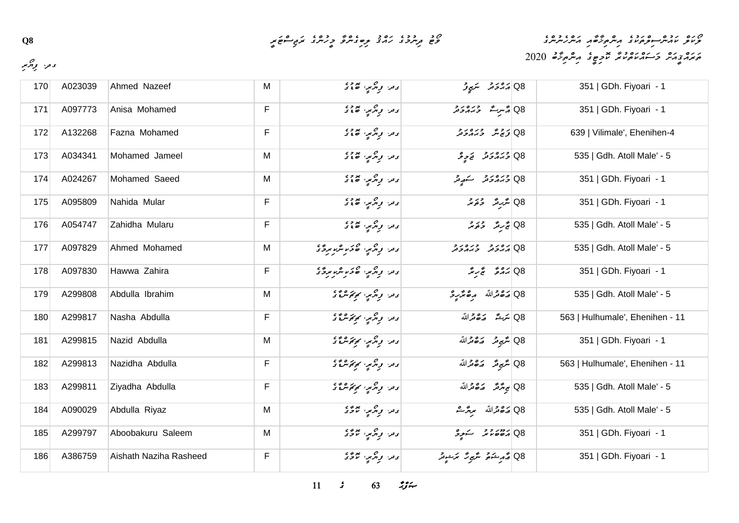| 170 | A023039 | Ahmed Nazeef | M | ގދ. ފިޔޯރީ، ބޮޑުގެ | Q8 އަޙްމަދު ނަޒީފު | 351 \| GDh. Fiyoari - 1 |
|---|---|---|---|---|---|---|
| 171 | A097773 | Anisa Mohamed | F | ގދ. ފިޔޯރީ، ބޮޑުގެ | Q8 އާނިސާ މުޙައްމަދު | 351 \| GDh. Fiyoari - 1 |
| 172 | A132268 | Fazna Mohamed | F | ގދ. ފިޔޯރީ، ބޮޑުގެ | Q8 ފަޒްނާ މުޙައްމަދު | 639 \| Vilimale', Ehenihen-4 |
| 173 | A034341 | Mohamed Jameel | M | ގދ. ފިޔޯރީ، ބޮޑުގެ | Q8 މުޙައްމަދު ޖަމީލު | 535 \| Gdh. Atoll Male' - 5 |
| 174 | A024267 | Mohamed Saeed | M | ގދ. ފިޔޯރީ، ބޮޑުގެ | Q8 މުޙައްމަދު ސައީދު | 351 \| GDh. Fiyoari - 1 |
| 175 | A095809 | Nahida Mular | F | ގދ. ފިޔޯރީ، ބޮޑުގެ | Q8 ނާހިދާ މުލައަރ | 351 \| GDh. Fiyoari - 1 |
| 176 | A054747 | Zahidha Mularu | F | ގދ. ފިޔޯރީ، ބޮޑުގެ | Q8 ޒާހިދާ މުލައަރު | 535 \| Gdh. Atoll Male' - 5 |
| 177 | A097829 | Ahmed Mohamed | M | ގދ. ފިޔޯރީ، ބޮޑުހިނިގިލަގެ | Q8 އަޙްމަދު މުޙައްމަދު | 535 \| Gdh. Atoll Male' - 5 |
| 178 | A097830 | Hawwa Zahira | F | ގދ. ފިޔޯރީ، ބޮޑުހިނިގިލަގެ | Q8 ހައްވާ ޒާހިރާ | 351 \| GDh. Fiyoari - 1 |
| 179 | A299808 | Abdulla Ibrahim | M | ގދ. ފިޔޯރީ، ރިވަރސައިޑް | Q8 އަބްދުﷲ އިބްރާހީމް | 535 \| Gdh. Atoll Male' - 5 |
| 180 | A299817 | Nasha Abdulla | F | ގދ. ފިޔޯރީ، ރިވަރސައިޑް | Q8 ނަޝާ އަބްދުﷲ | 563 \| Hulhumale', Ehenihen - 11 |
| 181 | A299815 | Nazid Abdulla | M | ގދ. ފިޔޯރީ، ރިވަރސައިޑް | Q8 ނާޒިދު އަބްދުﷲ | 351 \| GDh. Fiyoari - 1 |
| 182 | A299813 | Nazidha Abdulla | F | ގދ. ފިޔޯރީ، ރިވަރސައިޑް | Q8 ނާޒިދާ އަބްދުﷲ | 563 \| Hulhumale', Ehenihen - 11 |
| 183 | A299811 | Ziyadha Abdulla | F | ގދ. ފިޔޯރީ، ރިވަރސައިޑް | Q8 ޒިޔާދާ އަބްދުﷲ | 535 \| Gdh. Atoll Male' - 5 |
| 184 | A090029 | Abdulla Riyaz | M | ގދ. ފިޔޯރީ، ރޯޒީ | Q8 އަބްދުﷲ ރިޔާޒު | 535 \| Gdh. Atoll Male' - 5 |
| 185 | A299797 | Aboobakuru Saleem | M | ގދ. ފިޔޯރީ، ރޯޒީ | Q8 އަބޫބަކުރު ސަލީމް | 351 \| GDh. Fiyoari - 1 |
| 186 | A386759 | Aishath Naziha Rasheed | F | ގދ. ފިޔޯރީ، ރޯޒީ | Q8 އާއިޝަތު ނާޒިހާ ރަޝީދު | 351 \| GDh. Fiyoari - 1 |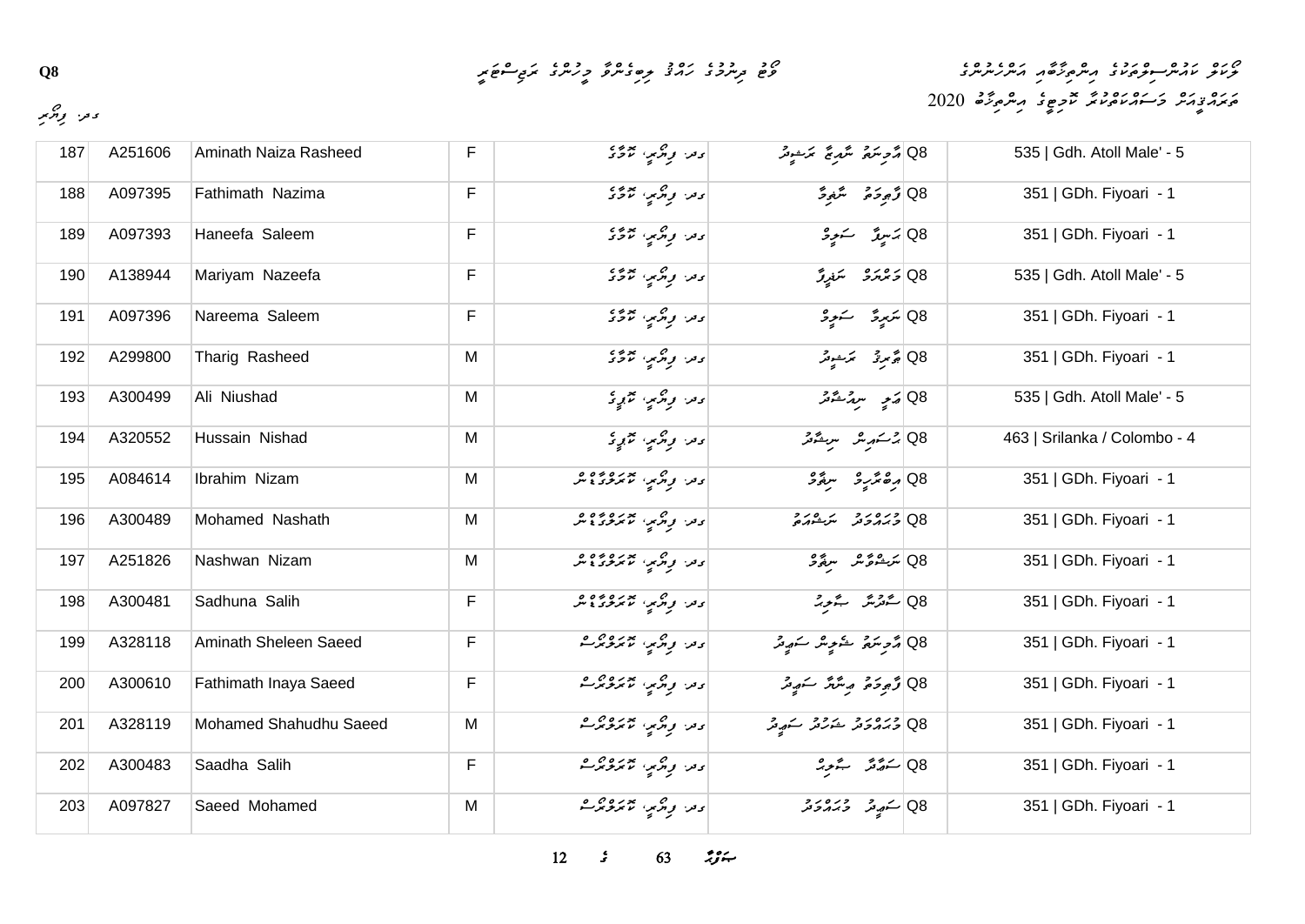| 187 | A251606 | Aminath Naiza Rasheed | F | ގދ. ފިޔޮރީ، ކޮވާގެ | Q8 އާމިނަތު ނާއިޒާ ރަޝީދު | 535 \| Gdh. Atoll Male' - 5 |
|---|---|---|---|---|---|---|
| 188 | A097395 | Fathimath Nazima | F | ގދ. ފިޔޮރީ، ކޮވާގެ | Q8 ފާތިމަތު ނާޒިމާ | 351 \| GDh. Fiyoari - 1 |
| 189 | A097393 | Haneefa Saleem | F | ގދ. ފިޔޮރީ، ކޮވާގެ | Q8 ހަނީފާ ސަލީމް | 351 \| GDh. Fiyoari - 1 |
| 190 | A138944 | Mariyam Nazeefa | F | ގދ. ފިޔޮރީ، ކޮވާގެ | Q8 މަރިޔަމް ނަޒީފާ | 535 \| Gdh. Atoll Male' - 5 |
| 191 | A097396 | Nareema Saleem | F | ގދ. ފިޔޮރީ، ކޮވާގެ | Q8 ނަރީމާ ސަލީމް | 351 \| GDh. Fiyoari - 1 |
| 192 | A299800 | Tharig Rasheed | M | ގދ. ފިޔޮރީ، ކޮވާގެ | Q8 ތާރިގު ރަޝީދު | 351 \| GDh. Fiyoari - 1 |
| 193 | A300499 | Ali Niushad | M | ގދ. ފިޔޮރީ، ކޮއިލީގެ | Q8 އަލި ނިއުޝާދު | 535 \| Gdh. Atoll Male' - 5 |
| 194 | A320552 | Hussain Nishad | M | ގދ. ފިޔޮރީ، ކޮއިލީގެ | Q8 ހުސައިން ނިޝާދު | 463 \| Srilanka / Colombo - 4 |
| 195 | A084614 | Ibrahim Nizam | M | ގދ. ފިޔޮރީ، ކޮރަލްވިއުގެ ން | Q8 އިބްރާހީމް ނިޒާމް | 351 \| GDh. Fiyoari - 1 |
| 196 | A300489 | Mohamed Nashath | M | ގދ. ފިޔޮރީ، ކޮރަލްވިއުގެ ން | Q8 މުޙައްމަދު ނަޝާޠު | 351 \| GDh. Fiyoari - 1 |
| 197 | A251826 | Nashwan Nizam | M | ގދ. ފިޔޮރީ، ކޮރަލްވިއުގެ ން | Q8 ނަޝްވާން ނިޒާމް | 351 \| GDh. Fiyoari - 1 |
| 198 | A300481 | Sadhuna Salih | F | ގދ. ފިޔޮރީ، ކޮރަލްވިއުގެ ން | Q8 ސާދުނާ ޞާލިހު | 351 \| GDh. Fiyoari - 1 |
| 199 | A328118 | Aminath Sheleen Saeed | F | ގދ. ފިޔޮރީ، ކޮރަލްރޯސް | Q8 އާމިނަތު ޝެލީން ސަޢީދު | 351 \| GDh. Fiyoari - 1 |
| 200 | A300610 | Fathimath Inaya Saeed | F | ގދ. ފިޔޮރީ، ކޮރަލްރޯސް | Q8 ފާތިމަތު އިނާޔާ ސަޢީދު | 351 \| GDh. Fiyoari - 1 |
| 201 | A328119 | Mohamed Shahudhu Saeed | M | ގދ. ފިޔޮރީ، ކޮރަލްރޯސް | Q8 މުޙައްމަދު ޝަހުދު ސަޢީދު | 351 \| GDh. Fiyoari - 1 |
| 202 | A300483 | Saadha Salih | F | ގދ. ފިޔޮރީ، ކޮރަލްރޯސް | Q8 ސަޢާދާ ޞާލިހު | 351 \| GDh. Fiyoari - 1 |
| 203 | A097827 | Saeed Mohamed | M | ގދ. ފިޔޮރީ، ކޮރަލްރޯސް | Q8 ސަޢީދު މުޙައްމަދު | 351 \| GDh. Fiyoari - 1 |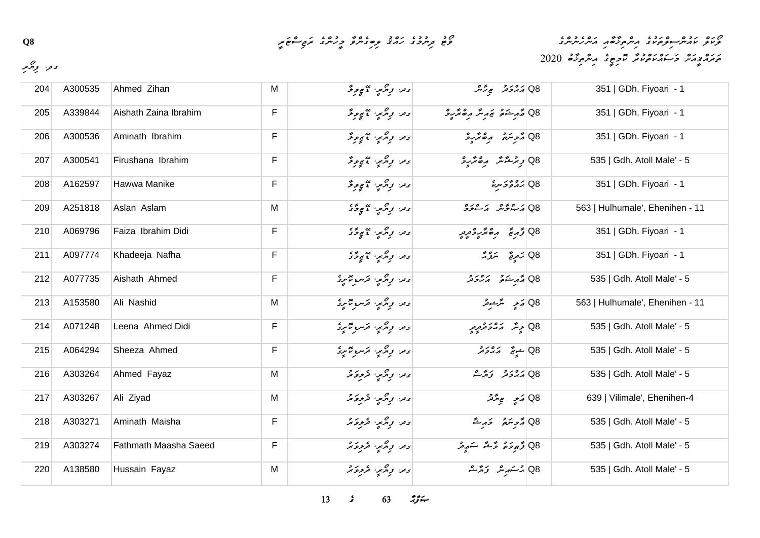| 204 | A300535 | Ahmed Zihan | M | ގދ. ފިޔޯރި، ޒާކިރުވިލާ | Q8 އަޙްމަދު ޒިހާން | 351 \| GDh. Fiyoari - 1 |
|---|---|---|---|---|---|---|
| 205 | A339844 | Aishath Zaina Ibrahim | F | ގދ. ފިޔޯރި، ޒާކިރުވިލާ | Q8 އާއިޝަތު ޒައިނާ އިބްރާހީމް | 351 \| GDh. Fiyoari - 1 |
| 206 | A300536 | Aminath Ibrahim | F | ގދ. ފިޔޯރި، ޒާކިރުވިލާ | Q8 އާމިނަތު އިބްރާހީމް | 351 \| GDh. Fiyoari - 1 |
| 207 | A300541 | Firushana Ibrahim | F | ގދ. ފިޔޯރި، ޒާކިރުވިލާ | Q8 ފިރުޝާނާ އިބްރާހީމް | 535 \| Gdh. Atoll Male' - 5 |
| 208 | A162597 | Hawwa Manike | F | ގދ. ފިޔޯރި، ޒާކިރުވިލާ | Q8 ހައްވާމަނިކެ | 351 \| GDh. Fiyoari - 1 |
| 209 | A251818 | Aslan Aslam | M | ގދ. ފިޔޯރި، ޒާކިރުމާގެ | Q8 އަސްލާން އަސްލަމް | 563 \| Hulhumale', Ehenihen - 11 |
| 210 | A069796 | Faiza Ibrahim Didi | F | ގދ. ފިޔޯރި، ޒާކިރުމާގެ | Q8 ފާއިޒާ އިބްރާހީމްދީދީ | 351 \| GDh. Fiyoari - 1 |
| 211 | A097774 | Khadeeja Nafha | F | ގދ. ފިޔޯރި، ޒާކިރުމާގެ | Q8 ޚަދީޖާ ނަފްހާ | 351 \| GDh. Fiyoari - 1 |
| 212 | A077735 | Aishath Ahmed | F | ގދ. ފިޔޯރި، ނަސްރުޒާރީގެ | Q8 އާއިޝަތު އަޙްމަދު | 535 \| Gdh. Atoll Male' - 5 |
| 213 | A153580 | Ali Nashid | M | ގދ. ފިޔޯރި، ނަސްރުޒާރީގެ | Q8 އަލި ނާޝިދު | 563 \| Hulhumale', Ehenihen - 11 |
| 214 | A071248 | Leena Ahmed Didi | F | ގދ. ފިޔޯރި، ނަސްރުޒާރީގެ | Q8 ލީނާ އަޙްމަދުދީދީ | 535 \| Gdh. Atoll Male' - 5 |
| 215 | A064294 | Sheeza Ahmed | F | ގދ. ފިޔޯރި، ނަސްރުޒާރީގެ | Q8 ޝީޒާ އަޙްމަދު | 535 \| Gdh. Atoll Male' - 5 |
| 216 | A303264 | Ahmed Fayaz | M | ގދ. ފިޔޯރި، ދެލިވަރު | Q8 އަޙްމަދު ފަޔާޒު | 535 \| Gdh. Atoll Male' - 5 |
| 217 | A303267 | Ali Ziyad | M | ގދ. ފިޔޯރި، ދެލިވަރު | Q8 އަލި ޒިޔާދު | 639 \| Vilimale', Ehenihen-4 |
| 218 | A303271 | Aminath Maisha | F | ގދ. ފިޔޯރި، ދެލިވަރު | Q8 އާމިނަތު މައިޝާ | 535 \| Gdh. Atoll Male' - 5 |
| 219 | A303274 | Fathmath Maasha Saeed | F | ގދ. ފިޔޯރި، ދެލިވަރު | Q8 ފާތިމަތު މާޝާ ސަޢީދު | 535 \| Gdh. Atoll Male' - 5 |
| 220 | A138580 | Hussain Fayaz | M | ގދ. ފިޔޯރި، ދެލިވަރު | Q8 ހުސައިން ފަޔާޒު | 535 \| Gdh. Atoll Male' - 5 |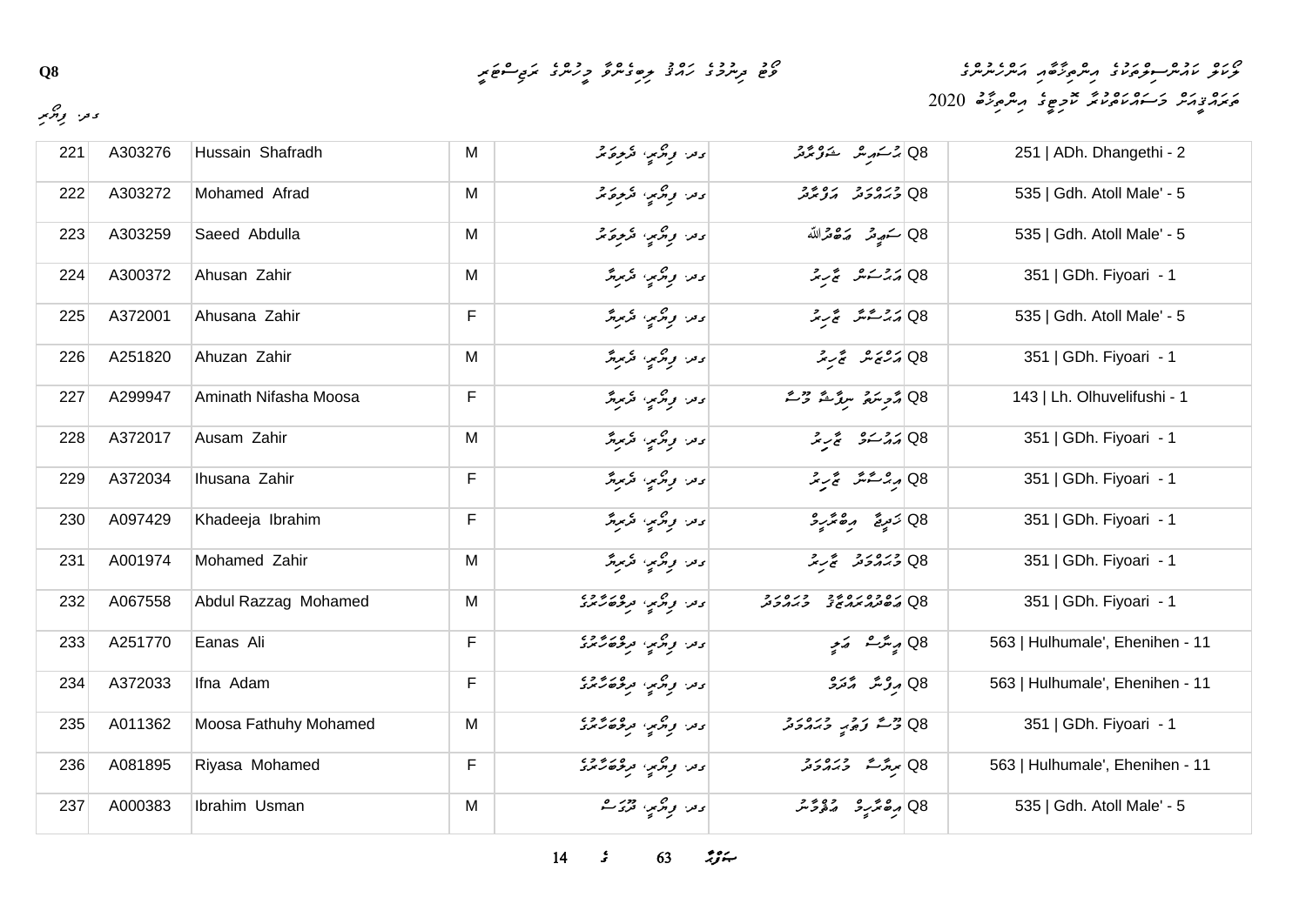ގދ. ފިޔޯރީ

| 221 | A303276 | Hussain Shafradh | M | ގދ. ފިޔޯރީ، ދެލިވަރު | Q8 ހުސައިން ޝަފްރާދު | 251 \| ADh. Dhangethi - 2 |
|---|---|---|---|---|---|---|
| 222 | A303272 | Mohamed Afrad | M | ގދ. ފިޔޯރީ، ދެލިވަރު | Q8 މުހައްމަދު އަފްރާދު | 535 \| Gdh. Atoll Male' - 5 |
| 223 | A303259 | Saeed Abdulla | M | ގދ. ފިޔޯރީ، ދެލިވަރު | Q8 ސައީދު އަބްދުﷲ | 535 \| Gdh. Atoll Male' - 5 |
| 224 | A300372 | Ahusan Zahir | M | ގދ. ފިޔޯރީ، ދެރިއާ | Q8 އަހުސަން ޒާހިރު | 351 \| GDh. Fiyoari - 1 |
| 225 | A372001 | Ahusana Zahir | F | ގދ. ފިޔޯރީ، ދެރިއާ | Q8 އަހުސާނާ ޒާހިރު | 535 \| Gdh. Atoll Male' - 5 |
| 226 | A251820 | Ahuzan Zahir | M | ގދ. ފިޔޯރީ، ދެރިއާ | Q8 އަހުޒަން ޒާހިރު | 351 \| GDh. Fiyoari - 1 |
| 227 | A299947 | Aminath Nifasha Moosa | F | ގދ. ފިޔޯރީ، ދެރިއާ | Q8 އާމިނަތު ނިފާޝާ މޫސާ | 143 \| Lh. Olhuvelifushi - 1 |
| 228 | A372017 | Ausam Zahir | M | ގދ. ފިޔޯރީ، ދެރިއާ | Q8 އައުސަމް ޒާހިރު | 351 \| GDh. Fiyoari - 1 |
| 229 | A372034 | Ihusana Zahir | F | ގދ. ފިޔޯރީ، ދެރިއާ | Q8 އިހުސާނާ ޒާހިރު | 351 \| GDh. Fiyoari - 1 |
| 230 | A097429 | Khadeeja Ibrahim | F | ގދ. ފިޔޯރީ، ދެރިއާ | Q8 ޚަދީޖާ އިބްރާހީމް | 351 \| GDh. Fiyoari - 1 |
| 231 | A001974 | Mohamed Zahir | M | ގދ. ފިޔޯރީ، ދެރިއާ | Q8 މުހައްމަދު ޒާހިރު | 351 \| GDh. Fiyoari - 1 |
| 232 | A067558 | Abdul Razzag Mohamed | M | ގދ. ފިޔޯރީ، ދިލްބަހާރުގެ | Q8 އަބްދުއްރައްޒާގު މުހައްމަދު | 351 \| GDh. Fiyoari - 1 |
| 233 | A251770 | Eanas Ali | F | ގދ. ފިޔޯރީ، ދިލްބަހާރުގެ | Q8 އީނާސް އަލީ | 563 \| Hulhumale', Ehenihen - 11 |
| 234 | A372033 | Ifna Adam | F | ގދ. ފިޔޯރީ، ދިލްބަހާރުގެ | Q8 އިފްނާ އާދަމް | 563 \| Hulhumale', Ehenihen - 11 |
| 235 | A011362 | Moosa Fathuhy Mohamed | M | ގދ. ފިޔޯރީ، ދިލްބަހާރުގެ | Q8 މޫސާ ފަތުހީ މުހައްމަދު | 351 \| GDh. Fiyoari - 1 |
| 236 | A081895 | Riyasa Mohamed | F | ގދ. ފިޔޯރީ، ދިލްބަހާރުގެ | Q8 ރިޔާސާ މުހައްމަދު | 563 \| Hulhumale', Ehenihen - 11 |
| 237 | A000383 | Ibrahim Usman | M | ގދ. ފިޔޯރީ، ދޫރެސް | Q8 އިބްރާހީމް އުސްމާން | 535 \| Gdh. Atoll Male' - 5 |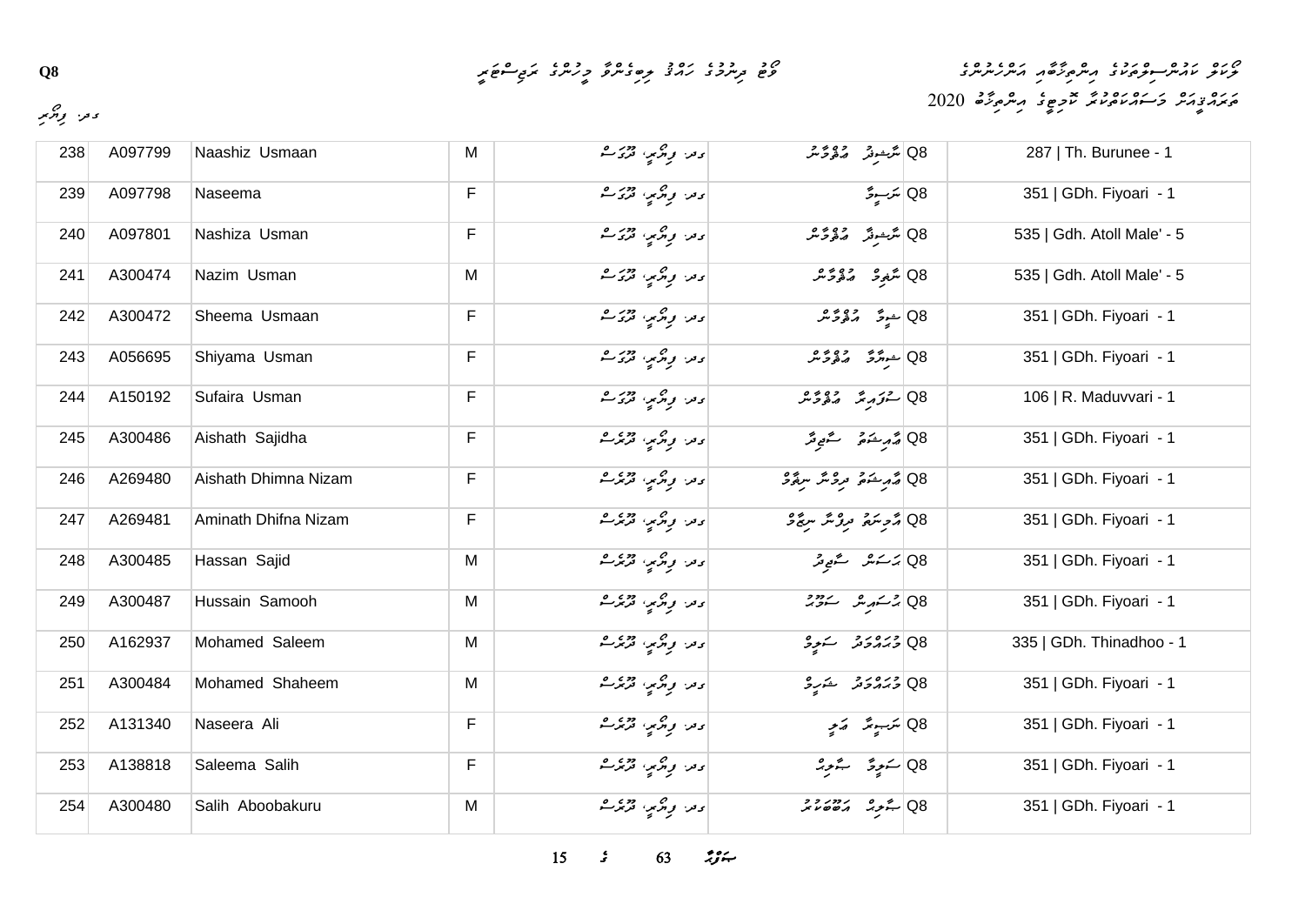| 238 | A097799 | Naashiz Usmaan | M | ގދ. ފިޔޯރީ، ދޫރެސް | Q8 ނާޝިޒު އުތުމާން | 287 \| Th. Burunee - 1 |
|---|---|---|---|---|---|---|
| 239 | A097798 | Naseema | F | ގދ. ފިޔޯރީ، ދޫރެސް | Q8 ނަސީމާ | 351 \| GDh. Fiyoari - 1 |
| 240 | A097801 | Nashiza Usman | F | ގދ. ފިޔޯރީ، ދޫރެސް | Q8 ނާޝިޒާ އުތުމާން | 535 \| Gdh. Atoll Male' - 5 |
| 241 | A300474 | Nazim Usman | M | ގދ. ފިޔޯރީ، ދޫރެސް | Q8 ނާޒިމް އުތުމާން | 535 \| Gdh. Atoll Male' - 5 |
| 242 | A300472 | Sheema Usmaan | F | ގދ. ފިޔޯރީ، ދޫރެސް | Q8 ޝީމާ އުތުމާން | 351 \| GDh. Fiyoari - 1 |
| 243 | A056695 | Shiyama Usman | F | ގދ. ފިޔޯރީ، ދޫރެސް | Q8 ޝިޔާމާ އުތުމާން | 351 \| GDh. Fiyoari - 1 |
| 244 | A150192 | Sufaira Usman | F | ގދ. ފިޔޯރީ، ދޫރެސް | Q8 ސުފައިރާ އުތުމާން | 106 \| R. Maduvvari - 1 |
| 245 | A300486 | Aishath Sajidha | F | ގދ. ފިޔޯރީ، ދޫރުސް | Q8 އާއިޝަތު ސާޖިދާ | 351 \| GDh. Fiyoari - 1 |
| 246 | A269480 | Aishath Dhimna Nizam | F | ގދ. ފިޔޯރީ، ދޫރުސް | Q8 އާއިޝަތު ދިމްނާ ނިޒާމް | 351 \| GDh. Fiyoari - 1 |
| 247 | A269481 | Aminath Dhifna Nizam | F | ގދ. ފިޔޯރީ، ދޫރުސް | Q8 އާމިނަތު ދިފްނާ ނިޒާމް | 351 \| GDh. Fiyoari - 1 |
| 248 | A300485 | Hassan Sajid | M | ގދ. ފިޔޯރީ، ދޫރުސް | Q8 ހަސަން ސާޖިދު | 351 \| GDh. Fiyoari - 1 |
| 249 | A300487 | Hussain Samooh | M | ގދ. ފިޔޯރީ، ދޫރުސް | Q8 ހުސައިން ސަމޫހު | 351 \| GDh. Fiyoari - 1 |
| 250 | A162937 | Mohamed Saleem | M | ގދ. ފިޔޯރީ، ދޫރުސް | Q8 މުހައްމަދު ސަލީމް | 335 \| GDh. Thinadhoo - 1 |
| 251 | A300484 | Mohamed Shaheem | M | ގދ. ފިޔޯރީ، ދޫރުސް | Q8 މުހައްމަދު ޝަހީމް | 351 \| GDh. Fiyoari - 1 |
| 252 | A131340 | Naseera Ali | F | ގދ. ފިޔޯރީ، ދޫރުސް | Q8 ނަސީރާ އަލި | 351 \| GDh. Fiyoari - 1 |
| 253 | A138818 | Saleema Salih | F | ގދ. ފިޔޯރީ، ދޫރުސް | Q8 ސަލީމާ ސާލިހު | 351 \| GDh. Fiyoari - 1 |
| 254 | A300480 | Salih Aboobakuru | M | ގދ. ފިޔޯރީ، ދޫރުސް | Q8 ސާލިހު އަބޫބަކުރު | 351 \| GDh. Fiyoari - 1 |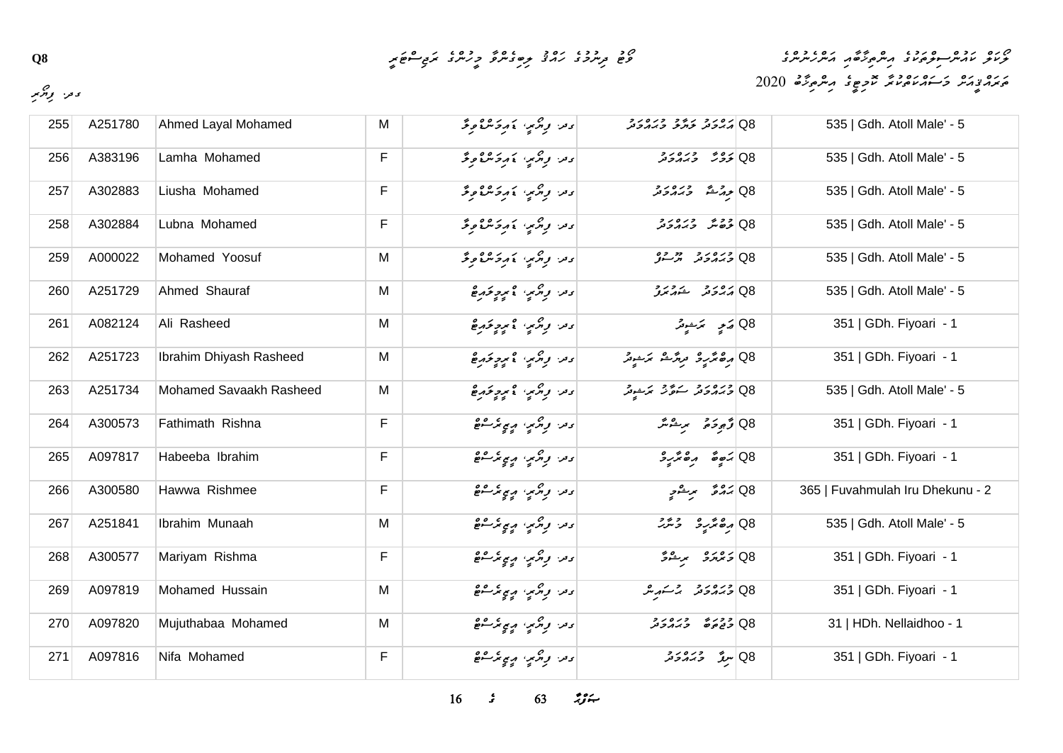| 255 | A251780 | Ahmed Layal Mohamed | M | ގދ. ފިޔޮރި، ޖައިމަންޒިލް | Q8 އަޙްމަދު ލަޔާލް މުޙައްމަދު | 535 \| Gdh. Atoll Male' - 5 |
|---|---|---|---|---|---|---|
| 256 | A383196 | Lamha Mohamed | F | ގދ. ފިޔޮރި، ޖައިމަންޒިލް | Q8 ލަމްހާ މުޙައްމަދު | 535 \| Gdh. Atoll Male' - 5 |
| 257 | A302883 | Liusha Mohamed | F | ގދ. ފިޔޮރި، ޖައިމަންޒިލް | Q8 ލިއުޝާ މުޙައްމަދު | 535 \| Gdh. Atoll Male' - 5 |
| 258 | A302884 | Lubna Mohamed | F | ގދ. ފިޔޮރި، ޖައިމަންޒިލް | Q8 ލުބްނާ މުޙައްމަދު | 535 \| Gdh. Atoll Male' - 5 |
| 259 | A000022 | Mohamed Yoosuf | M | ގދ. ފިޔޮރި، ޖައިމަންޒިލް | Q8 މުޙައްމަދު ޔޫސުފް | 535 \| Gdh. Atoll Male' - 5 |
| 260 | A251729 | Ahmed Shauraf | M | ގދ. ފިޔޮރި، ޖުރިލިމަރިޖް | Q8 އަޙްމަދު ޝައުރަފް | 535 \| Gdh. Atoll Male' - 5 |
| 261 | A082124 | Ali Rasheed | M | ގދ. ފިޔޮރި، ޖުރިލިމަރިޖް | Q8 އަލި ރަޝީދު | 351 \| GDh. Fiyoari - 1 |
| 262 | A251723 | Ibrahim Dhiyash Rasheed | M | ގދ. ފިޔޮރި، ޖުރިލިމަރިޖް | Q8 އިބްރާހީމް ދިޔާޝް ރަޝީދު | 351 \| GDh. Fiyoari - 1 |
| 263 | A251734 | Mohamed Savaakh Rasheed | M | ގދ. ފިޔޮރި، ޖުރިލިމަރިޖް | Q8 މުޙައްމަދު ސަވާޙް ރަޝީދު | 535 \| Gdh. Atoll Male' - 5 |
| 264 | A300573 | Fathimath Rishna | F | ގދ. ފިޔޮރި، އިޒީރުސްޓް | Q8 ފާތިމަތު ރިޝްނާ | 351 \| GDh. Fiyoari - 1 |
| 265 | A097817 | Habeeba Ibrahim | F | ގދ. ފިޔޮރި، އިޒީރުސްޓް | Q8 ހަބީބާ އިބްރާހީމް | 351 \| GDh. Fiyoari - 1 |
| 266 | A300580 | Hawwa Rishmee | F | ގދ. ފިޔޮރި، އިޒީރުސްޓް | Q8 ހައްވާ ރިޝްމީ | 365 \| Fuvahmulah Iru Dhekunu - 2 |
| 267 | A251841 | Ibrahim Munaah | M | ގދ. ފިޔޮރި، އިޒީރުސްޓް | Q8 އިބްރާހީމް މުނާހް | 535 \| Gdh. Atoll Male' - 5 |
| 268 | A300577 | Mariyam Rishma | F | ގދ. ފިޔޮރި، އިޒީރުސްޓް | Q8 މަރިޔަމް ރިޝްމާ | 351 \| GDh. Fiyoari - 1 |
| 269 | A097819 | Mohamed Hussain | M | ގދ. ފިޔޮރި، އިޒީރުސްޓް | Q8 މުޙައްމަދު ހުސައިން | 351 \| GDh. Fiyoari - 1 |
| 270 | A097820 | Mujuthabaa Mohamed | M | ގދ. ފިޔޮރި، އިޒީރުސްޓް | Q8 މުޖުތަބާ މުޙައްމަދު | 31 \| HDh. Nellaidhoo - 1 |
| 271 | A097816 | Nifa Mohamed | F | ގދ. ފިޔޮރި، އިޒީރުސްޓް | Q8 ނިފާ މުޙައްމަދު | 351 \| GDh. Fiyoari - 1 |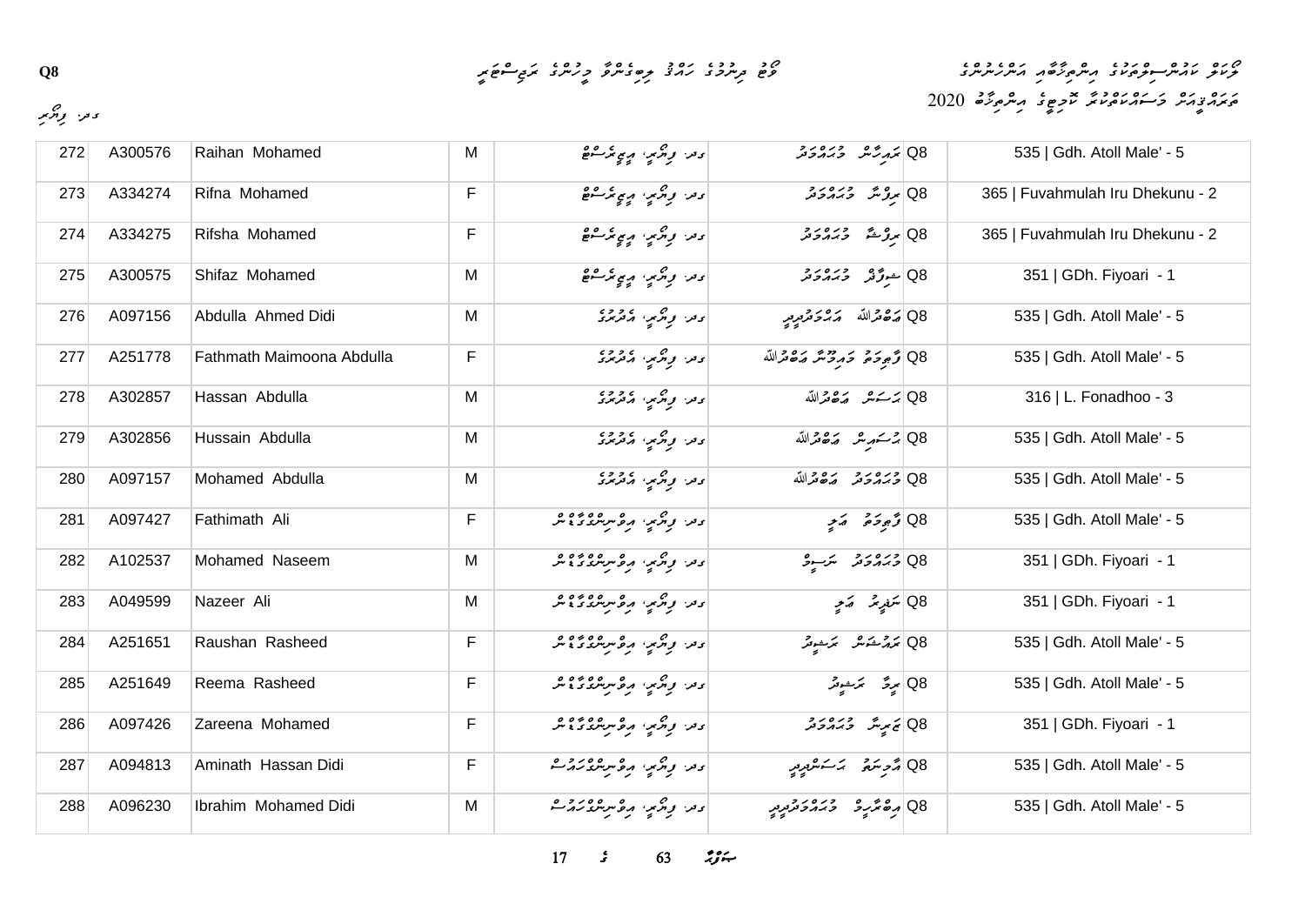ގދ. ފިޔޯރީ

| 272 | A300576 | Raihan Mohamed | M | ގދ. ފިޔޯރީ، ރިޕީރުސްޓް | Q8 ރައިހާން މުހައްމަދު | 535 \| Gdh. Atoll Male' - 5 |
|---|---|---|---|---|---|---|
| 273 | A334274 | Rifna Mohamed | F | ގދ. ފިޔޯރީ، ރިޕީރުސްޓް | Q8 ރިފްނާ މުހައްމަދު | 365 \| Fuvahmulah Iru Dhekunu - 2 |
| 274 | A334275 | Rifsha Mohamed | F | ގދ. ފިޔޯރީ، ރިޕީރުސްޓް | Q8 ރިފްޝާ މުހައްމަދު | 365 \| Fuvahmulah Iru Dhekunu - 2 |
| 275 | A300575 | Shifaz Mohamed | M | ގދ. ފިޔޯރީ، ރިޕީރުސްޓް | Q8 ޝިފާޒު މުހައްމަދު | 351 \| GDh. Fiyoari - 1 |
| 276 | A097156 | Abdulla Ahmed Didi | M | ގދ. ފިޔޯރީ، އުދަރެސް | Q8 އަބްދުﷲ އަޙްމަދުދީދީ | 535 \| Gdh. Atoll Male' - 5 |
| 277 | A251778 | Fathmath Maimoona Abdulla | F | ގދ. ފިޔޯރީ، އުދަރެސް | Q8 ފާތިމަތު މައިމޫނާ އަބްދުﷲ | 535 \| Gdh. Atoll Male' - 5 |
| 278 | A302857 | Hassan Abdulla | M | ގދ. ފިޔޯރީ، އުދަރެސް | Q8 ހަސަން އަބްދުﷲ | 316 \| L. Fonadhoo - 3 |
| 279 | A302856 | Hussain Abdulla | M | ގދ. ފިޔޯރީ، އުދަރެސް | Q8 ހުސައިން އަބްދުﷲ | 535 \| Gdh. Atoll Male' - 5 |
| 280 | A097157 | Mohamed Abdulla | M | ގދ. ފިޔޯރީ، އުދަރެސް | Q8 މުހައްމަދު އަބްދުﷲ | 535 \| Gdh. Atoll Male' - 5 |
| 281 | A097427 | Fathimath Ali | F | ގދ. ފިޔޯރީ، އިލްނިންގްވާޓަރ | Q8 ފާތިމަތު އަލި | 535 \| Gdh. Atoll Male' - 5 |
| 282 | A102537 | Mohamed Naseem | M | ގދ. ފިޔޯރީ، އިލްނިންގްވާޓަރ | Q8 މުހައްމަދު ނަސީމް | 351 \| GDh. Fiyoari - 1 |
| 283 | A049599 | Nazeer Ali | M | ގދ. ފިޔޯރީ، އިލްނިންގްވާޓަރ | Q8 ނަޒީރު އަލި | 351 \| GDh. Fiyoari - 1 |
| 284 | A251651 | Raushan Rasheed | F | ގދ. ފިޔޯރީ، އިލްނިންގްވާޓަރ | Q8 ރައުޝަން ރަޝީދު | 535 \| Gdh. Atoll Male' - 5 |
| 285 | A251649 | Reema Rasheed | F | ގދ. ފިޔޯރީ، އިލްނިންގްވާޓަރ | Q8 ރީމާ ރަޝީދު | 535 \| Gdh. Atoll Male' - 5 |
| 286 | A097426 | Zareena Mohamed | F | ގދ. ފިޔޯރީ، އިލްނިންގްވާޓަރ | Q8 ޒަރީނާ މުހައްމަދު | 351 \| GDh. Fiyoari - 1 |
| 287 | A094813 | Aminath Hassan Didi | F | ގދ. ފިޔޯރީ، އިލްނިންގްހައުސް | Q8 އާމިނަތު ހަސަންދީދީ | 535 \| Gdh. Atoll Male' - 5 |
| 288 | A096230 | Ibrahim Mohamed Didi | M | ގދ. ފިޔޯރީ، އިލްނިންގްހައުސް | Q8 އިބްރާހީމް މުހައްމަދުދީދީ | 535 \| Gdh. Atoll Male' - 5 |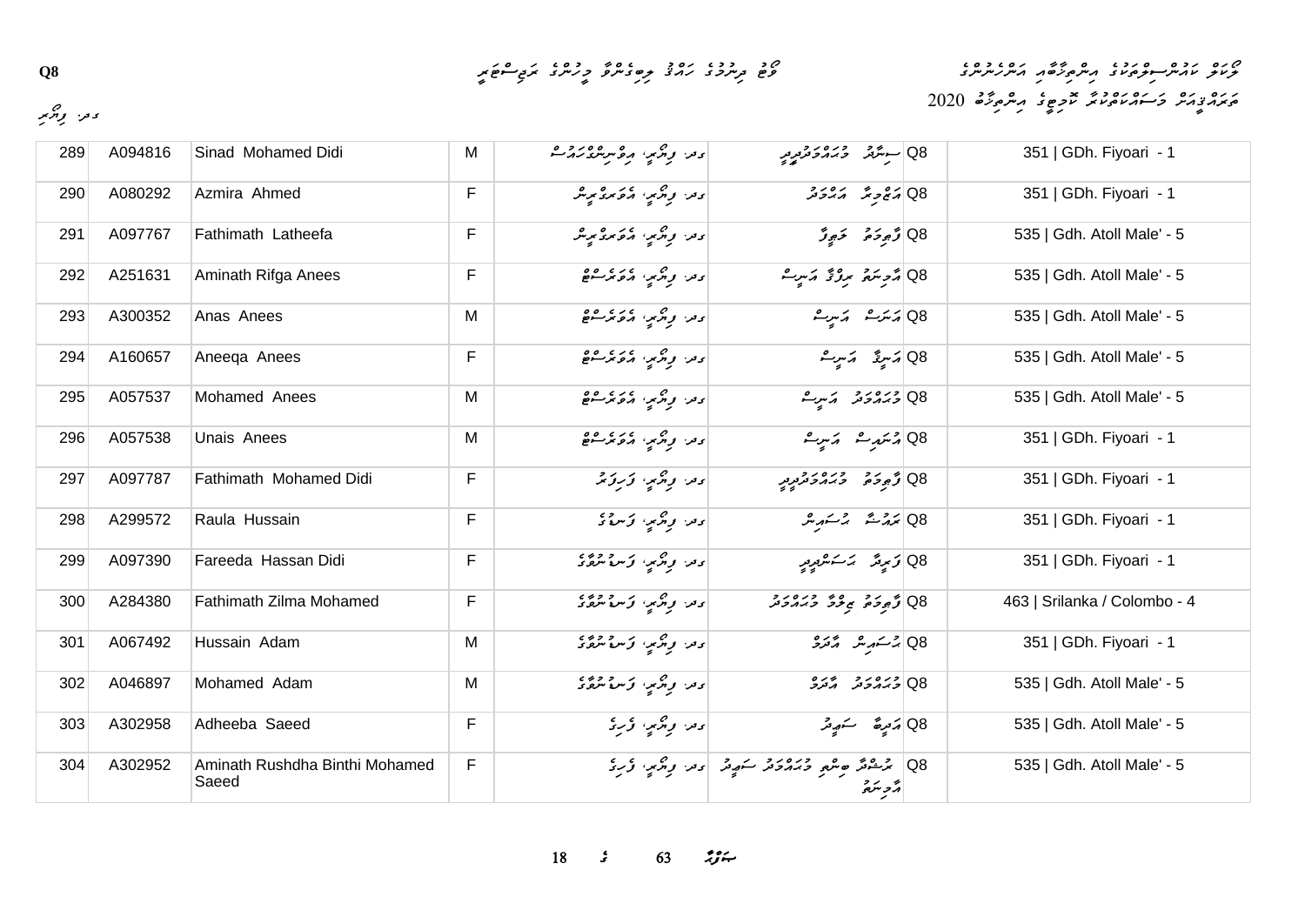ގދ. ފިޔޯރި

| 289 | A094816 | Sinad Mohamed Didi | M | ގދ. ފިޔޯރި، އިތުރުންދެކުނުގެ | Q8 ސިނާދު މުހައްމަދުދީދީ | 351 \| GDh. Fiyoari - 1 |
|---|---|---|---|---|---|---|
| 290 | A080292 | Azmira Ahmed | F | ގދ. ފިޔޯރި، އުފާވެރިމިނާރު | Q8 އަޒްމީރާ އަހްމަދު | 351 \| GDh. Fiyoari - 1 |
| 291 | A097767 | Fathimath Latheefa | F | ގދ. ފިޔޯރި، އުފާވެރިމިނާރު | Q8 ފާތިމަތު ލަތީފާ | 535 \| Gdh. Atoll Male' - 5 |
| 292 | A251631 | Aminath Rifga Anees | F | ގދ. ފިޔޯރި، އުފާވަށްގެ | Q8 އާމިނަތު ރިފްގާ އަނީސް | 535 \| Gdh. Atoll Male' - 5 |
| 293 | A300352 | Anas Anees | M | ގދ. ފިޔޯރި، އުފާވަށްގެ | Q8 އަނަސް އަނީސް | 535 \| Gdh. Atoll Male' - 5 |
| 294 | A160657 | Aneeqa Anees | F | ގދ. ފިޔޯރި، އުފާވަށްގެ | Q8 އަނީގާ އަނީސް | 535 \| Gdh. Atoll Male' - 5 |
| 295 | A057537 | Mohamed Anees | M | ގދ. ފިޔޯރި، އުފާވަށްގެ | Q8 މުހައްމަދު އަނީސް | 535 \| Gdh. Atoll Male' - 5 |
| 296 | A057538 | Unais Anees | M | ގދ. ފިޔޯރި، އުފާވަށްގެ | Q8 އުނައިސް އަނީސް | 351 \| GDh. Fiyoari - 1 |
| 297 | A097787 | Fathimath Mohamed Didi | F | ގދ. ފިޔޯރި، ފެހިވަރު | Q8 ފާތިމަތު މުހައްމަދުދީދީ | 351 \| GDh. Fiyoari - 1 |
| 298 | A299572 | Raula Hussain | F | ގދ. ފިޔޯރި، ފެނަކަ | Q8 ރައުލާ ހުސައިން | 351 \| GDh. Fiyoari - 1 |
| 299 | A097390 | Fareeda Hassan Didi | F | ގދ. ފިޔޯރި، ފެނަކަހުޅުގެ | Q8 ފަރީދާ ހަސަންދީދީ | 351 \| GDh. Fiyoari - 1 |
| 300 | A284380 | Fathimath Zilma Mohamed | F | ގދ. ފިޔޯރި، ފެނަކަހުޅުގެ | Q8 ފާތިމަތު ޒިލްމާ މުހައްމަދު | 463 \| Srilanka / Colombo - 4 |
| 301 | A067492 | Hussain Adam | M | ގދ. ފިޔޯރި، ފެނަކަހުޅުގެ | Q8 ހުސައިން އާދަމް | 351 \| GDh. Fiyoari - 1 |
| 302 | A046897 | Mohamed Adam | M | ގދ. ފިޔޯރި، ފެނަކަހުޅުގެ | Q8 މުހައްމަދު އާދަމް | 535 \| Gdh. Atoll Male' - 5 |
| 303 | A302958 | Adheeba Saeed | F | ގދ. ފިޔޯރި، ފެހިގެ | Q8 އަދީބާ ސައީދު | 535 \| Gdh. Atoll Male' - 5 |
| 304 | A302952 | Aminath Rushdha Binthi Mohamed Saeed | F | ގދ. ފިޔޯރި، ފެހިގެ | Q8 ރުޝްދާ ބިންތި މުހައްމަދު ސައީދު އާމިނަތު | 535 \| Gdh. Atoll Male' - 5 |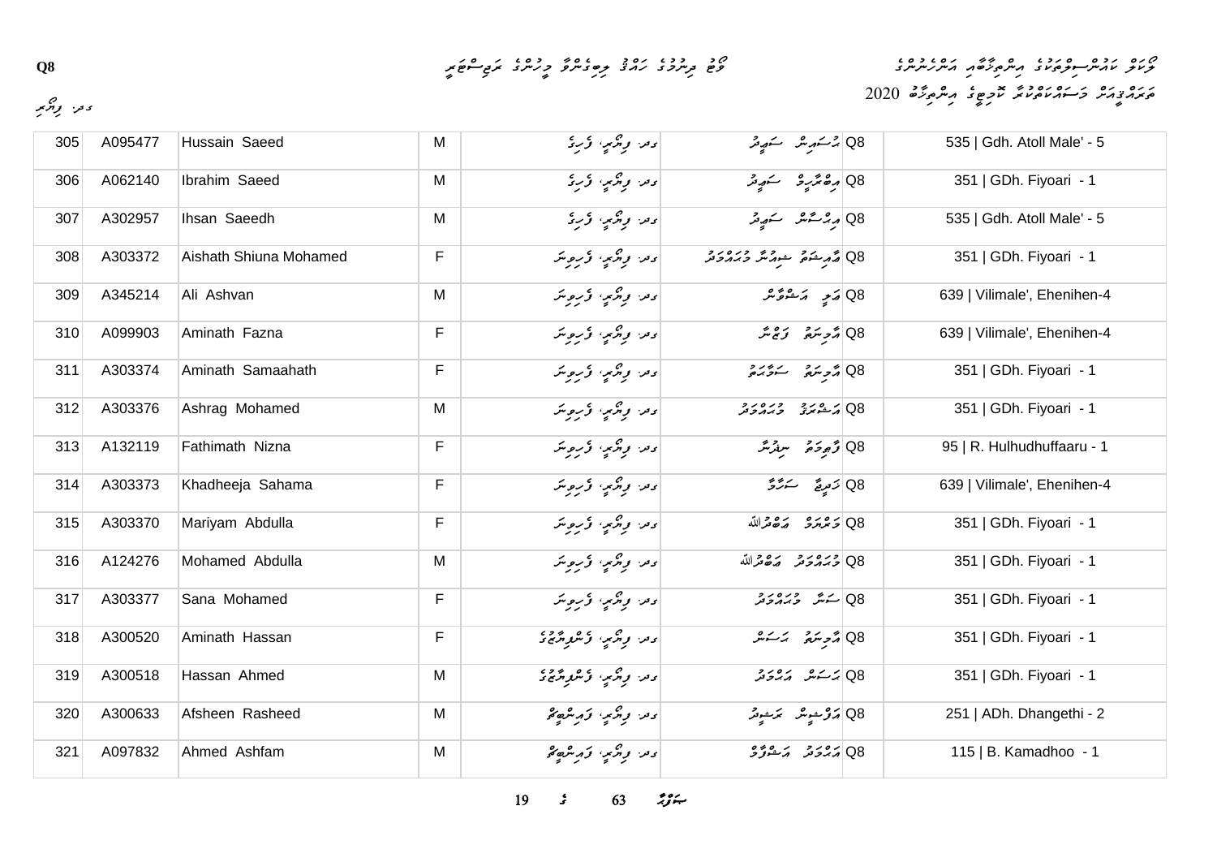| 305 | A095477 | Hussain Saeed | M | ގދ. ފިޔޯރީ، ފެހިގެ | Q8 ހުސައިން ސަޢީދު | 535 \| Gdh. Atoll Male' - 5 |
|---|---|---|---|---|---|---|
| 306 | A062140 | Ibrahim Saeed | M | ގދ. ފިޔޯރީ، ފެހިގެ | Q8 އިބްރާހީމް ސަޢީދު | 351 \| GDh. Fiyoari - 1 |
| 307 | A302957 | Ihsan Saeedh | M | ގދ. ފިޔޯރީ، ފެހިގެ | Q8 އިޙްސާން ސަޢީދު | 535 \| Gdh. Atoll Male' - 5 |
| 308 | A303372 | Aishath Shiuna Mohamed | F | ގދ. ފިޔޯރީ، ފެހިވިނަ | Q8 އާއިޝަތު ޝިއުނާ މުޙައްމަދު | 351 \| GDh. Fiyoari - 1 |
| 309 | A345214 | Ali Ashvan | M | ގދ. ފިޔޯރީ، ފެހިވިނަ | Q8 ޢަލީ އަޝްވާން | 639 \| Vilimale', Ehenihen-4 |
| 310 | A099903 | Aminath Fazna | F | ގދ. ފިޔޯރީ، ފެހިވިނަ | Q8 އާމިނަތު ފަޒްނާ | 639 \| Vilimale', Ehenihen-4 |
| 311 | A303374 | Aminath Samaahath | F | ގދ. ފިޔޯރީ، ފެހިވިނަ | Q8 އާމިނަތު ސަމާހަތު | 351 \| GDh. Fiyoari - 1 |
| 312 | A303376 | Ashrag Mohamed | M | ގދ. ފިޔޯރީ، ފެހިވިނަ | Q8 އަޝްރަފް މުޙައްމަދު | 351 \| GDh. Fiyoari - 1 |
| 313 | A132119 | Fathimath Nizna | F | ގދ. ފިޔޯރީ، ފެހިވިނަ | Q8 ފާތިމަތު ނިޒްނާ | 95 \| R. Hulhudhuffaaru - 1 |
| 314 | A303373 | Khadheeja Sahama | F | ގދ. ފިޔޯރީ، ފެހިވިނަ | Q8 ޚަދީޖާ ސަހާމާ | 639 \| Vilimale', Ehenihen-4 |
| 315 | A303370 | Mariyam Abdulla | F | ގދ. ފިޔޯރީ، ފެހިވިނަ | Q8 މަރިޔަމް އަބްދުﷲ | 351 \| GDh. Fiyoari - 1 |
| 316 | A124276 | Mohamed Abdulla | M | ގދ. ފިޔޯރީ، ފެހިވިނަ | Q8 މުޙައްމަދު އަބްދުﷲ | 351 \| GDh. Fiyoari - 1 |
| 317 | A303377 | Sana Mohamed | F | ގދ. ފިޔޯރީ، ފެހިވިނަ | Q8 ސަނާ މުޙައްމަދު | 351 \| GDh. Fiyoari - 1 |
| 318 | A300520 | Aminath Hassan | F | ގދ. ފިޔޯރީ، ފެންފިޔާޒުގެ | Q8 އާމިނަތު ހަސަން | 351 \| GDh. Fiyoari - 1 |
| 319 | A300518 | Hassan Ahmed | M | ގދ. ފިޔޯރީ، ފެންފިޔާޒުގެ | Q8 ހަސަން އަޙްމަދު | 351 \| GDh. Fiyoari - 1 |
| 320 | A300633 | Afsheen Rasheed | M | ގދ. ފިޔޯރީ، ފައިނބޮޅު | Q8 އަފްޝީން ރަޝީދު | 251 \| ADh. Dhangethi - 2 |
| 321 | A097832 | Ahmed Ashfam | M | ގދ. ފިޔޯރީ، ފައިނބޮޅު | Q8 އަޙްމަދު އަޝްފާމް | 115 \| B. Kamadhoo - 1 |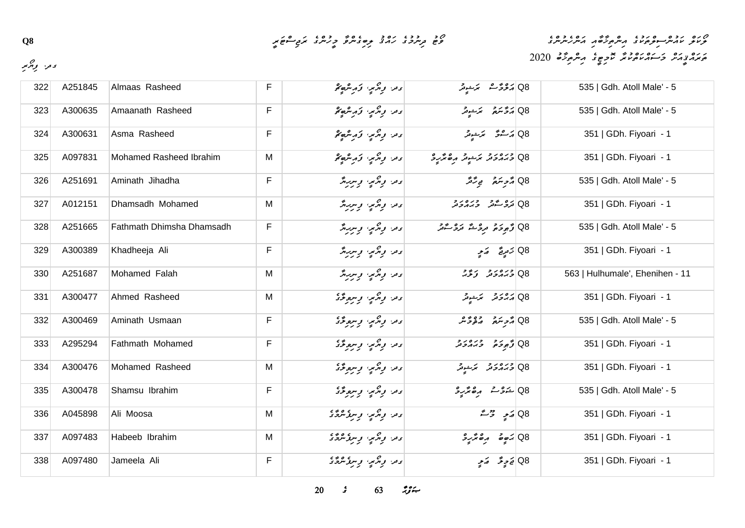| 322 | A251845 | Almaas Rasheed | F | ގދ. ފިޔޯރި، ފަރިންޖެޓް | Q8 އަލްމާސް ރަޝީދު | 535 \| Gdh. Atoll Male' - 5 |
|---|---|---|---|---|---|---|
| 323 | A300635 | Amaanath Rasheed | F | ގދ. ފިޔޯރި، ފަރިންޖެޓް | Q8 އަމާނަތު ރަޝީދު | 535 \| Gdh. Atoll Male' - 5 |
| 324 | A300631 | Asma Rasheed | F | ގދ. ފިޔޯރި، ފަރިންޖެޓް | Q8 އަސްމާ ރަޝީދު | 351 \| GDh. Fiyoari - 1 |
| 325 | A097831 | Mohamed Rasheed Ibrahim | M | ގދ. ފިޔޯރި، ފަރިންޖެޓް | Q8 މުހައްމަދު ރަޝީދު އިބްރާހީމް | 351 \| GDh. Fiyoari - 1 |
| 326 | A251691 | Aminath Jihadha | F | ގދ. ފިޔޯރި، ވިނިހިއާ | Q8 އާމިނަތު ޖިހާދާ | 535 \| Gdh. Atoll Male' - 5 |
| 327 | A012151 | Dhamsadh Mohamed | M | ގދ. ފިޔޯރި، ވިނިހިއާ | Q8 ދަމްސާދު މުހައްމަދު | 351 \| GDh. Fiyoari - 1 |
| 328 | A251665 | Fathmath Dhimsha Dhamsadh | F | ގދ. ފިޔޯރި، ވިނިހިއާ | Q8 ފާތިމަތު ދިމްޝާ ދަމްސާދު | 535 \| Gdh. Atoll Male' - 5 |
| 329 | A300389 | Khadheeja Ali | F | ގދ. ފިޔޯރި، ވިނިހިއާ | Q8 ޚަދީޖާ ޢަލީ | 351 \| GDh. Fiyoari - 1 |
| 330 | A251687 | Mohamed Falah | M | ގދ. ފިޔޯރި، ވިނިހިއާ | Q8 މުހައްމަދު ފަލާހު | 563 \| Hulhumale', Ehenihen - 11 |
| 331 | A300477 | Ahmed Rasheed | M | ގދ. ފިޔޯރި، ވިނިވާގެ | Q8 އަހްމަދު ރަޝީދު | 351 \| GDh. Fiyoari - 1 |
| 332 | A300469 | Aminath Usmaan | F | ގދ. ފިޔޯރި، ވިނިވާގެ | Q8 އާމިނަތު ޢުސްމާން | 535 \| Gdh. Atoll Male' - 5 |
| 333 | A295294 | Fathmath Mohamed | F | ގދ. ފިޔޯރި، ވިނިވާގެ | Q8 ފާތިމަތު މުހައްމަދު | 351 \| GDh. Fiyoari - 1 |
| 334 | A300476 | Mohamed Rasheed | M | ގދ. ފިޔޯރި، ވިނިވާގެ | Q8 މުހައްމަދު ރަޝީދު | 351 \| GDh. Fiyoari - 1 |
| 335 | A300478 | Shamsu Ibrahim | F | ގދ. ފިޔޯރި، ވިނިވާގެ | Q8 ޝަމްސު އިބްރާހީމް | 535 \| Gdh. Atoll Male' - 5 |
| 336 | A045898 | Ali Moosa | M | ގދ. ފިޔޯރި، ވިނިފެންމާގެ | Q8 ޢަލީ މޫސާ | 351 \| GDh. Fiyoari - 1 |
| 337 | A097483 | Habeeb Ibrahim | M | ގދ. ފިޔޯރި، ވިނިފެންމާގެ | Q8 ހަބީބު އިބްރާހީމް | 351 \| GDh. Fiyoari - 1 |
| 338 | A097480 | Jameela Ali | F | ގދ. ފިޔޯރި، ވިނިފެންމާގެ | Q8 ޖަމީލާ ޢަލީ | 351 \| GDh. Fiyoari - 1 |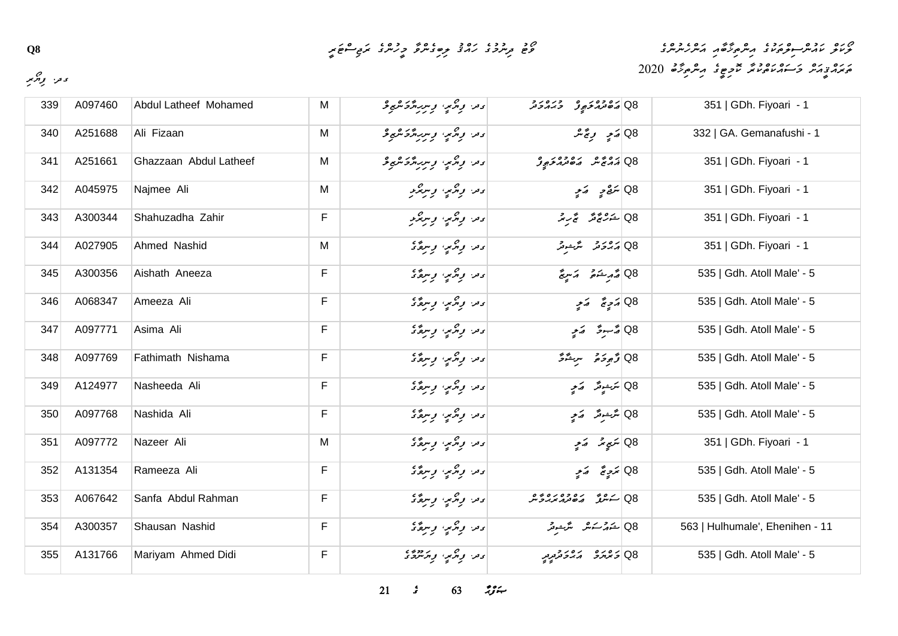| 339 | A097460 | Abdul Latheef Mohamed | M | ގދ. ފިޔޯރީ، ފިނިފެންމާގެ | Q8 ޢަބްދުލްލަޠީފް މުޙައްމަދު | 351 \| GDh. Fiyoari - 1 |
|---|---|---|---|---|---|---|
| 340 | A251688 | Ali Fizaan | M | ގދ. ފިޔޯރީ، ފިނިފެންމާގެ | Q8 ޢަލީ ފިޒާން | 332 \| GA. Gemanafushi - 1 |
| 341 | A251661 | Ghazzaan Abdul Latheef | M | ގދ. ފިޔޯރީ، ފިނިފެންމާގެ | Q8 ޣައްޒާން ޢަބްދުއްލަޠީފް | 351 \| GDh. Fiyoari - 1 |
| 342 | A045975 | Najmee Ali | M | ގދ. ފިޔޯރީ، ފިނިލާ | Q8 ނަޖްމީ ޢަލީ | 351 \| GDh. Fiyoari - 1 |
| 343 | A300344 | Shahuzadha Zahir | F | ގދ. ފިޔޯރީ، ފިނިލާ | Q8 ޝަހުޒާދާ ޒާހިރު | 351 \| GDh. Fiyoari - 1 |
| 344 | A027905 | Ahmed Nashid | M | ގދ. ފިޔޯރީ، ފިނިވާގެ | Q8 އަޙްމަދު ނާޝިދު | 351 \| GDh. Fiyoari - 1 |
| 345 | A300356 | Aishath Aneeza | F | ގދ. ފިޔޯރީ، ފިނިވާގެ | Q8 އާއިޝަތު އަނީޒާ | 535 \| Gdh. Atoll Male' - 5 |
| 346 | A068347 | Ameeza Ali | F | ގދ. ފިޔޯރީ، ފިނިވާގެ | Q8 އަމީޒާ ޢަލީ | 535 \| Gdh. Atoll Male' - 5 |
| 347 | A097771 | Asima Ali | F | ގދ. ފިޔޯރީ، ފިނިވާގެ | Q8 އާސިމާ ޢަލީ | 535 \| Gdh. Atoll Male' - 5 |
| 348 | A097769 | Fathimath Nishama | F | ގދ. ފިޔޯރީ، ފިނިވާގެ | Q8 ފާތިމަތު ނިޝާމާ | 535 \| Gdh. Atoll Male' - 5 |
| 349 | A124977 | Nasheeda Ali | F | ގދ. ފިޔޯރީ، ފިނިވާގެ | Q8 ނަޝީދާ ޢަލީ | 535 \| Gdh. Atoll Male' - 5 |
| 350 | A097768 | Nashida Ali | F | ގދ. ފިޔޯރީ، ފިނިވާގެ | Q8 ނާޝިދާ ޢަލީ | 535 \| Gdh. Atoll Male' - 5 |
| 351 | A097772 | Nazeer Ali | M | ގދ. ފިޔޯރީ، ފިނިވާގެ | Q8 ނަޒީރު ޢަލީ | 351 \| GDh. Fiyoari - 1 |
| 352 | A131354 | Rameeza Ali | F | ގދ. ފިޔޯރީ، ފިނިވާގެ | Q8 ރަމީޒާ ޢަލީ | 535 \| Gdh. Atoll Male' - 5 |
| 353 | A067642 | Sanfa Abdul Rahman | F | ގދ. ފިޔޯރީ، ފިނިވާގެ | Q8 ސަންފާ ޢަބްދުއްރަޙްމާން | 535 \| Gdh. Atoll Male' - 5 |
| 354 | A300357 | Shausan Nashid | F | ގދ. ފިޔޯރީ، ފިނިވާގެ | Q8 ޝައުސަން ނާޝިދު | 563 \| Hulhumale', Ehenihen - 11 |
| 355 | A131766 | Mariyam Ahmed Didi | F | ގދ. ފިޔޯރީ، ފިރުޒާގެ | Q8 މަރިޔަމް އަޙްމަދުދީދީ | 535 \| Gdh. Atoll Male' - 5 |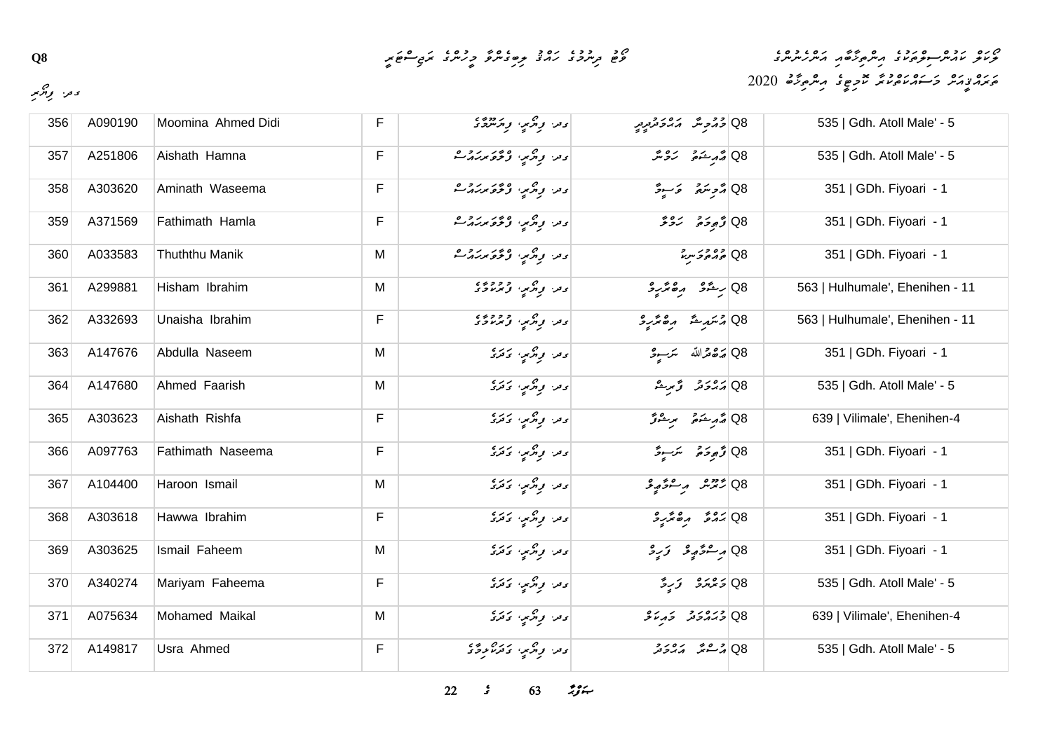| 356 | A090190 | Moomina Ahmed Didi | F | ގދ. ފިޔޯރި، ވިއަންދޫގެ | Q8  މޫމިނާ އަޙްމަދުދީދީ | 535 \| Gdh. Atoll Male' - 5 |
|---|---|---|---|---|---|---|
| 357 | A251806 | Aishath Hamna | F | ގދ. ފިޔޯރި، ވާދަވަރަހުސް | Q8 އާއިޝަތު ހަމްނާ | 535 \| Gdh. Atoll Male' - 5 |
| 358 | A303620 | Aminath Waseema | F | ގދ. ފިޔޯރި، ވާދަވަރަހުސް | Q8 އާމިނަތު ވަސީމާ | 351 \| GDh. Fiyoari - 1 |
| 359 | A371569 | Fathimath Hamla | F | ގދ. ފިޔޯރި، ވާދަވަރަހުސް | Q8 ފާތިމަތު ހަމްލާ | 351 \| GDh. Fiyoari - 1 |
| 360 | A033583 | Thuththu Manik | M | ގދ. ފިޔޯރި، ވާދަވަރަހުސް | Q8 ތުއްތުމަނިކު | 351 \| GDh. Fiyoari - 1 |
| 361 | A299881 | Hisham Ibrahim | M | ގދ. ފިޔޯރި، ވުޝްކާވާގެ | Q8 ހިޝާމް އިބްރާހީމް | 563 \| Hulhumale', Ehenihen - 11 |
| 362 | A332693 | Unaisha Ibrahim | F | ގދ. ފިޔޯރި، ވުޝްކާވާގެ | Q8 އުނައިޝާ އިބްރާހީމް | 563 \| Hulhumale', Ehenihen - 11 |
| 363 | A147676 | Abdulla Naseem | M | ގދ. ފިޔޯރި، ގަދަގެ | Q8 އަބްދުﷲ ނަސީމް | 351 \| GDh. Fiyoari - 1 |
| 364 | A147680 | Ahmed Faarish | M | ގދ. ފިޔޯރި، ގަދަގެ | Q8 އަޙްމަދު ފާރިޝް | 535 \| Gdh. Atoll Male' - 5 |
| 365 | A303623 | Aishath Rishfa | F | ގދ. ފިޔޯރި، ގަދަގެ | Q8 އާއިޝަތު ރިޝްފާ | 639 \| Vilimale', Ehenihen-4 |
| 366 | A097763 | Fathimath Naseema | F | ގދ. ފިޔޯރި، ގަދަގެ | Q8 ފާތިމަތު ނަސީމާ | 351 \| GDh. Fiyoari - 1 |
| 367 | A104400 | Haroon Ismail | M | ގދ. ފިޔޯރި، ގަދަގެ | Q8 ހާރޫން އިސްމާޢީލް | 351 \| GDh. Fiyoari - 1 |
| 368 | A303618 | Hawwa Ibrahim | F | ގދ. ފިޔޯރި، ގަދަގެ | Q8 ހައްވާ އިބްރާހީމް | 351 \| GDh. Fiyoari - 1 |
| 369 | A303625 | Ismail Faheem | M | ގދ. ފިޔޯރި، ގަދަގެ | Q8 އިސްމާޢީލް ފަހީމް | 351 \| GDh. Fiyoari - 1 |
| 370 | A340274 | Mariyam Faheema | F | ގދ. ފިޔޯރި، ގަދަގެ | Q8 މަރިޔަމް ފަހީމާ | 535 \| Gdh. Atoll Male' - 5 |
| 371 | A075634 | Mohamed Maikal | M | ގދ. ފިޔޯރި، ގަދަގެ | Q8 މުޙައްމަދު މައިކަލް | 639 \| Vilimale', Ehenihen-4 |
| 372 | A149817 | Usra Ahmed | F | ގދ. ފިޔޯރި، ގަދަމުލިގެ | Q8 އުސްރާ އަޙްމަދު | 535 \| Gdh. Atoll Male' - 5 |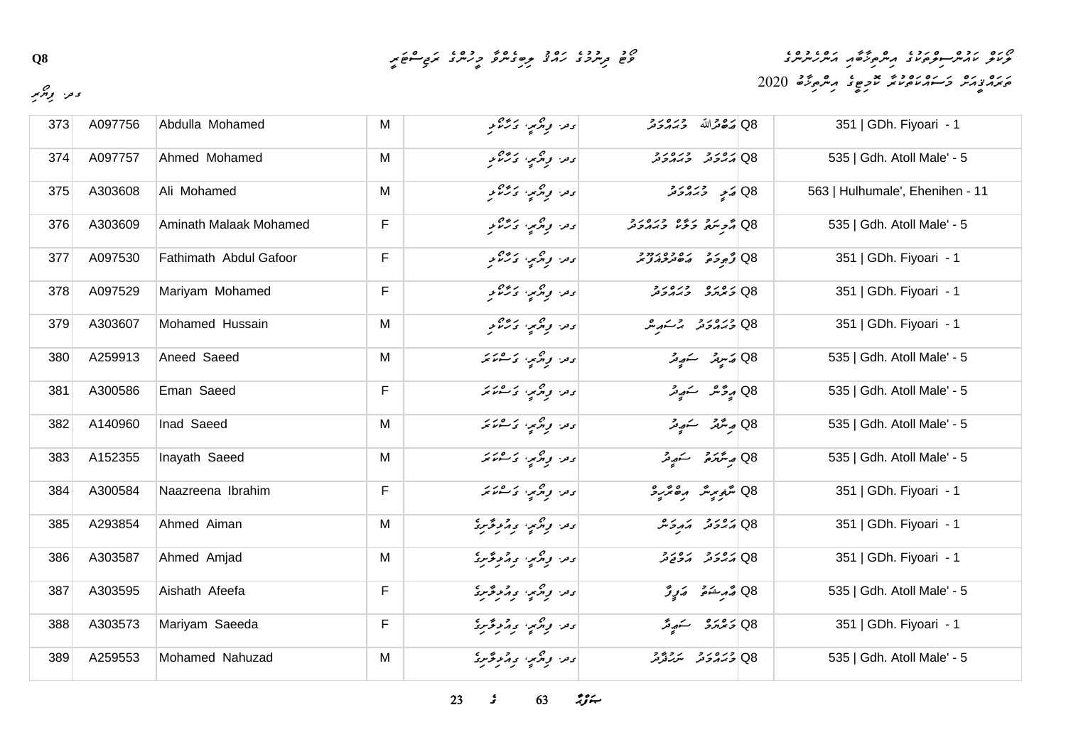| 373 | A097756 | Abdulla Mohamed | M | ގދ. ފިޔޯރީ، ގަހާގެ | Q8 އަބްދުﷲ މުޙައްމަދު | 351 \| GDh. Fiyoari - 1 |
|---|---|---|---|---|---|---|
| 374 | A097757 | Ahmed Mohamed | M | ގދ. ފިޔޯރީ، ގަހާގެ | Q8 އަޙްމަދު މުޙައްމަދު | 535 \| Gdh. Atoll Male' - 5 |
| 375 | A303608 | Ali Mohamed | M | ގދ. ފިޔޯރީ، ގަހާގެ | Q8 އަލީ މުޙައްމަދު | 563 \| Hulhumale', Ehenihen - 11 |
| 376 | A303609 | Aminath Malaak Mohamed | F | ގދ. ފިޔޯރީ، ގަހާގެ | Q8 އާމިނަތު މަލާކް މުޙައްމަދު | 535 \| Gdh. Atoll Male' - 5 |
| 377 | A097530 | Fathimath Abdul Gafoor | F | ގދ. ފިޔޯރީ، ގަހާގެ | Q8 ފާތިމަތު އަބްދުލްޣަފޫރު | 351 \| GDh. Fiyoari - 1 |
| 378 | A097529 | Mariyam Mohamed | F | ގދ. ފިޔޯރީ، ގަހާގެ | Q8 މަރިޔަމް މުޙައްމަދު | 351 \| GDh. Fiyoari - 1 |
| 379 | A303607 | Mohamed Hussain | M | ގދ. ފިޔޯރީ، ގަހާގެ | Q8 މުޙައްމަދު ޙުސައިން | 351 \| GDh. Fiyoari - 1 |
| 380 | A259913 | Aneed Saeed | M | ގދ. ފިޔޯރީ، ގަސްކަރަ | Q8 އަނީދު ސައީދު | 535 \| Gdh. Atoll Male' - 5 |
| 381 | A300586 | Eman Saeed | F | ގދ. ފިޔޯރީ، ގަސްކަރަ | Q8 އީމާން ސައީދު | 535 \| Gdh. Atoll Male' - 5 |
| 382 | A140960 | Inad Saeed | M | ގދ. ފިޔޯރީ، ގަސްކަރަ | Q8 އިނާދު ސައީދު | 535 \| Gdh. Atoll Male' - 5 |
| 383 | A152355 | Inayath Saeed | M | ގދ. ފިޔޯރީ، ގަސްކަރަ | Q8 އިނާޔަތު ސައީދު | 535 \| Gdh. Atoll Male' - 5 |
| 384 | A300584 | Naazreena Ibrahim | F | ގދ. ފިޔޯރީ، ގަސްކަރަ | Q8 ނާޒްރީނާ އިބްރާހީމް | 351 \| GDh. Fiyoari - 1 |
| 385 | A293854 | Ahmed Aiman | M | ގދ. ފިޔޯރީ، ގިއްލިވާނީގެ | Q8 އަޙްމަދު އައިމަން | 351 \| GDh. Fiyoari - 1 |
| 386 | A303587 | Ahmed Amjad | M | ގދ. ފިޔޯރީ، ގިއްލިވާނީގެ | Q8 އަޙްމަދު އަމްޖަދު | 351 \| GDh. Fiyoari - 1 |
| 387 | A303595 | Aishath Afeefa | F | ގދ. ފިޔޯރީ، ގިއްލިވާނީގެ | Q8 އާއިޝަތު އަފީފާ | 535 \| Gdh. Atoll Male' - 5 |
| 388 | A303573 | Mariyam Saeeda | F | ގދ. ފިޔޯރީ، ގިއްލިވާނީގެ | Q8 މަރިޔަމް ސައީދާ | 351 \| GDh. Fiyoari - 1 |
| 389 | A259553 | Mohamed Nahuzad | M | ގދ. ފިޔޯރީ، ގިއްލިވާނީގެ | Q8 މުޙައްމަދު ނަހުޒާދު | 535 \| Gdh. Atoll Male' - 5 |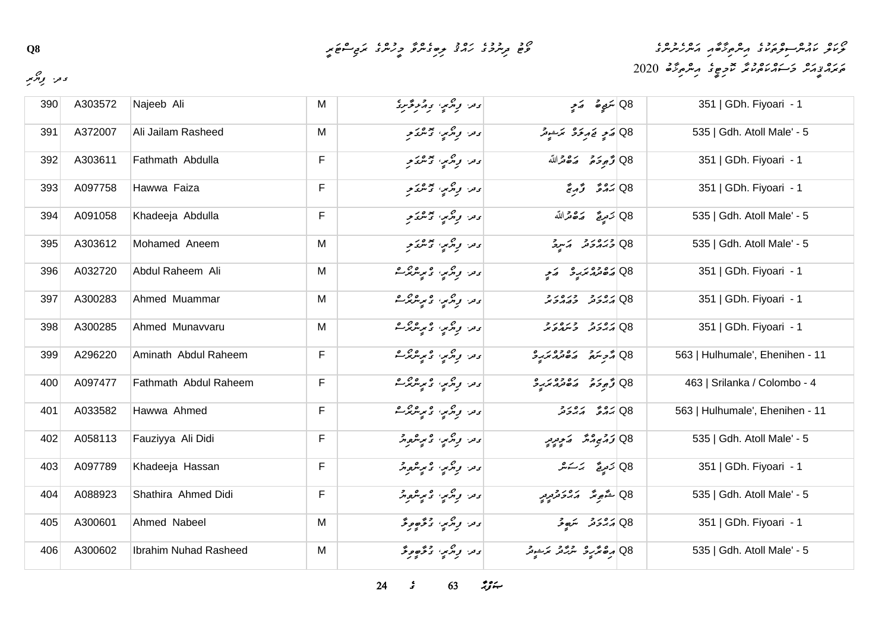| 390 | A303572 | Najeeb Ali | M | ގދ. ފިޔޯރީ، ގިޔާދީވާރީގެ | Q8 ނަޖީބު  ޢަލީ | 351 \| GDh. Fiyoari - 1 |
|---|---|---|---|---|---|---|
| 391 | A372007 | Ali Jailam Rasheed | M | ގދ. ފިޔޯރީ، ޖޫނަވާދީ | Q8 ޢަލީ ޖައިލަމް ރަޝީދު | 535 \| Gdh. Atoll Male' - 5 |
| 392 | A303611 | Fathmath Abdulla | F | ގދ. ފިޔޯރީ، ޖޫނަވާދީ | Q8 ފާތިމަތު  ޢަބްދުاللهِ | 351 \| GDh. Fiyoari - 1 |
| 393 | A097758 | Hawwa Faiza | F | ގދ. ފިޔޯރީ، ޖޫނަވާދީ | Q8 ހައްވާ  ފާއިޒާ | 351 \| GDh. Fiyoari - 1 |
| 394 | A091058 | Khadeeja Abdulla | F | ގދ. ފިޔޯރީ، ޖޫނަވާދީ | Q8 ޚަދީޖާ  ޢަބްދުاللهِ | 535 \| Gdh. Atoll Male' - 5 |
| 395 | A303612 | Mohamed Aneem | M | ގދ. ފިޔޯރީ، ޖޫނަވާދީ | Q8 މުޙައްމަދު  އަނީމް | 535 \| Gdh. Atoll Male' - 5 |
| 396 | A032720 | Abdul Raheem Ali | M | ގދ. ފިޔޯރީ، ގުލިސްތާންގެ | Q8 ޢަބްދުއްރަޙީމް  ޢަލީ | 351 \| GDh. Fiyoari - 1 |
| 397 | A300283 | Ahmed Muammar | M | ގދ. ފިޔޯރީ، ގުލިސްތާންގެ | Q8 އަޙްމަދު  މުޢައްމަރު | 351 \| GDh. Fiyoari - 1 |
| 398 | A300285 | Ahmed Munavvaru | M | ގދ. ފިޔޯރީ، ގުލިސްތާންގެ | Q8 އަޙްމަދު  މުނައްވަރު | 351 \| GDh. Fiyoari - 1 |
| 399 | A296220 | Aminath Abdul Raheem | F | ގދ. ފިޔޯރީ، ގުލިސްތާންގެ | Q8 އާމިނަތު  ޢަބްދުއްރަޙީމް | 563 \| Hulhumale', Ehenihen - 11 |
| 400 | A097477 | Fathmath Abdul Raheem | F | ގދ. ފިޔޯރީ، ގުލިސްތާންގެ | Q8 ފާތިމަތު  ޢަބްދުއްރަޙީމް | 463 \| Srilanka / Colombo - 4 |
| 401 | A033582 | Hawwa Ahmed | F | ގދ. ފިޔޯރީ، ގުލިސްތާންގެ | Q8 ހައްވާ  އަޙްމަދު | 563 \| Hulhumale', Ehenihen - 11 |
| 402 | A058113 | Fauziyya Ali Didi | F | ގދ. ފިޔޯރީ، ގުލިސްތާން | Q8 ފައުޒިއްޔާ  ޢަލީދީދީ | 535 \| Gdh. Atoll Male' - 5 |
| 403 | A097789 | Khadeeja Hassan | F | ގދ. ފިޔޯރީ، ގުލިސްތާން | Q8 ޚަދީޖާ  ޙަސަން | 351 \| GDh. Fiyoari - 1 |
| 404 | A088923 | Shathira Ahmed Didi | F | ގދ. ފިޔޯރީ، ގުލިސްތާން | Q8 ޝާތިރާ  އަޙްމަދުދީދީ | 535 \| Gdh. Atoll Male' - 5 |
| 405 | A300601 | Ahmed Nabeel | M | ގދ. ފިޔޯރީ، ގުލްޝަނުގެ | Q8 އަޙްމަދު  ނަބީލް | 351 \| GDh. Fiyoari - 1 |
| 406 | A300602 | Ibrahim Nuhad Rasheed | M | ގދ. ފިޔޯރީ، ގުލްޝަނުގެ | Q8 އިބްރާހީމް ނުހާދު ރަޝީދު | 535 \| Gdh. Atoll Male' - 5 |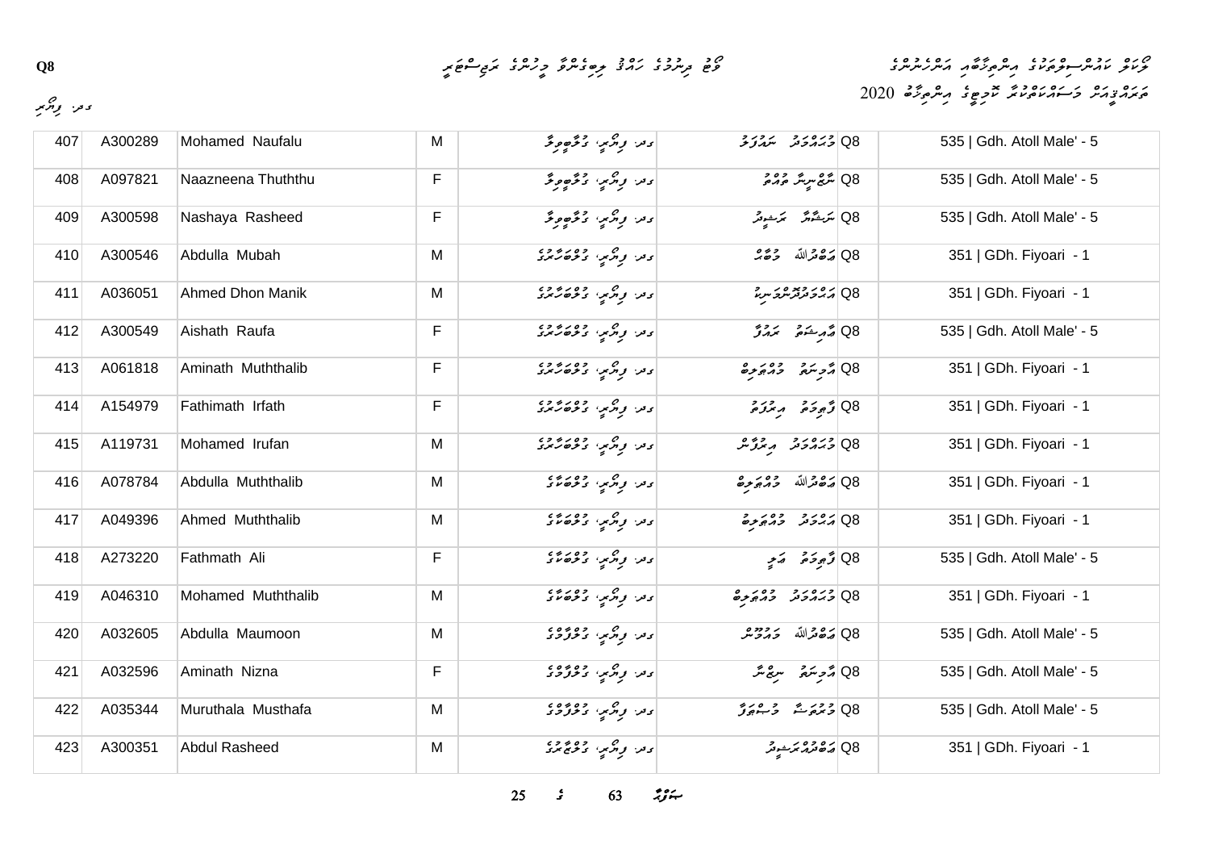| 407 | A300289 | Mohamed Naufalu | M | ގދ. ފިޔޯރީ، މުރާޖީވިލާ | Q8 މުހައްމަދު ނައުފަލު | 535 \| Gdh. Atoll Male' - 5 |
|---|---|---|---|---|---|---|
| 408 | A097821 | Naazneena Thuththu | F | ގދ. ފިޔޯރީ، މުރާޖީވިލާ | Q8 ނާޒްނީނާ ތުއްތު | 535 \| Gdh. Atoll Male' - 5 |
| 409 | A300598 | Nashaya Rasheed | F | ގދ. ފިޔޯރީ، މުރާޖީވިލާ | Q8 ނަޝާޔާ ރަޝީދު | 535 \| Gdh. Atoll Male' - 5 |
| 410 | A300546 | Abdulla Mubah | M | ގދ. ފިޔޯރީ، މުތަބަރާކުގެ | Q8 އަބްދުﷲ މުބާހް | 351 \| GDh. Fiyoari - 1 |
| 411 | A036051 | Ahmed Dhon Manik | M | ގދ. ފިޔޯރީ، މުތަބަރާކުގެ | Q8 އަހްމަދުދޮންމަނިކު | 351 \| GDh. Fiyoari - 1 |
| 412 | A300549 | Aishath Raufa | F | ގދ. ފިޔޯރީ، މުތަބަރާކުގެ | Q8 އާއިޝަތު ރައުފާ | 535 \| Gdh. Atoll Male' - 5 |
| 413 | A061818 | Aminath Muththalib | F | ގދ. ފިޔޯރީ، މުތަބަރާކުގެ | Q8 އާމިނަތު މުއްތަލިބު | 351 \| GDh. Fiyoari - 1 |
| 414 | A154979 | Fathimath Irfath | F | ގދ. ފިޔޯރީ، މުތަބަރާކުގެ | Q8 ފާތިމަތު އިރުފަތު | 351 \| GDh. Fiyoari - 1 |
| 415 | A119731 | Mohamed Irufan | M | ގދ. ފިޔޯރީ، މުތަބަރާކުގެ | Q8 މުހައްމަދު އިރުފާން | 351 \| GDh. Fiyoari - 1 |
| 416 | A078784 | Abdulla Muththalib | M | ގދ. ފިޔޯރީ، މުތަބަރާގެ | Q8 އަބްދުﷲ މުއްތަލިބު | 351 \| GDh. Fiyoari - 1 |
| 417 | A049396 | Ahmed Muththalib | M | ގދ. ފިޔޯރީ، މުތަބަރާގެ | Q8 އަހްމަދު މުއްތަލިބު | 351 \| GDh. Fiyoari - 1 |
| 418 | A273220 | Fathmath Ali | F | ގދ. ފިޔޯރީ، މުތަބަރާގެ | Q8 ފާތިމަތު ޢަލީ | 535 \| Gdh. Atoll Male' - 5 |
| 419 | A046310 | Mohamed Muththalib | M | ގދ. ފިޔޯރީ، މުތަބަރާގެ | Q8 މުހައްމަދު މުއްތަލިބު | 351 \| GDh. Fiyoari - 1 |
| 420 | A032605 | Abdulla Maumoon | M | ގދ. ފިޔޯރީ، މުތުވާލުގެ | Q8 އަބްދުﷲ މައުމޫން | 535 \| Gdh. Atoll Male' - 5 |
| 421 | A032596 | Aminath Nizna | F | ގދ. ފިޔޯރީ، މުތުވާލުގެ | Q8 އާމިނަތު ނިޒްނާ | 535 \| Gdh. Atoll Male' - 5 |
| 422 | A035344 | Muruthala Musthafa | M | ގދ. ފިޔޯރީ، މުތުވާލުގެ | Q8 މުރުތަލާ މުސްތަފާ | 535 \| Gdh. Atoll Male' - 5 |
| 423 | A300351 | Abdul Rasheed | M | ގދ. ފިޔޯރީ، މުތުޖާރުގެ | Q8 އަބްދުއްރަޝީދު | 351 \| GDh. Fiyoari - 1 |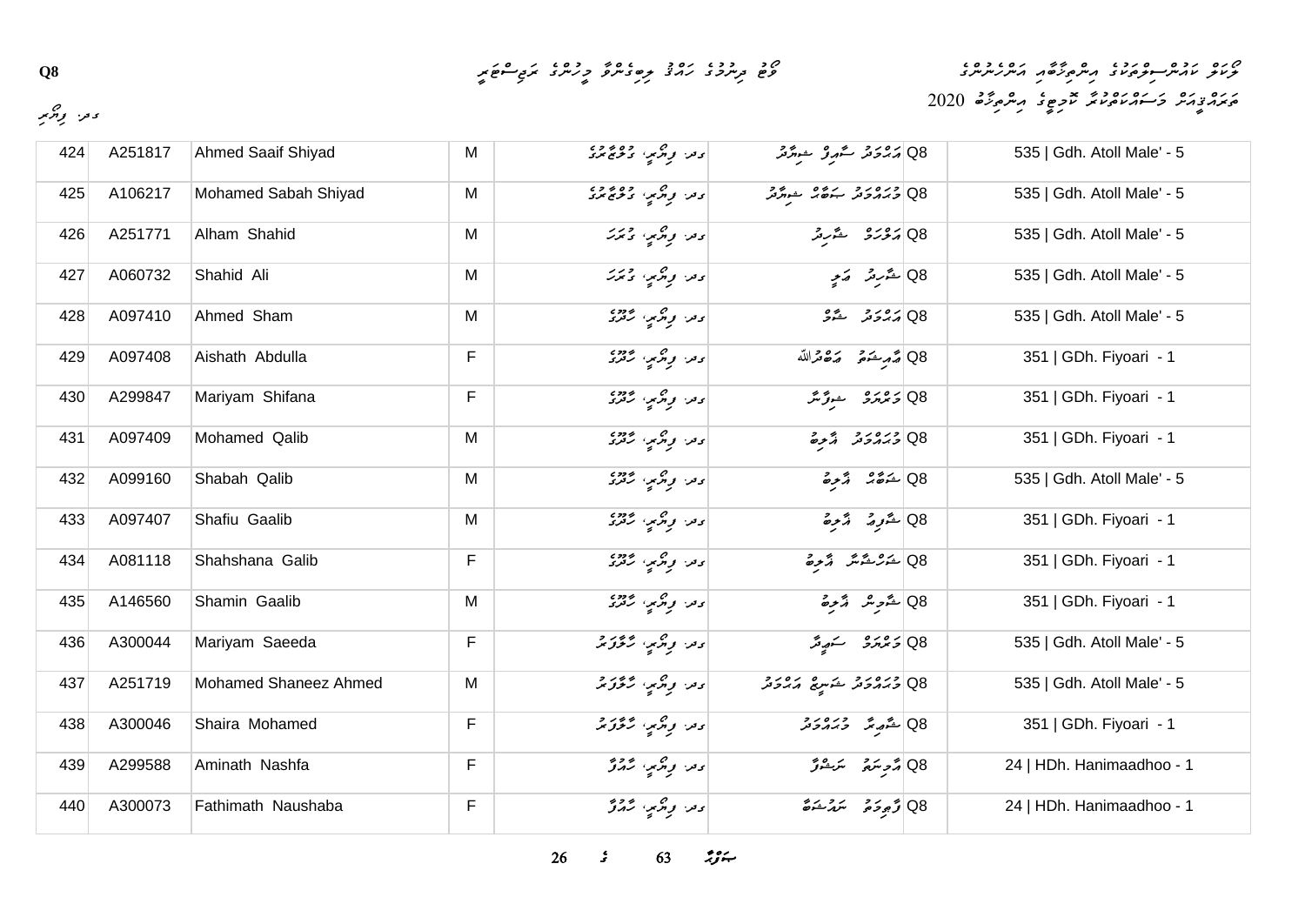ގދ. ފިޔޯރީ

| 424 | A251817 | Ahmed Saaif Shiyad | M | ގދ. ފިޔޯރީ، ގުލްޝަނާގެ | އަހުމަދު ސާއިފް ޝިޔާދު Q8 | 535 \| Gdh. Atoll Male' - 5 |
|---|---|---|---|---|---|---|
| 425 | A106217 | Mohamed Sabah Shiyad | M | ގދ. ފިޔޯރީ، ގުލްޝަނާގެ | މުޙައްމަދު ސަބާޙް ޝިޔާދު Q8 | 535 \| Gdh. Atoll Male' - 5 |
| 426 | A251771 | Alham Shahid | M | ގދ. ފިޔޯރީ، ގުޅަހަ | އަލްހާމް ޝާހިދު Q8 | 535 \| Gdh. Atoll Male' - 5 |
| 427 | A060732 | Shahid Ali | M | ގދ. ފިޔޯރީ، ގުޅަހަ | ޝާހިދު ޢަލީ Q8 | 535 \| Gdh. Atoll Male' - 5 |
| 428 | A097410 | Ahmed Sham | M | ގދ. ފިޔޯރީ، ހާރުގެ | އަޙްމަދު ޝާމް Q8 | 535 \| Gdh. Atoll Male' - 5 |
| 429 | A097408 | Aishath Abdulla | F | ގދ. ފިޔޯރީ، ހާރުގެ | އައިޝަތު ޢަބްދުﷲ Q8 | 351 \| GDh. Fiyoari - 1 |
| 430 | A299847 | Mariyam Shifana | F | ގދ. ފިޔޯރީ، ހާރުގެ | މަރިޔަމް ޝިފާނާ Q8 | 351 \| GDh. Fiyoari - 1 |
| 431 | A097409 | Mohamed Qalib | M | ގދ. ފިޔޯރީ، ހާރުގެ | މުޙައްމަދު ޤާލިބު Q8 | 351 \| GDh. Fiyoari - 1 |
| 432 | A099160 | Shabah Qalib | M | ގދ. ފިޔޯރީ، ހާރުގެ | ޝަބާޙް ޤާލިބު Q8 | 535 \| Gdh. Atoll Male' - 5 |
| 433 | A097407 | Shafiu Gaalib | M | ގދ. ފިޔޯރީ، ހާރުގެ | ޝާފިޢު ޣާލިބު Q8 | 351 \| GDh. Fiyoari - 1 |
| 434 | A081118 | Shahshana Galib | F | ގދ. ފިޔޯރީ، ހާރުގެ | ޝަހްޝާނާ ޣާލިބު Q8 | 351 \| GDh. Fiyoari - 1 |
| 435 | A146560 | Shamin Gaalib | M | ގދ. ފިޔޯރީ، ހާރުގެ | ޝާމިން ޣާލިބު Q8 | 351 \| GDh. Fiyoari - 1 |
| 436 | A300044 | Mariyam Saeeda | F | ގދ. ފިޔޯރީ، ހާމަފަރު | މަރިޔަމް ސަޢީދާ Q8 | 535 \| Gdh. Atoll Male' - 5 |
| 437 | A251719 | Mohamed Shaneez Ahmed | M | ގދ. ފިޔޯރީ، ހާމަފަރު | މުޙައްމަދު ޝަނީޒް އަޙްމަދު Q8 | 535 \| Gdh. Atoll Male' - 5 |
| 438 | A300046 | Shaira Mohamed | F | ގދ. ފިޔޯރީ، ހާމަފަރު | ޝާއިރާ މުޙައްމަދު Q8 | 351 \| GDh. Fiyoari - 1 |
| 439 | A299588 | Aminath Nashfa | F | ގދ. ފިޔޯރީ، ހާޒަރާ | އާމިނަތު ނަޝްފާ Q8 | 24 \| HDh. Hanimaadhoo - 1 |
| 440 | A300073 | Fathimath Naushaba | F | ގދ. ފިޔޯރީ، ހާޒަރާ | ފާތިމަތު ނައުޝަބާ Q8 | 24 \| HDh. Hanimaadhoo - 1 |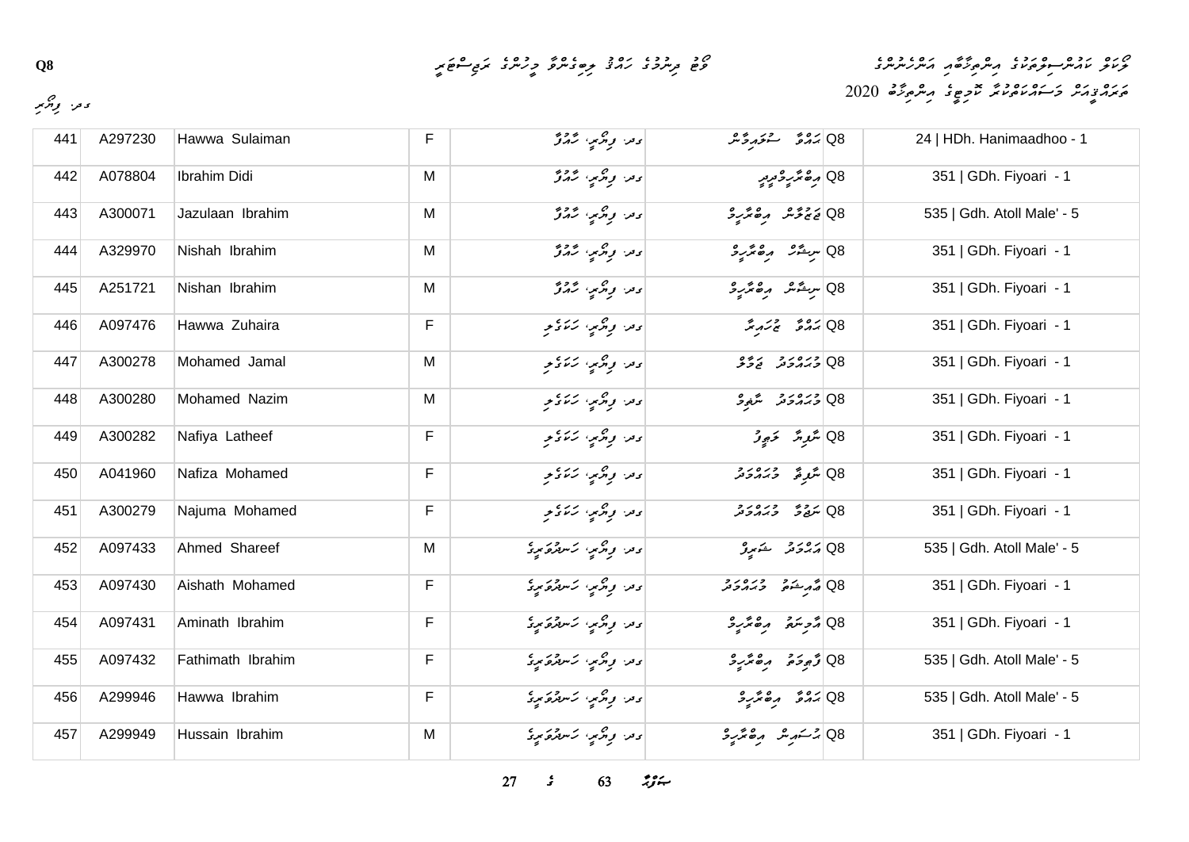| 441 | A297230 | Hawwa Sulaiman | F | ގދ. ފިޔޯރީ، ހާމުފާ | Q8 ހައްވާ ސުލައިމާން | 24 \| HDh. Hanimaadhoo - 1 |
|---|---|---|---|---|---|---|
| 442 | A078804 | Ibrahim Didi | M | ގދ. ފިޔޯރީ، ހާމުފާ | Q8 އިބްރާހީމްދީދީ | 351 \| GDh. Fiyoari - 1 |
| 443 | A300071 | Jazulaan Ibrahim | M | ގދ. ފިޔޯރީ، ހާމުފާ | Q8 ޖަޒުލާން އިބްރާހީމް | 535 \| Gdh. Atoll Male' - 5 |
| 444 | A329970 | Nishah Ibrahim | M | ގދ. ފިޔޯރީ، ހާމުފާ | Q8 ނިޝާހް އިބްރާހީމް | 351 \| GDh. Fiyoari - 1 |
| 445 | A251721 | Nishan Ibrahim | M | ގދ. ފިޔޯރީ، ހާމުފާ | Q8 ނިޝާން އިބްރާހީމް | 351 \| GDh. Fiyoari - 1 |
| 446 | A097476 | Hawwa Zuhaira | F | ގދ. ފިޔޯރީ، ހަނަގުލި | Q8 ހައްވާ ޒުހައިރާ | 351 \| GDh. Fiyoari - 1 |
| 447 | A300278 | Mohamed Jamal | M | ގދ. ފިޔޯރީ، ހަނަގުލި | Q8 މުހައްމަދު ޖަމާލް | 351 \| GDh. Fiyoari - 1 |
| 448 | A300280 | Mohamed Nazim | M | ގދ. ފިޔޯރީ، ހަނަގުލި | Q8 މުހައްމަދު ނާޒިމް | 351 \| GDh. Fiyoari - 1 |
| 449 | A300282 | Nafiya Latheef | F | ގދ. ފިޔޯރީ، ހަނަގުލި | Q8 ނާފިޔާ ލަޠީފު | 351 \| GDh. Fiyoari - 1 |
| 450 | A041960 | Nafiza Mohamed | F | ގދ. ފިޔޯރީ، ހަނަގުލި | Q8 ނާފިޒާ މުހައްމަދު | 351 \| GDh. Fiyoari - 1 |
| 451 | A300279 | Najuma Mohamed | F | ގދ. ފިޔޯރީ، ހަނަގުލި | Q8 ނަޖުމާ މުހައްމަދު | 351 \| GDh. Fiyoari - 1 |
| 452 | A097433 | Ahmed Shareef | M | ގދ. ފިޔޯރީ، ހަނދުމަތީގެ | Q8 އަހުމަދު ޝަރީފު | 535 \| Gdh. Atoll Male' - 5 |
| 453 | A097430 | Aishath Mohamed | F | ގދ. ފިޔޯރީ، ހަނދުމަތީގެ | Q8 އާއިޝަތު މުހައްމަދު | 351 \| GDh. Fiyoari - 1 |
| 454 | A097431 | Aminath Ibrahim | F | ގދ. ފިޔޯރީ، ހަނދުމަތީގެ | Q8 އާމިނަތު އިބްރާހީމް | 351 \| GDh. Fiyoari - 1 |
| 455 | A097432 | Fathimath Ibrahim | F | ގދ. ފިޔޯރީ، ހަނދުމަތީގެ | Q8 ފާތިމަތު އިބްރާހީމް | 535 \| Gdh. Atoll Male' - 5 |
| 456 | A299946 | Hawwa Ibrahim | F | ގދ. ފިޔޯރީ، ހަނދުމަތީގެ | Q8 ހައްވާ އިބްރާހީމް | 535 \| Gdh. Atoll Male' - 5 |
| 457 | A299949 | Hussain Ibrahim | M | ގދ. ފިޔޯރީ، ހަނދުމަތީގެ | Q8 ހުސައިން އިބްރާހީމް | 351 \| GDh. Fiyoari - 1 |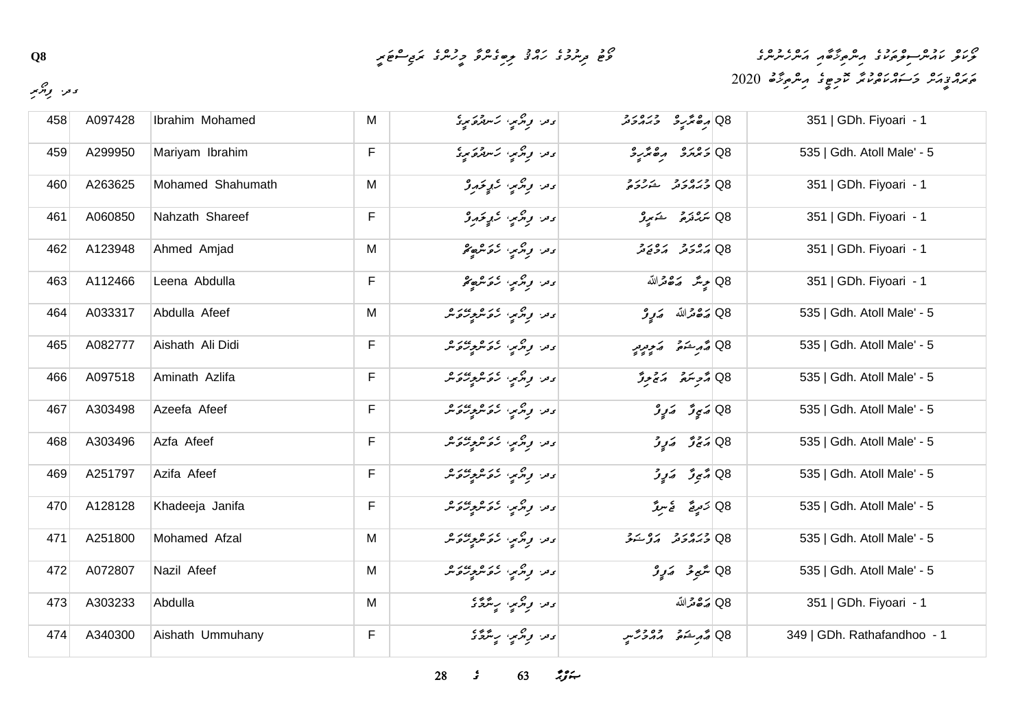ގުޅޭ ދިދުގުގެ ހައްގު ލިބިގެންވާ ވޯޓަރުންގެ ލިސްޓު Q8 ވަނަ ގޮނޑި

ދ. ފިޔޯރީ

| 458 | A097428 | Ibrahim Mohamed | M | ގދ. ފިޔޯރީ، ހަނދުވަރީގެ | ރހ ﷲބ Q8 | 351 \| GDh. Fiyoari - 1 |
|---|---|---|---|---|---|---|
| 459 | A299950 | Mariyam Ibrahim | F | ގދ. ފިޔޯރީ، ހަނދުވަރީގެ | މަރިޔަމް އިބްރާހީމް Q8 | 535 \| Gdh. Atoll Male' - 5 |
| 460 | A263625 | Mohamed Shahumath | M | ގދ. ފިޔޯރީ، ހުވަފެނު | މުހައްމަދު ޝަހުމަތު Q8 | 351 \| GDh. Fiyoari - 1 |
| 461 | A060850 | Nahzath Shareef | F | ގދ. ފިޔޯރީ، ހުވަފެނު | ނަހްޒަތު ޝަރީފު Q8 | 351 \| GDh. Fiyoari - 1 |
| 462 | A123948 | Ahmed Amjad | M | ގދ. ފިޔޯރީ، ހުވަނދުބާ | އަހްމަދު އަމްޖަދު Q8 | 351 \| GDh. Fiyoari - 1 |
| 463 | A112466 | Leena Abdulla | F | ގދ. ފިޔޯރީ، ހުވަނދުބާ | ލީނާ އަބްދުﷲ Q8 | 351 \| GDh. Fiyoari - 1 |
| 464 | A033317 | Abdulla Afeef | M | ގދ. ފިޔޯރީ، ހުވަނދުފިނޮޅު | އަބްދުﷲ އަފީފު Q8 | 535 \| Gdh. Atoll Male' - 5 |
| 465 | A082777 | Aishath Ali Didi | F | ގދ. ފިޔޯރީ، ހުވަނދުފިނޮޅު | އައިޝަތު އަލީދީދީ Q8 | 535 \| Gdh. Atoll Male' - 5 |
| 466 | A097518 | Aminath Azlifa | F | ގދ. ފިޔޯރީ، ހުވަނދުފިނޮޅު | އާމިނަތު އަޒްލިފާ Q8 | 535 \| Gdh. Atoll Male' - 5 |
| 467 | A303498 | Azeefa Afeef | F | ގދ. ފިޔޯރީ، ހުވަނދުފިނޮޅު | އަޒީފާ އަފީފު Q8 | 535 \| Gdh. Atoll Male' - 5 |
| 468 | A303496 | Azfa Afeef | F | ގދ. ފިޔޯރީ، ހުވަނދުފިނޮޅު | އަޒްފާ އަފީފު Q8 | 535 \| Gdh. Atoll Male' - 5 |
| 469 | A251797 | Azifa Afeef | F | ގދ. ފިޔޯރީ، ހުވަނދުފިނޮޅު | އާޒިފާ އަފީފު Q8 | 535 \| Gdh. Atoll Male' - 5 |
| 470 | A128128 | Khadeeja Janifa | F | ގދ. ފިޔޯރީ، ހުވަނދުފިނޮޅު | ޚަދީޖާ ޖާނިފާ Q8 | 535 \| Gdh. Atoll Male' - 5 |
| 471 | A251800 | Mohamed Afzal | M | ގދ. ފިޔޯރީ، ހުވަނދުފިނޮޅު | މުހައްމަދު އަފްޒަލް Q8 | 535 \| Gdh. Atoll Male' - 5 |
| 472 | A072807 | Nazil Afeef | M | ގދ. ފިޔޯރީ، ހުވަނދުފިނޮޅު | ނާޒިލް އަފީފު Q8 | 535 \| Gdh. Atoll Male' - 5 |
| 473 | A303233 | Abdulla | M | ގދ. ފިޔޯރީ، ހިނގާގެ | އަބްދުﷲ Q8 | 351 \| GDh. Fiyoari - 1 |
| 474 | A340300 | Aishath Ummuhany | F | ގދ. ފިޔޯރީ، ހިނގާގެ | އައިޝަތު އުއްމުހާނީ Q8 | 349 \| GDh. Rathafandhoo - 1 |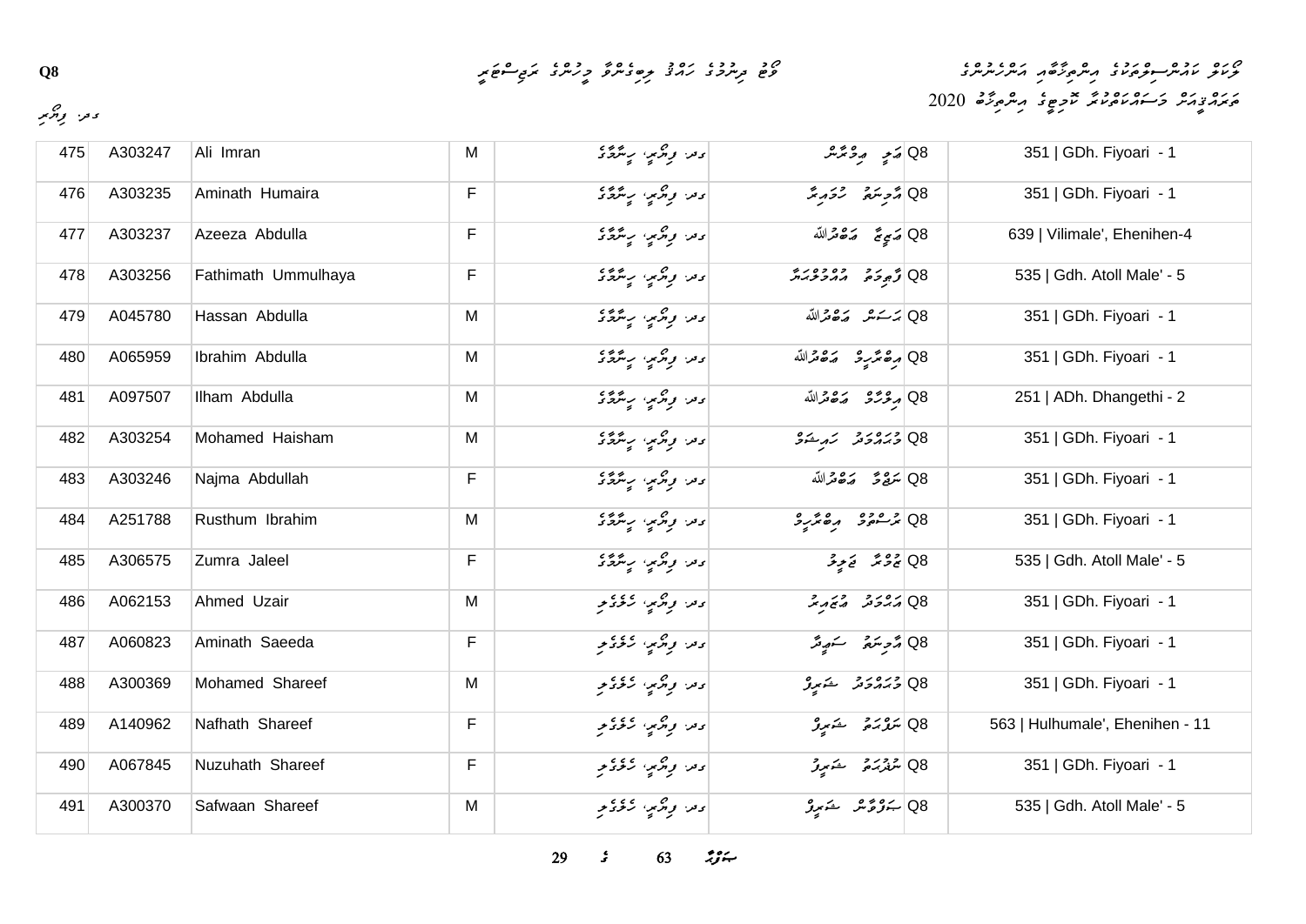| 475 | A303247 | Ali Imran | M | ގދ. ފިޔޯރީ، ހިނގާގެ | Q8 އަލީ އިމްރާން | 351 \| GDh. Fiyoari - 1 |
|---|---|---|---|---|---|---|
| 476 | A303235 | Aminath Humaira | F | ގދ. ފިޔޯރީ، ހިނގާގެ | Q8 އާމިނަތު ހުމައިރާ | 351 \| GDh. Fiyoari - 1 |
| 477 | A303237 | Azeeza Abdulla | F | ގދ. ފިޔޯރީ، ހިނގާގެ | Q8 އަޒީޒާ އަބްދުﷲ | 639 \| Vilimale', Ehenihen-4 |
| 478 | A303256 | Fathimath Ummulhaya | F | ގދ. ފިޔޯރީ، ހިނގާގެ | Q8 ފާތިމަތު އުއްމުލްހަޔާ | 535 \| Gdh. Atoll Male' - 5 |
| 479 | A045780 | Hassan Abdulla | M | ގދ. ފިޔޯރީ، ހިނގާގެ | Q8 ހަސަން އަބްދުﷲ | 351 \| GDh. Fiyoari - 1 |
| 480 | A065959 | Ibrahim Abdulla | M | ގދ. ފިޔޯރީ، ހިނގާގެ | Q8 އިބްރާހީމް އަބްދުﷲ | 351 \| GDh. Fiyoari - 1 |
| 481 | A097507 | Ilham Abdulla | M | ގދ. ފިޔޯރީ، ހިނގާގެ | Q8 އިލްހާމް އަބްދުﷲ | 251 \| ADh. Dhangethi - 2 |
| 482 | A303254 | Mohamed Haisham | M | ގދ. ފިޔޯރީ، ހިނގާގެ | Q8 މުހައްމަދު ހައިޝަމް | 351 \| GDh. Fiyoari - 1 |
| 483 | A303246 | Najma Abdullah | F | ގދ. ފިޔޯރީ، ހިނގާގެ | Q8 ނަޖްމާ އަބްދުﷲ | 351 \| GDh. Fiyoari - 1 |
| 484 | A251788 | Rusthum Ibrahim | M | ގދ. ފިޔޯރީ، ހިނގާގެ | Q8 ރުސްތުމް އިބްރާހީމް | 351 \| GDh. Fiyoari - 1 |
| 485 | A306575 | Zumra Jaleel | F | ގދ. ފިޔޯރީ، ހިނގާގެ | Q8 ޒުމްރާ ޖަލީލް | 535 \| Gdh. Atoll Male' - 5 |
| 486 | A062153 | Ahmed Uzair | M | ގދ. ފިޔޯރީ، ހެވަގެ | Q8 އަހްމަދު އުޒައިރު | 351 \| GDh. Fiyoari - 1 |
| 487 | A060823 | Aminath Saeeda | F | ގދ. ފިޔޯރީ، ހެވަގެ | Q8 އާމިނަތު ސައީދާ | 351 \| GDh. Fiyoari - 1 |
| 488 | A300369 | Mohamed Shareef | M | ގދ. ފިޔޯރީ، ހެވަގެ | Q8 މުހައްމަދު ޝަރީފް | 351 \| GDh. Fiyoari - 1 |
| 489 | A140962 | Nafhath Shareef | F | ގދ. ފިޔޯރީ، ހެވަގެ | Q8 ނަފްހަތު ޝަރީފް | 563 \| Hulhumale', Ehenihen - 11 |
| 490 | A067845 | Nuzuhath Shareef | F | ގދ. ފިޔޯރީ، ހެވަގެ | Q8 ނުޒުހަތު ޝަރީފް | 351 \| GDh. Fiyoari - 1 |
| 491 | A300370 | Safwaan Shareef | M | ގދ. ފިޔޯރީ، ހެވަގެ | Q8 ސަފްވާން ޝަރީފް | 535 \| Gdh. Atoll Male' - 5 |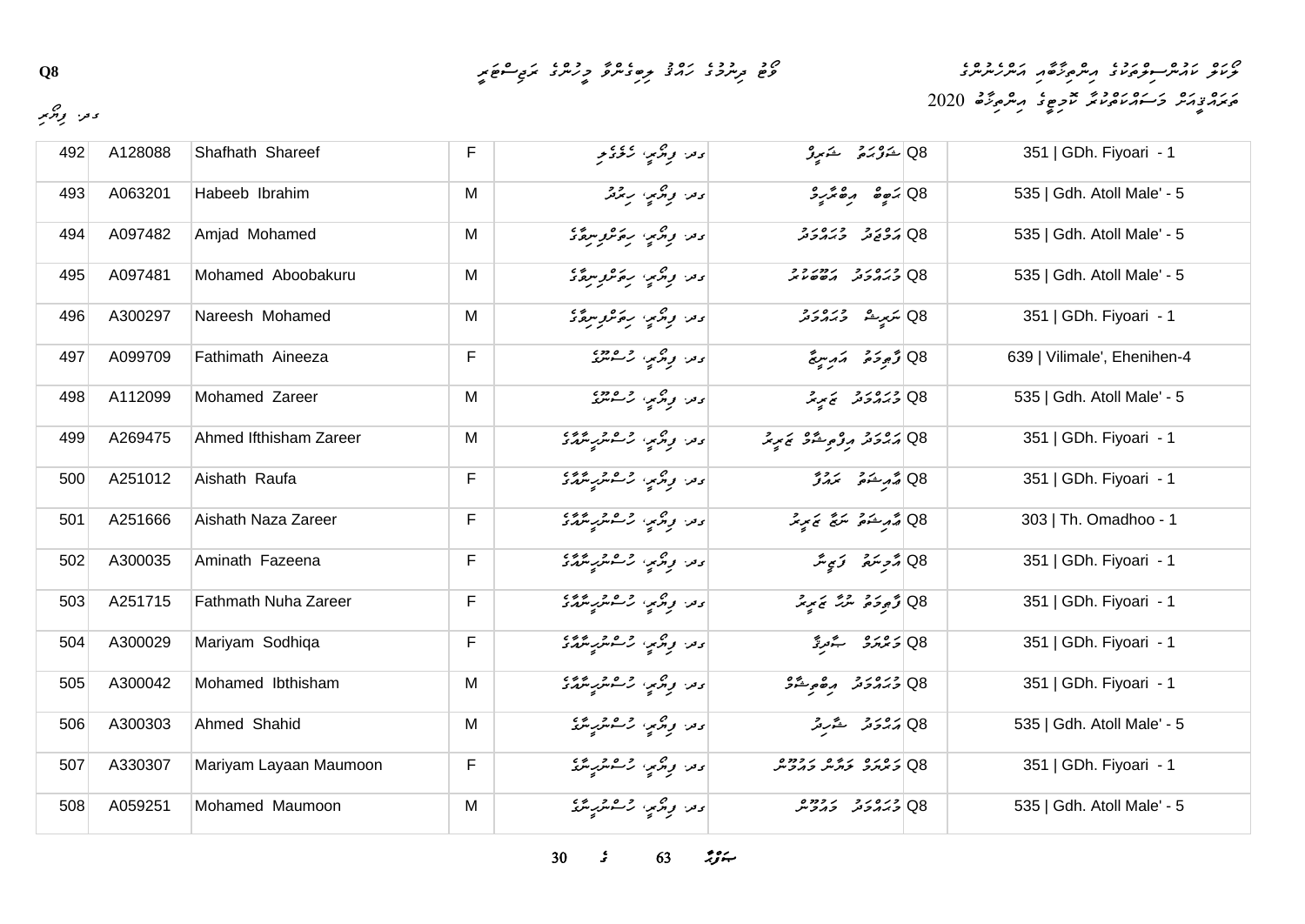| 492 | A128088 | Shafhath Shareef | F | ގދ. ފިޔޯރީ، ހެވެރެވިލާ | Q8 ޝަފްހަތު ޝަރީފު | 351 \| GDh. Fiyoari - 1 |
|---|---|---|---|---|---|---|
| 493 | A063201 | Habeeb Ibrahim | M | ގދ. ފިޔޯރީ، ހިރާދު | Q8 ހަބީބު އިބްރާހީމް | 535 \| Gdh. Atoll Male' - 5 |
| 494 | A097482 | Amjad Mohamed | M | ގދ. ފިޔޯރީ، ހިތަފުށިވިލާގެ | Q8 އަމްޖަދު މުޙައްމަދު | 535 \| Gdh. Atoll Male' - 5 |
| 495 | A097481 | Mohamed Aboobakuru | M | ގދ. ފިޔޯރީ، ހިތަފުށިވިލާގެ | Q8 މުޙައްމަދު އަބޫބަކުރު | 535 \| Gdh. Atoll Male' - 5 |
| 496 | A300297 | Nareesh Mohamed | M | ގދ. ފިޔޯރީ، ހިތަފުށިވިލާގެ | Q8 ނަރީޝް މުޙައްމަދު | 351 \| GDh. Fiyoari - 1 |
| 497 | A099709 | Fathimath Aineeza | F | ގދ. ފިޔޯރީ، ހުސްނޫރު | Q8 ފާތިމަތު އައިނީޒާ | 639 \| Vilimale', Ehenihen-4 |
| 498 | A112099 | Mohamed Zareer | M | ގދ. ފިޔޯރީ، ހުސްނޫރު | Q8 މުޙައްމަދު ޒަރީރު | 535 \| Gdh. Atoll Male' - 5 |
| 499 | A269475 | Ahmed Ifthisham Zareer | M | ގދ. ފިޔޯރީ، ހުސްނުހިޔާގެ | Q8 އަޙްމަދު އިފްތިޝާމް ޒަރީރު | 351 \| GDh. Fiyoari - 1 |
| 500 | A251012 | Aishath Raufa | F | ގދ. ފިޔޯރީ، ހުސްނުހިޔާގެ | Q8 އާއިޝަތު ރައުފާ | 351 \| GDh. Fiyoari - 1 |
| 501 | A251666 | Aishath Naza Zareer | F | ގދ. ފިޔޯރީ، ހުސްނުހިޔާގެ | Q8 އާއިޝަތު ނަޒާ ޒަރީރު | 303 \| Th. Omadhoo - 1 |
| 502 | A300035 | Aminath Fazeena | F | ގދ. ފިޔޯރީ، ހުސްނުހިޔާގެ | Q8 އާމިނަތު ފަޒީނާ | 351 \| GDh. Fiyoari - 1 |
| 503 | A251715 | Fathmath Nuha Zareer | F | ގދ. ފިޔޯރީ، ހުސްނުހިޔާގެ | Q8 ފާތިމަތު ނުހާ ޒަރީރު | 351 \| GDh. Fiyoari - 1 |
| 504 | A300029 | Mariyam Sodhiqa | F | ގދ. ފިޔޯރީ، ހުސްނުހިޔާގެ | Q8 މަރިޔަމް ސާދިޤާ | 351 \| GDh. Fiyoari - 1 |
| 505 | A300042 | Mohamed Ibthisham | M | ގދ. ފިޔޯރީ، ހުސްނުހިޔާގެ | Q8 މުޙައްމަދު އިބްތިޝާމް | 351 \| GDh. Fiyoari - 1 |
| 506 | A300303 | Ahmed Shahid | M | ގދ. ފިޔޯރީ، ހުސްނުހިޔާ | Q8 އަޙްމަދު ޝާހިދު | 535 \| Gdh. Atoll Male' - 5 |
| 507 | A330307 | Mariyam Layaan Maumoon | F | ގދ. ފިޔޯރީ، ހުސްނުހިޔާ | Q8 މަރިޔަމް ލަޔާން މައުމޫން | 351 \| GDh. Fiyoari - 1 |
| 508 | A059251 | Mohamed Maumoon | M | ގދ. ފިޔޯރީ، ހުސްނުހިޔާ | Q8 މުޙައްމަދު މައުމޫން | 535 \| Gdh. Atoll Male' - 5 |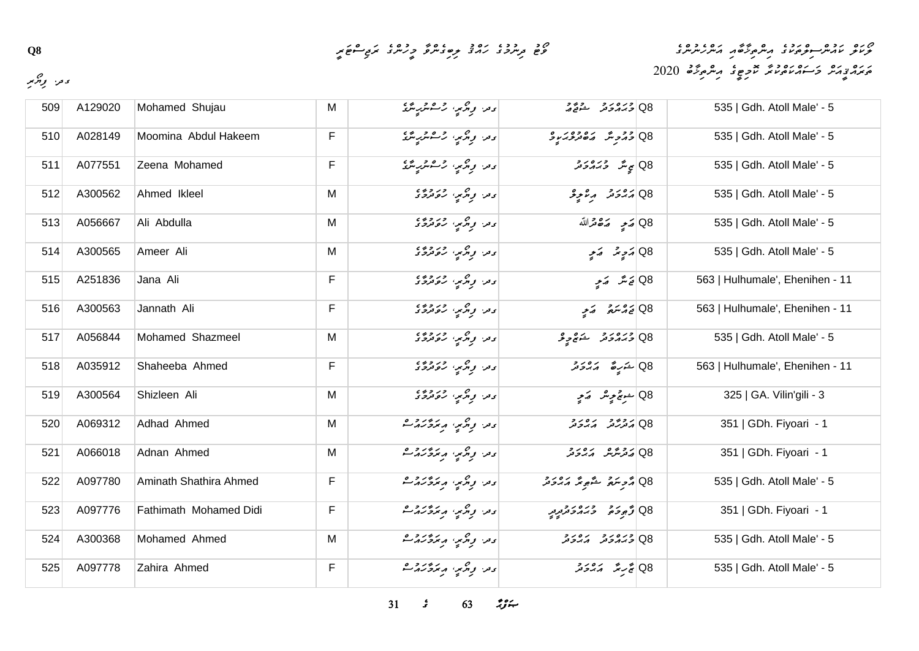ގެ. ފިޔޯރީ

| 509 | A129020 | Mohamed Shujau | M | ގދ. ފިޔޯރީ، ހުސްނުހިޔާ | Q8 ޝުޖާޢު ﻣﺤﻤﺪ | 535 \| Gdh. Atoll Male' - 5 |
|---|---|---|---|---|---|---|
| 510 | A028149 | Moomina Abdul Hakeem | F | ގދ. ފިޔޯރީ، ހުސްނުހިޔާ | Q8 މޫމިނާ ޢަބްދުލްޙަކީމް | 535 \| Gdh. Atoll Male' - 5 |
| 511 | A077551 | Zeena Mohamed | F | ގދ. ފިޔޯރީ، ހުސްނުހިޔާ | Q8 ޒީނާ މުޙައްމަދު | 535 \| Gdh. Atoll Male' - 5 |
| 512 | A300562 | Ahmed Ikleel | M | ގދ. ފިޔޯރީ، ހުވަދުމާގެ | Q8 އަޙްމަދު އިކުލީލް | 535 \| Gdh. Atoll Male' - 5 |
| 513 | A056667 | Ali Abdulla | M | ގދ. ފިޔޯރީ، ހުވަދުމާގެ | Q8 ޢަލީ ޢަބްދުﷲ | 535 \| Gdh. Atoll Male' - 5 |
| 514 | A300565 | Ameer Ali | M | ގދ. ފިޔޯރީ، ހުވަދުމާގެ | Q8 އަމީރު ޢަލީ | 535 \| Gdh. Atoll Male' - 5 |
| 515 | A251836 | Jana Ali | F | ގދ. ފިޔޯރީ، ހުވަދުމާގެ | Q8 ޖަނާ ޢަލީ | 563 \| Hulhumale', Ehenihen - 11 |
| 516 | A300563 | Jannath Ali | F | ގދ. ފިޔޯރީ، ހުވަދުމާގެ | Q8 ޖަންނަތު ޢަލީ | 563 \| Hulhumale', Ehenihen - 11 |
| 517 | A056844 | Mohamed Shazmeel | M | ގދ. ފިޔޯރީ، ހުވަދުމާގެ | Q8 މުޙައްމަދު ޝަޒްމީލް | 535 \| Gdh. Atoll Male' - 5 |
| 518 | A035912 | Shaheeba Ahmed | F | ގދ. ފިޔޯރީ، ހުވަދުމާގެ | Q8 ޝަހީބާ އަޙްމަދު | 563 \| Hulhumale', Ehenihen - 11 |
| 519 | A300564 | Shizleen Ali | M | ގދ. ފިޔޯރީ، ހުވަދުމާގެ | Q8 ޝިޒްލީން ޢަލީ | 325 \| GA. Vilin'gili - 3 |
| 520 | A069312 | Adhad Ahmed | M | ގދ. ފިޔޯރީ، އިރަވާހައުސް | Q8 އަދުހަދު އަޙްމަދު | 351 \| GDh. Fiyoari - 1 |
| 521 | A066018 | Adnan Ahmed | M | ގދ. ފިޔޯރީ، އިރަވާހައުސް | Q8 އަދުނާން އަޙްމަދު | 351 \| GDh. Fiyoari - 1 |
| 522 | A097780 | Aminath Shathira Ahmed | F | ގދ. ފިޔޯރީ، އިރަވާހައުސް | Q8 އާމިނަތު ޝާތިރާ އަޙްމަދު | 535 \| Gdh. Atoll Male' - 5 |
| 523 | A097776 | Fathimath Mohamed Didi | F | ގދ. ފިޔޯރީ، އިރަވާހައުސް | Q8 ފާތިމަތު މުޙައްމަދުދީދީ | 351 \| GDh. Fiyoari - 1 |
| 524 | A300368 | Mohamed Ahmed | M | ގދ. ފިޔޯރީ، އިރަވާހައުސް | Q8 މުޙައްމަދު އަޙްމަދު | 535 \| Gdh. Atoll Male' - 5 |
| 525 | A097778 | Zahira Ahmed | F | ގދ. ފިޔޯރީ، އިރަވާހައުސް | Q8 ޒާހިރާ އަޙްމަދު | 535 \| Gdh. Atoll Male' - 5 |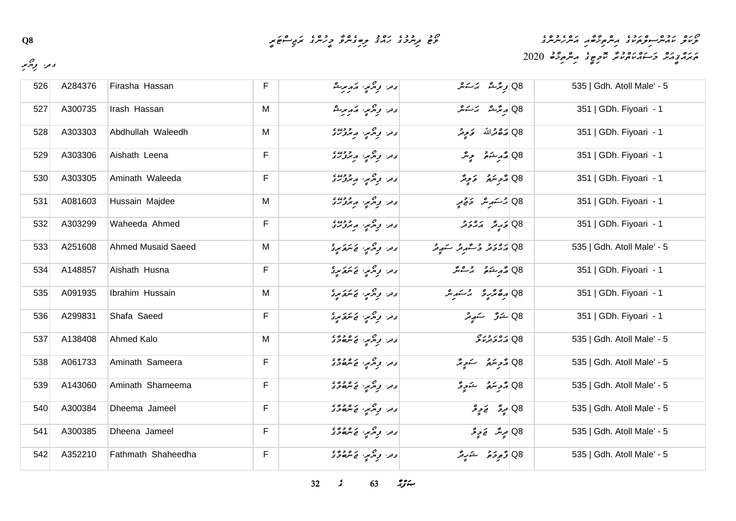| 526 | A284376 | Firasha Hassan | F | ގދ. ފިޔޮރީ، ޢަރިރީޝް | Q8 ފިރާޝާ ޙަސަން | 535 \| Gdh. Atoll Male' - 5 |
|---|---|---|---|---|---|---|
| 527 | A300735 | Irash Hassan | M | ގދ. ފިޔޮރީ، ޢަރިރީޝް | Q8 އިރާޝް ޙަސަން | 351 \| GDh. Fiyoari - 1 |
| 528 | A303303 | Abdhullah Waleedh | M | ގދ. ފިޔޮރީ، އިރުމާގޭ | Q8 ޢަބްދުﷲ ވަލީދު | 351 \| GDh. Fiyoari - 1 |
| 529 | A303306 | Aishath Leena | F | ގދ. ފިޔޮރީ، އިރުމާގޭ | Q8 ޢާއިޝަތު ލީނާ | 351 \| GDh. Fiyoari - 1 |
| 530 | A303305 | Aminath Waleeda | F | ގދ. ފިޔޮރީ، އިރުމާގޭ | Q8 އާމިނަތު ވަލީދާ | 351 \| GDh. Fiyoari - 1 |
| 531 | A081603 | Hussain Majdee | M | ގދ. ފިޔޮރީ، އިރުމާގޭ | Q8 ހުސައިން މަޖްދީ | 351 \| GDh. Fiyoari - 1 |
| 532 | A303299 | Waheeda Ahmed | F | ގދ. ފިޔޮރީ، އިރުމާގޭ | Q8 ވަހީދާ އަޙްމަދު | 351 \| GDh. Fiyoari - 1 |
| 533 | A251608 | Ahmed Musaid Saeed | M | ގދ. ފިޔޮރީ، ޖަނަވަރީގެ | Q8 އަޙްމަދު މުސާޢިދު ސަޢީދު | 535 \| Gdh. Atoll Male' - 5 |
| 534 | A148857 | Aishath Husna | F | ގދ. ފިޔޮރީ، ޖަނަވަރީގެ | Q8 ޢާއިޝަތު ހުސްނާ | 351 \| GDh. Fiyoari - 1 |
| 535 | A091935 | Ibrahim Hussain | M | ގދ. ފިޔޮރީ، ޖަނަވަރީގެ | Q8 އިބްރާހީމް ހުސައިން | 351 \| GDh. Fiyoari - 1 |
| 536 | A299831 | Shafa Saeed | F | ގދ. ފިޔޮރީ، ޖަނަވަރީގެ | Q8 ޝަފާ ސަޢީދު | 351 \| GDh. Fiyoari - 1 |
| 537 | A138408 | Ahmed Kalo | M | ގދ. ފިޔޮރީ، ޖަންބުމާގެ | Q8 އަޙްމަދުކަލޯ | 535 \| Gdh. Atoll Male' - 5 |
| 538 | A061733 | Aminath Sameera | F | ގދ. ފިޔޮރީ، ޖަންބުމާގެ | Q8 އާމިނަތު ސަމީރާ | 535 \| Gdh. Atoll Male' - 5 |
| 539 | A143060 | Aminath Shameema | F | ގދ. ފިޔޮރީ، ޖަންބުމާގެ | Q8 އާމިނަތު ޝަމީމާ | 535 \| Gdh. Atoll Male' - 5 |
| 540 | A300384 | Dheema Jameel | F | ގދ. ފިޔޮރީ، ޖަންބުމާގެ | Q8 ދީމާ ޖަމީލް | 535 \| Gdh. Atoll Male' - 5 |
| 541 | A300385 | Dheena Jameel | F | ގދ. ފިޔޮރީ، ޖަންބުމާގެ | Q8 ދީނާ ޖަމީލް | 535 \| Gdh. Atoll Male' - 5 |
| 542 | A352210 | Fathmath Shaheedha | F | ގދ. ފިޔޮރީ، ޖަންބުމާގެ | Q8 ފާތިމަތު ޝަހީދާ | 535 \| Gdh. Atoll Male' - 5 |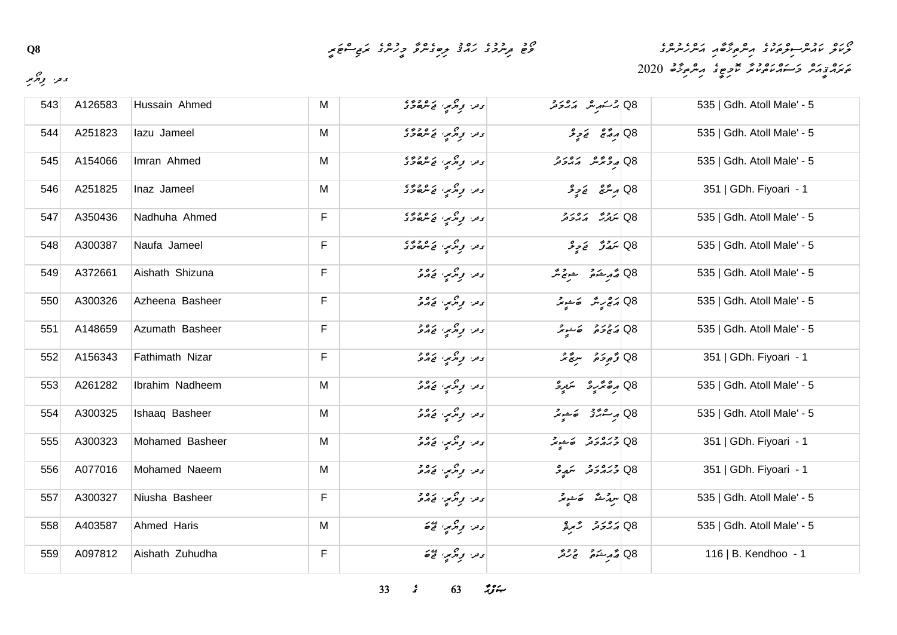ގދ. ފިޔޯރީ

| 543 | A126583 | Hussain Ahmed | M | ގދ. ފިޔޯރީ، ޖަންބުމާގެ | ޙުސައިން އަޙްމަދު Q8 | 535 \| Gdh. Atoll Male' - 5 |
|---|---|---|---|---|---|---|
| 544 | A251823 | Iazu Jameel | M | ގދ. ފިޔޯރީ، ޖަންބުމާގެ | އިއާޒު ޖަމީލް Q8 | 535 \| Gdh. Atoll Male' - 5 |
| 545 | A154066 | Imran Ahmed | M | ގދ. ފިޔޯރީ، ޖަންބުމާގެ | އިމްރާން އަޙްމަދު Q8 | 535 \| Gdh. Atoll Male' - 5 |
| 546 | A251825 | Inaz Jameel | M | ގދ. ފިޔޯރީ، ޖަންބުމާގެ | އިނާޒް ޖަމީލް Q8 | 351 \| GDh. Fiyoari - 1 |
| 547 | A350436 | Nadhuha Ahmed | F | ގދ. ފިޔޯރީ، ޖަންބުމާގެ | ނަދުހާ އަޙްމަދު Q8 | 535 \| Gdh. Atoll Male' - 5 |
| 548 | A300387 | Naufa Jameel | F | ގދ. ފިޔޯރީ، ޖަންބުމާގެ | ނައުފާ ޖަމީލް Q8 | 535 \| Gdh. Atoll Male' - 5 |
| 549 | A372661 | Aishath Shizuna | F | ގދ. ފިޔޯރީ، ޖައުމު | އާއިޝަތު ޝިޒޫނާ Q8 | 535 \| Gdh. Atoll Male' - 5 |
| 550 | A300326 | Azheena Basheer | F | ގދ. ފިޔޯރީ، ޖައުމު | އަޒްހީނާ ބަޝީރު Q8 | 535 \| Gdh. Atoll Male' - 5 |
| 551 | A148659 | Azumath Basheer | F | ގދ. ފިޔޯރީ، ޖައުމު | އަޒުމަތު ބަޝީރު Q8 | 535 \| Gdh. Atoll Male' - 5 |
| 552 | A156343 | Fathimath Nizar | F | ގދ. ފިޔޯރީ، ޖައުމު | ފާތިމަތު ނިޒާރު Q8 | 351 \| GDh. Fiyoari - 1 |
| 553 | A261282 | Ibrahim Nadheem | M | ގދ. ފިޔޯރީ، ޖައުމު | އިބްރާހީމް ނަދީމް Q8 | 535 \| Gdh. Atoll Male' - 5 |
| 554 | A300325 | Ishaaq Basheer | M | ގދ. ފިޔޯރީ، ޖައުމު | އިސްޙާޤު ބަޝީރު Q8 | 535 \| Gdh. Atoll Male' - 5 |
| 555 | A300323 | Mohamed Basheer | M | ގދ. ފިޔޯރީ، ޖައުމު | މުޙައްމަދު ބަޝީރު Q8 | 351 \| GDh. Fiyoari - 1 |
| 556 | A077016 | Mohamed Naeem | M | ގދ. ފިޔޯރީ، ޖައުމު | މުޙައްމަދު ނައީމް Q8 | 351 \| GDh. Fiyoari - 1 |
| 557 | A300327 | Niusha Basheer | F | ގދ. ފިޔޯރީ، ޖައުމު | ނިއުޝާ ބަޝީރު Q8 | 535 \| Gdh. Atoll Male' - 5 |
| 558 | A403587 | Ahmed Haris | M | ގދ. ފިޔޯރީ، ޖޯބަ | އަޙްމަދު ހާރިސް Q8 | 535 \| Gdh. Atoll Male' - 5 |
| 559 | A097812 | Aishath Zuhudha | F | ގދ. ފިޔޯރީ، ޖޯބަ | އާއިޝަތު ޒުހުދާ Q8 | 116 \| B. Kendhoo - 1 |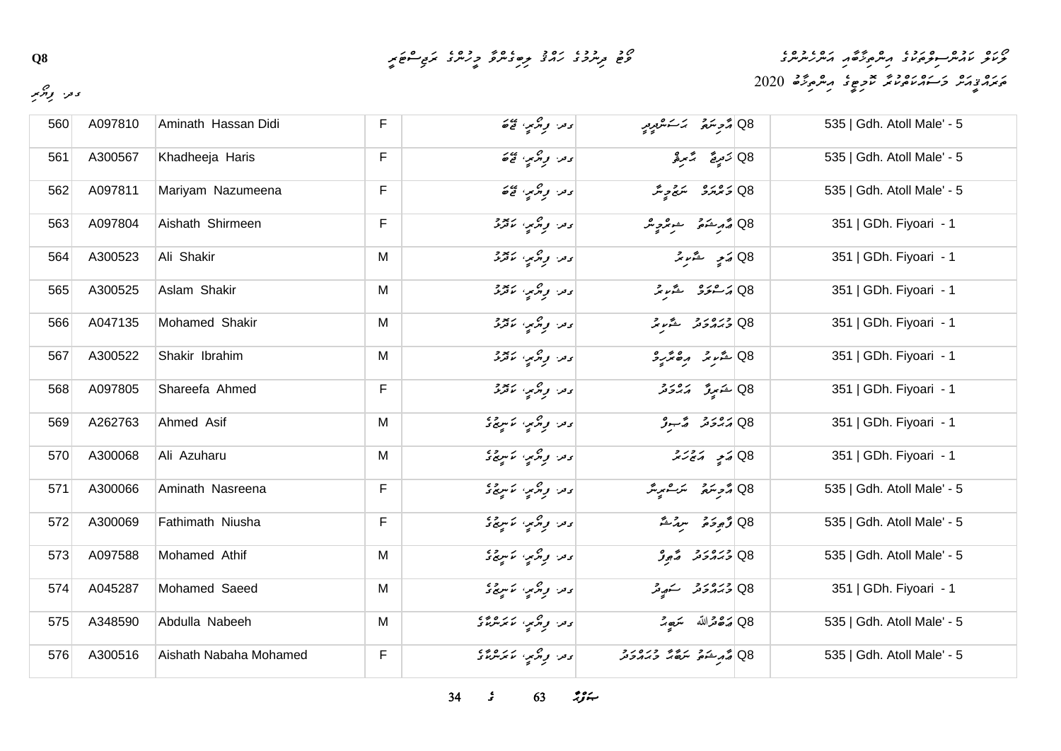ގެ. ފިޔޯރީ

| 560 | A097810 | Aminath Hassan Didi | F | ގެ. ފިޔޯރީ، ޗާބާ | Q8 އާމިނަތު ހަސަންދީދީ | 535 \| Gdh. Atoll Male' - 5 |
|---|---|---|---|---|---|---|
| 561 | A300567 | Khadheeja Haris | F | ގެ. ފިޔޯރީ، ޗާބާ | Q8 ޚަދީޖާ ހާރިސް | 535 \| Gdh. Atoll Male' - 5 |
| 562 | A097811 | Mariyam Nazumeena | F | ގެ. ފިޔޯރީ، ޗާބާ | Q8 މަރިޔަމް ނަޒުމީނާ | 535 \| Gdh. Atoll Male' - 5 |
| 563 | A097804 | Aishath Shirmeen | F | ގެ. ފިޔޯރީ، ކަރޫދު | Q8 އާއިޝަތު ޝިރްމީން | 351 \| GDh. Fiyoari - 1 |
| 564 | A300523 | Ali Shakir | M | ގެ. ފިޔޯރީ، ކަރޫދު | Q8 އަލި ޝާކިރު | 351 \| GDh. Fiyoari - 1 |
| 565 | A300525 | Aslam Shakir | M | ގެ. ފިޔޯރީ، ކަރޫދު | Q8 އަސްލަމް ޝާކިރު | 351 \| GDh. Fiyoari - 1 |
| 566 | A047135 | Mohamed Shakir | M | ގެ. ފިޔޯރީ، ކަރޫދު | Q8 މުހައްމަދު ޝާކިރު | 351 \| GDh. Fiyoari - 1 |
| 567 | A300522 | Shakir Ibrahim | M | ގެ. ފިޔޯރީ، ކަރޫދު | Q8 ޝާކިރު އިބްރާހީމް | 351 \| GDh. Fiyoari - 1 |
| 568 | A097805 | Shareefa Ahmed | F | ގެ. ފިޔޯރީ، ކަރޫދު | Q8 ޝަރީފާ އަހުމަދު | 351 \| GDh. Fiyoari - 1 |
| 569 | A262763 | Ahmed Asif | M | ގެ. ފިޔޯރީ، ކަސިޖާގެ | Q8 އަހުމަދު އާސިފު | 351 \| GDh. Fiyoari - 1 |
| 570 | A300068 | Ali Azuharu | M | ގެ. ފިޔޯރީ، ކަސިޖާގެ | Q8 އަލި އަޒުހަރު | 351 \| GDh. Fiyoari - 1 |
| 571 | A300066 | Aminath Nasreena | F | ގެ. ފިޔޯރީ، ކަސިޖާގެ | Q8 އާމިނަތު ނަސްރީނާ | 535 \| Gdh. Atoll Male' - 5 |
| 572 | A300069 | Fathimath Niusha | F | ގެ. ފިޔޯރީ، ކަސިޖާގެ | Q8 ފާތިމަތު ނިއުޝާ | 535 \| Gdh. Atoll Male' - 5 |
| 573 | A097588 | Mohamed Athif | M | ގެ. ފިޔޯރީ، ކަސިޖާގެ | Q8 މުހައްމަދު އާތިފު | 535 \| Gdh. Atoll Male' - 5 |
| 574 | A045287 | Mohamed Saeed | M | ގެ. ފިޔޯރީ، ކަސިޖާގެ | Q8 މުހައްމަދު ސައީދު | 351 \| GDh. Fiyoari - 1 |
| 575 | A348590 | Abdulla Nabeeh | M | ގެ. ފިޔޯރީ، ކަރަންކާގެ | Q8 އަބްދުﷲ ނަބީހު | 535 \| Gdh. Atoll Male' - 5 |
| 576 | A300516 | Aishath Nabaha Mohamed | F | ގެ. ފިޔޯރީ، ކަރަންކާގެ | Q8 އާއިޝަތު ނަބާހާ މުހައްމަދު | 535 \| Gdh. Atoll Male' - 5 |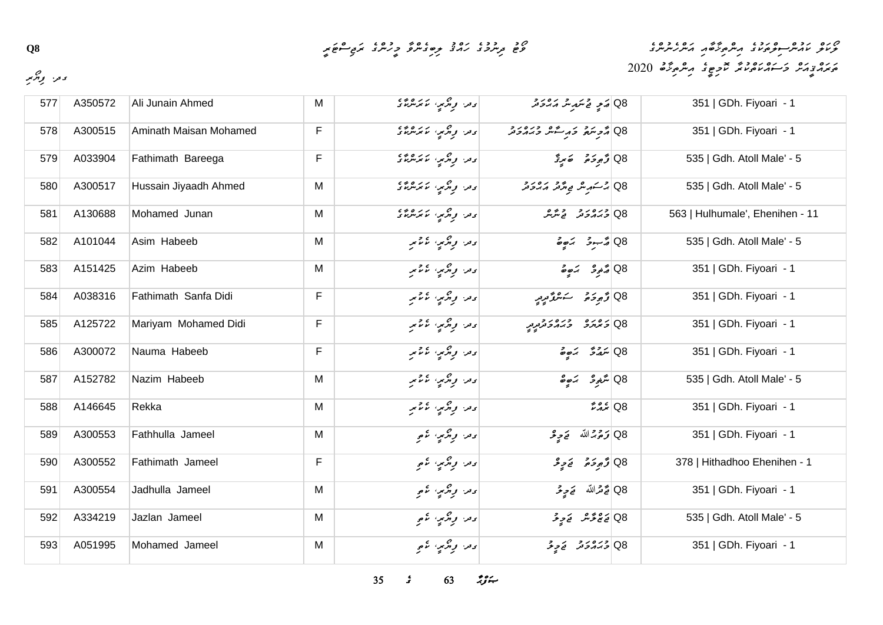| 577 | A350572 | Ali Junain Ahmed | M | ގދ. ފިޔޯރީ، ކަރަންކާގޭ | Q8 އަލި ޖުނައިން އަޙްމަދު | 351 \| GDh. Fiyoari - 1 |
|---|---|---|---|---|---|---|
| 578 | A300515 | Aminath Maisan Mohamed | F | ގދ. ފިޔޯރީ، ކަރަންކާގޭ | Q8 އާމިނަތު މައިސަން މުޙައްމަދު | 351 \| GDh. Fiyoari - 1 |
| 579 | A033904 | Fathimath Bareega | F | ގދ. ފިޔޯރީ، ކަރަންކާގޭ | Q8 ފާތިމަތު ބަރީގާ | 535 \| Gdh. Atoll Male' - 5 |
| 580 | A300517 | Hussain Jiyaadh Ahmed | M | ގދ. ފިޔޯރީ، ކަރަންކާގޭ | Q8 ހުސައިން ޖިޔާދު އަޙްމަދު | 535 \| Gdh. Atoll Male' - 5 |
| 581 | A130688 | Mohamed Junan | M | ގދ. ފިޔޯރީ، ކަރަންކާގޭ | Q8 މުޙައްމަދު ޖުނާން | 563 \| Hulhumale', Ehenihen - 11 |
| 582 | A101044 | Asim Habeeb | M | ގދ. ފިޔޯރީ، ކާމިނީ | Q8 އާސިމް ހަބީބް | 535 \| Gdh. Atoll Male' - 5 |
| 583 | A151425 | Azim Habeeb | M | ގދ. ފިޔޯރީ، ކާމިނީ | Q8 އާޒިމް ހަބީބް | 351 \| GDh. Fiyoari - 1 |
| 584 | A038316 | Fathimath Sanfa Didi | F | ގދ. ފިޔޯރީ، ކާމިނީ | Q8 ފާތިމަތު ސަންފާދީދީ | 351 \| GDh. Fiyoari - 1 |
| 585 | A125722 | Mariyam Mohamed Didi | F | ގދ. ފިޔޯރީ، ކާމިނީ | Q8 މަރިޔަމް މުޙައްމަދުދީދީ | 351 \| GDh. Fiyoari - 1 |
| 586 | A300072 | Nauma Habeeb | F | ގދ. ފިޔޯރީ، ކާމިނީ | Q8 ނައުމާ ހަބީބް | 351 \| GDh. Fiyoari - 1 |
| 587 | A152782 | Nazim Habeeb | M | ގދ. ފިޔޯރީ، ކާމިނީ | Q8 ނާޒިމް ހަބީބް | 535 \| Gdh. Atoll Male' - 5 |
| 588 | A146645 | Rekka | M | ގދ. ފިޔޯރީ، ކާމިނީ | Q8 ރެއްކާ | 351 \| GDh. Fiyoari - 1 |
| 589 | A300553 | Fathhulla Jameel | M | ގދ. ފިޔޯރީ، ކާލި | Q8 ފަތުހުﷲ ޖަމީލް | 351 \| GDh. Fiyoari - 1 |
| 590 | A300552 | Fathimath Jameel | F | ގދ. ފިޔޯރީ، ކާލި | Q8 ފާތިމަތު ޖަމީލް | 378 \| Hithadhoo Ehenihen - 1 |
| 591 | A300554 | Jadhulla Jameel | M | ގދ. ފިޔޯރީ، ކާލި | Q8 ޖަދުﷲ ޖަމީލް | 351 \| GDh. Fiyoari - 1 |
| 592 | A334219 | Jazlan Jameel | M | ގދ. ފިޔޯރީ، ކާލި | Q8 ޖަޒްލާން ޖަމީލް | 535 \| Gdh. Atoll Male' - 5 |
| 593 | A051995 | Mohamed Jameel | M | ގދ. ފިޔޯރީ، ކާލި | Q8 މުޙައްމަދު ޖަމީލް | 351 \| GDh. Fiyoari - 1 |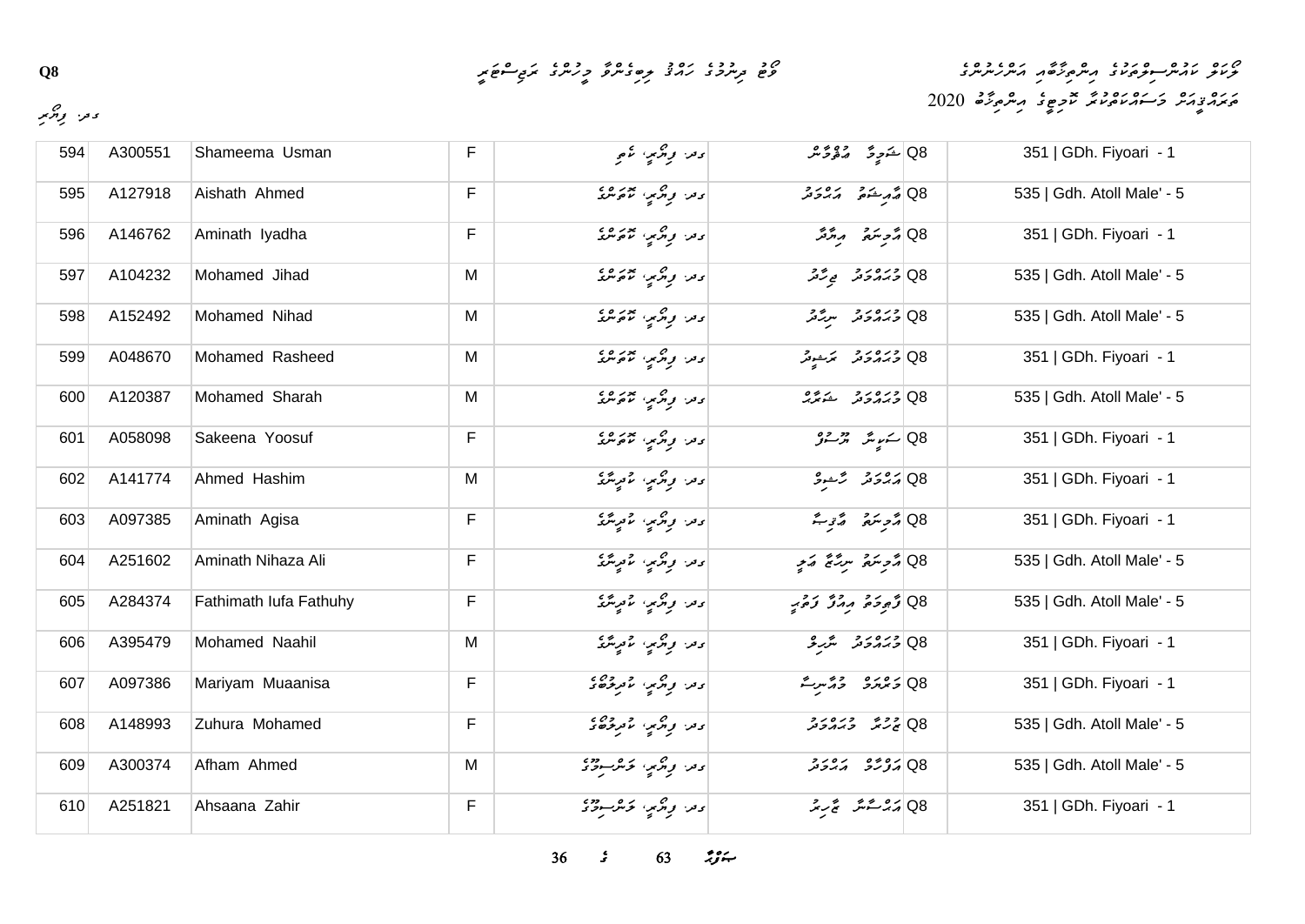| 594 | A300551 | Shameema Usman | F | ގދ. ފިޔޯރީ، ޝާޒި | Q8 ޝަމީމާ އުސްމާން | 351 \| GDh. Fiyoari - 1 |
|---|---|---|---|---|---|---|
| 595 | A127918 | Aishath Ahmed | F | ގދ. ފިޔޯރީ، ޝާތަރަސް | Q8 އާއިޝަތު އަހުމަދު | 535 \| Gdh. Atoll Male' - 5 |
| 596 | A146762 | Aminath Iyadha | F | ގދ. ފިޔޯރީ، ޝާތަރަސް | Q8 އާމިނަތު އިޔާދާ | 351 \| GDh. Fiyoari - 1 |
| 597 | A104232 | Mohamed Jihad | M | ގދ. ފިޔޯރީ، ޝާތަރަސް | Q8 މުހައްމަދު ޖިހާދު | 535 \| Gdh. Atoll Male' - 5 |
| 598 | A152492 | Mohamed Nihad | M | ގދ. ފިޔޯރީ، ޝާތަރަސް | Q8 މުހައްމަދު ނިހާދު | 535 \| Gdh. Atoll Male' - 5 |
| 599 | A048670 | Mohamed Rasheed | M | ގދ. ފިޔޯރީ، ޝާތަރަސް | Q8 މުހައްމަދު ރަޝީދު | 351 \| GDh. Fiyoari - 1 |
| 600 | A120387 | Mohamed Sharah | M | ގދ. ފިޔޯރީ، ޝާތަރަސް | Q8 މުހައްމަދު ޝަރަހް | 535 \| Gdh. Atoll Male' - 5 |
| 601 | A058098 | Sakeena Yoosuf | F | ގދ. ފިޔޯރީ، ޝާތަރަސް | Q8 ސަކީނާ ޔޫސުފް | 351 \| GDh. Fiyoari - 1 |
| 602 | A141774 | Ahmed Hashim | M | ގދ. ފިޔޯރީ، ޝާދިޔާގެ | Q8 އަހުމަދު ހާޝިމް | 351 \| GDh. Fiyoari - 1 |
| 603 | A097385 | Aminath Agisa | F | ގދ. ފިޔޯރީ، ޝާދިޔާގެ | Q8 އާމިނަތު އާގިސާ | 351 \| GDh. Fiyoari - 1 |
| 604 | A251602 | Aminath Nihaza Ali | F | ގދ. ފިޔޯރީ، ޝާދިޔާގެ | Q8 އާމިނަތު ނިހާޒާ އަލި | 535 \| Gdh. Atoll Male' - 5 |
| 605 | A284374 | Fathimath Iufa Fathuhy | F | ގދ. ފިޔޯރީ، ޝާދިޔާގެ | Q8 ފާތިމަތު އިއުފާ ފަތުހީ | 535 \| Gdh. Atoll Male' - 5 |
| 606 | A395479 | Mohamed Naahil | M | ގދ. ފިޔޯރީ، ޝާދިޔާގެ | Q8 މުހައްމަދު ނާހިލް | 351 \| GDh. Fiyoari - 1 |
| 607 | A097386 | Mariyam Muaanisa | F | ގދ. ފިޔޯރީ، ޝާދިވާގެ | Q8 މަރިޔަމް މުއާނިސާ | 351 \| GDh. Fiyoari - 1 |
| 608 | A148993 | Zuhura Mohamed | F | ގދ. ފިޔޯރީ، ޝާދިވާގެ | Q8 ޒުހުރާ މުހައްމަދު | 535 \| Gdh. Atoll Male' - 5 |
| 609 | A300374 | Afham Ahmed | M | ގދ. ފިޔޯރީ، ޝަންސުވާގެ | Q8 އަފްހާމް އަހުމަދު | 535 \| Gdh. Atoll Male' - 5 |
| 610 | A251821 | Ahsaana Zahir | F | ގދ. ފިޔޯރީ، ޝަންސުވާގެ | Q8 އަހުސާނާ ޒާހިރު | 351 \| GDh. Fiyoari - 1 |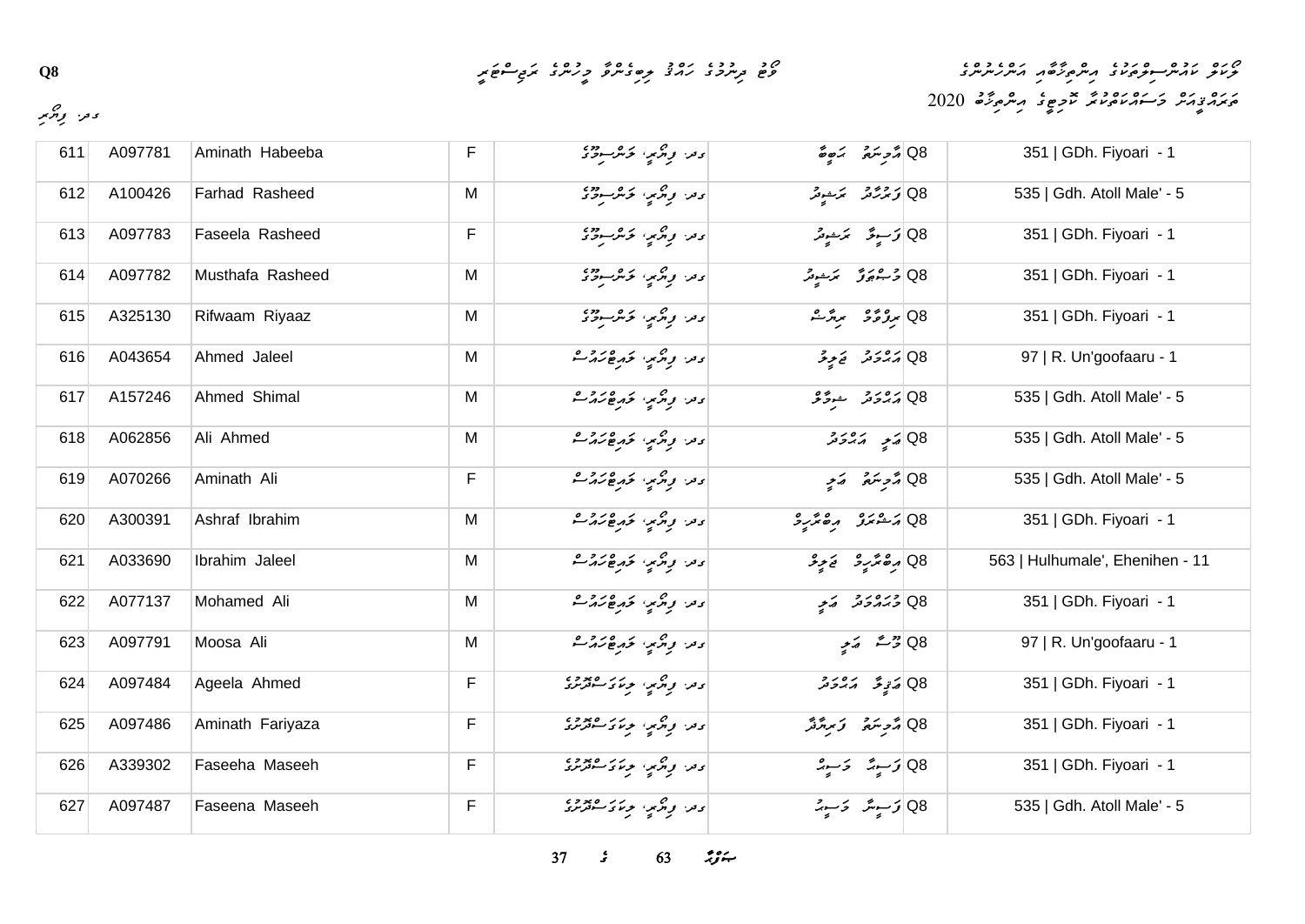| 611 | A097781 | Aminath Habeeba | F | ގދ. ފިޔޯރީ، ފަރުސަވީގެ | Q8 އާމިނަތު ހަބީބާ | 351 \| GDh. Fiyoari - 1 |
|---|---|---|---|---|---|---|
| 612 | A100426 | Farhad Rasheed | M | ގދ. ފިޔޯރީ، ފަރުސަވީގެ | Q8 ފަރުހާދު ރަޝީދު | 535 \| Gdh. Atoll Male' - 5 |
| 613 | A097783 | Faseela Rasheed | F | ގދ. ފިޔޯރީ، ފަރުސަވީގެ | Q8 ފަސީލާ ރަޝީދު | 351 \| GDh. Fiyoari - 1 |
| 614 | A097782 | Musthafa Rasheed | M | ގދ. ފިޔޯރީ، ފަރުސަވީގެ | Q8 މުސްތަފާ ރަޝީދު | 351 \| GDh. Fiyoari - 1 |
| 615 | A325130 | Rifwaam Riyaaz | M | ގދ. ފިޔޯރީ، ފަރުސަވީގެ | Q8 ރިފްވާމް ރިޔާޒް | 351 \| GDh. Fiyoari - 1 |
| 616 | A043654 | Ahmed Jaleel | M | ގދ. ފިޔޯރީ، ފަޔާޒްހައުސް | Q8 އަހުމަދު ޖަލީލު | 97 \| R. Un'goofaaru - 1 |
| 617 | A157246 | Ahmed Shimal | M | ގދ. ފިޔޯރީ، ފަޔާޒްހައުސް | Q8 އަހުމަދު ޝިމާލް | 535 \| Gdh. Atoll Male' - 5 |
| 618 | A062856 | Ali Ahmed | M | ގދ. ފިޔޯރީ، ފަޔާޒްހައުސް | Q8 އަލީ އަހުމަދު | 535 \| Gdh. Atoll Male' - 5 |
| 619 | A070266 | Aminath Ali | F | ގދ. ފިޔޯރީ، ފަޔާޒްހައުސް | Q8 އާމިނަތު އަލީ | 535 \| Gdh. Atoll Male' - 5 |
| 620 | A300391 | Ashraf Ibrahim | M | ގދ. ފިޔޯރީ، ފަޔާޒްހައުސް | Q8 އަޝްރަފް އިބްރާހީމް | 351 \| GDh. Fiyoari - 1 |
| 621 | A033690 | Ibrahim Jaleel | M | ގދ. ފިޔޯރީ، ފަޔާޒްހައުސް | Q8 އިބްރާހީމް ޖަލީލު | 563 \| Hulhumale', Ehenihen - 11 |
| 622 | A077137 | Mohamed Ali | M | ގދ. ފިޔޯރީ، ފަޔާޒްހައުސް | Q8 މުހައްމަދު އަލީ | 351 \| GDh. Fiyoari - 1 |
| 623 | A097791 | Moosa Ali | M | ގދ. ފިޔޯރީ، ފަޔާޒްހައުސް | Q8 މޫސާ އަލީ | 97 \| R. Un'goofaaru - 1 |
| 624 | A097484 | Ageela Ahmed | F | ގދ. ފިޔޯރީ، ފިނިފެންމާގެ | Q8 އަޤީލާ އަހުމަދު | 351 \| GDh. Fiyoari - 1 |
| 625 | A097486 | Aminath Fariyaza | F | ގދ. ފިޔޯރީ، ފިނިފެންމާގެ | Q8 އާމިނަތު ފަރިޔާޒާ | 351 \| GDh. Fiyoari - 1 |
| 626 | A339302 | Faseeha Maseeh | F | ގދ. ފިޔޯރީ، ފިނިފެންމާގެ | Q8 ފަސީހާ މަސީހު | 351 \| GDh. Fiyoari - 1 |
| 627 | A097487 | Faseena Maseeh | F | ގދ. ފިޔޯރީ، ފިނިފެންމާގެ | Q8 ފަސީނާ މަސީހު | 535 \| Gdh. Atoll Male' - 5 |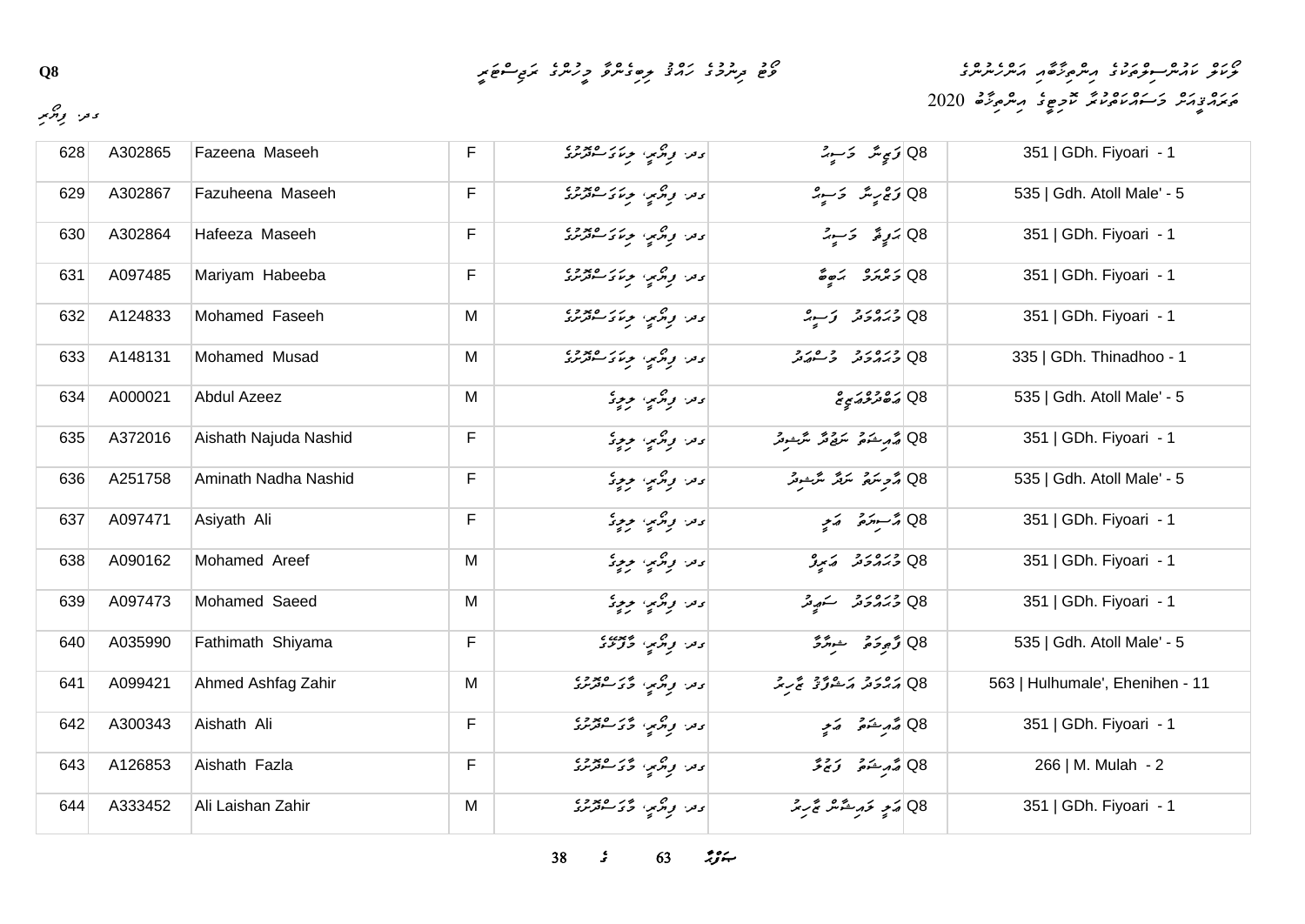| 628 | A302865 | Fazeena Maseeh | F | ގދ. ފިޔޯރީ، ރިޔާޒަސްޓަރރގެ | Q8 ފަޒީނާ މަސީޙް | 351 \| GDh. Fiyoari - 1 |
|---|---|---|---|---|---|---|
| 629 | A302867 | Fazuheena Maseeh | F | ގދ. ފިޔޯރީ، ރިޔާޒަސްޓަރރގެ | Q8 ފަޒުހީނާ މަސީޙް | 535 \| Gdh. Atoll Male' - 5 |
| 630 | A302864 | Hafeeza Maseeh | F | ގދ. ފިޔޯރީ، ރިޔާޒަސްޓަރރގެ | Q8 ހަފީޒާ މަސީޙް | 351 \| GDh. Fiyoari - 1 |
| 631 | A097485 | Mariyam Habeeba | F | ގދ. ފިޔޯރީ، ރިޔާޒަސްޓަރރގެ | Q8 މަރިޔަމް ހަބީބާ | 351 \| GDh. Fiyoari - 1 |
| 632 | A124833 | Mohamed Faseeh | M | ގދ. ފިޔޯރީ، ރިޔާޒަސްޓަރރގެ | Q8 މުހައްމަދު ފަސީޙް | 351 \| GDh. Fiyoari - 1 |
| 633 | A148131 | Mohamed Musad | M | ގދ. ފިޔޯރީ، ރިޔާޒަސްޓަރރގެ | Q8 މުހައްމަދު މުސްޢަދު | 335 \| GDh. Thinadhoo - 1 |
| 634 | A000021 | Abdul Azeez | M | ގދ. ފިޔޯރީ، ލިލީގެ | Q8 އަބްދުލްޢަޒީޒް | 535 \| Gdh. Atoll Male' - 5 |
| 635 | A372016 | Aishath Najuda Nashid | F | ގދ. ފިޔޯރީ، ލިލީގެ | Q8 އައިޝަތު ނަޖޫދާ ނާޝިދު | 351 \| GDh. Fiyoari - 1 |
| 636 | A251758 | Aminath Nadha Nashid | F | ގދ. ފިޔޯރީ، ލިލީގެ | Q8 އާމިނަތު ނަދާ ނާޝިދު | 535 \| Gdh. Atoll Male' - 5 |
| 637 | A097471 | Asiyath Ali | F | ގދ. ފިޔޯރީ، ލިލީގެ | Q8 އާސިޔަތު އަލީ | 351 \| GDh. Fiyoari - 1 |
| 638 | A090162 | Mohamed Areef | M | ގދ. ފިޔޯރީ، ލިލީގެ | Q8 މުހައްމަދު އަރީފް | 351 \| GDh. Fiyoari - 1 |
| 639 | A097473 | Mohamed Saeed | M | ގދ. ފިޔޯރީ، ލިލީގެ | Q8 މުހައްމަދު ސައީދު | 351 \| GDh. Fiyoari - 1 |
| 640 | A035990 | Fathimath Shiyama | F | ގދ. ފިޔޯރީ، މާފޮޅުގެ | Q8 ފާތިމަތު ޝިޔާމާ | 535 \| Gdh. Atoll Male' - 5 |
| 641 | A099421 | Ahmed Ashfag Zahir | M | ގދ. ފިޔޯރީ، މާގަސްޓަރރގެ | Q8 އަހުމަދު އަޝްފާގު ޒާހިރު | 563 \| Hulhumale', Ehenihen - 11 |
| 642 | A300343 | Aishath Ali | F | ގދ. ފިޔޯރީ، މާގަސްޓަރރގެ | Q8 އައިޝަތު އަލީ | 351 \| GDh. Fiyoari - 1 |
| 643 | A126853 | Aishath Fazla | F | ގދ. ފިޔޯރީ، މާގަސްޓަރރގެ | Q8 އައިޝަތު ފަޟްލާ | 266 \| M. Mulah - 2 |
| 644 | A333452 | Ali Laishan Zahir | M | ގދ. ފިޔޯރީ، މާގަސްޓަރރގެ | Q8 އަލީ ލައިޝާން ޒާހިރު | 351 \| GDh. Fiyoari - 1 |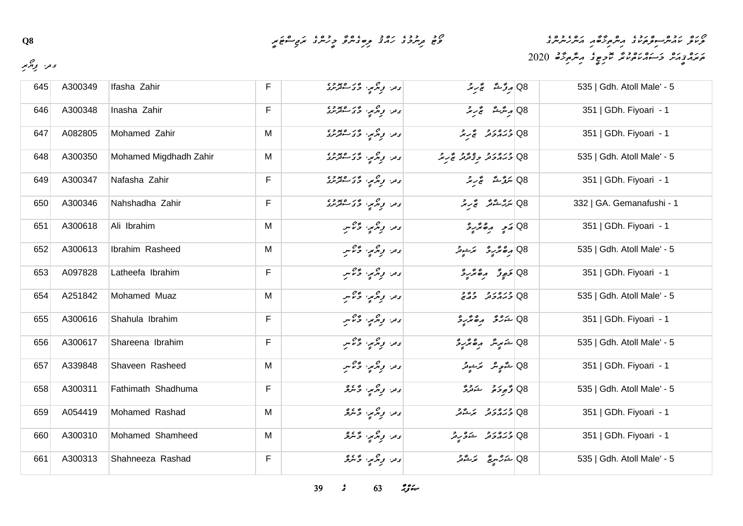| 645 | A300349 | Ifasha Zahir | F | ގދ. ފިޔޯރީ، މާގަސްދޮރުގެ | Q8  އިފާޝާ ޒާހިރު | 535 \| Gdh. Atoll Male' - 5 |
|---|---|---|---|---|---|---|
| 646 | A300348 | Inasha Zahir | F | ގދ. ފިޔޯރީ، މާގަސްދޮރުގެ | Q8 އިނާޝާ ޒާހިރު | 351 \| GDh. Fiyoari - 1 |
| 647 | A082805 | Mohamed Zahir | M | ގދ. ފިޔޯރީ، މާގަސްދޮރުގެ | Q8 މުހައްމަދު ޒާހިރު | 351 \| GDh. Fiyoari - 1 |
| 648 | A300350 | Mohamed Migdhadh Zahir | M | ގދ. ފިޔޯރީ، މާގަސްދޮރުގެ | Q8 މުހައްމަދު މިގްދާދު ޒާހިރު | 535 \| Gdh. Atoll Male' - 5 |
| 649 | A300347 | Nafasha Zahir | F | ގދ. ފިޔޯރީ، މާގަސްދޮރުގެ | Q8 ނަފާޝާ ޒާހިރު | 351 \| GDh. Fiyoari - 1 |
| 650 | A300346 | Nahshadha Zahir | F | ގދ. ފިޔޯރީ، މާގަސްދޮރުގެ | Q8 ނަހްޝާދާ ޒާހިރު | 332 \| GA. Gemanafushi - 1 |
| 651 | A300618 | Ali Ibrahim | M | ގދ. ފިޔޯރީ، މާޅިސް | Q8 އަލި އިބްރާހީމް | 351 \| GDh. Fiyoari - 1 |
| 652 | A300613 | Ibrahim Rasheed | M | ގދ. ފިޔޯރީ، މާޅިސް | Q8 އިބްރާހީމް ރަޝީދު | 535 \| Gdh. Atoll Male' - 5 |
| 653 | A097828 | Latheefa Ibrahim | F | ގދ. ފިޔޯރީ، މާޅިސް | Q8 ލަތީފާ އިބްރާހީމް | 351 \| GDh. Fiyoari - 1 |
| 654 | A251842 | Mohamed Muaz | M | ގދ. ފިޔޯރީ، މާޅިސް | Q8 މުހައްމަދު މުއާޒު | 535 \| Gdh. Atoll Male' - 5 |
| 655 | A300616 | Shahula Ibrahim | F | ގދ. ފިޔޯރީ، މާޅިސް | Q8 ޝަހުލާ އިބްރާހީމް | 351 \| GDh. Fiyoari - 1 |
| 656 | A300617 | Shareena Ibrahim | F | ގދ. ފިޔޯރީ، މާޅިސް | Q8 ޝަރީނާ އިބްރާހީމް | 535 \| Gdh. Atoll Male' - 5 |
| 657 | A339848 | Shaveen Rasheed | M | ގދ. ފިޔޯރީ، މާޅިސް | Q8 ޝާވީން ރަޝީދު | 351 \| GDh. Fiyoari - 1 |
| 658 | A300311 | Fathimath Shadhuma | F | ގދ. ފިޔޯރީ، މާނަގު | Q8 ފާތިމަތު ޝަދުމާ | 535 \| Gdh. Atoll Male' - 5 |
| 659 | A054419 | Mohamed Rashad | M | ގދ. ފިޔޯރީ، މާނަގު | Q8 މުހައްމަދު ރަޝާދު | 351 \| GDh. Fiyoari - 1 |
| 660 | A300310 | Mohamed Shamheed | M | ގދ. ފިޔޯރީ، މާނަގު | Q8 މުހައްމަދު ޝަމްހީދު | 351 \| GDh. Fiyoari - 1 |
| 661 | A300313 | Shahneeza Rashad | F | ގދ. ފިޔޯރީ، މާނަގު | Q8 ޝަހްނީޒާ ރަޝާދު | 535 \| Gdh. Atoll Male' - 5 |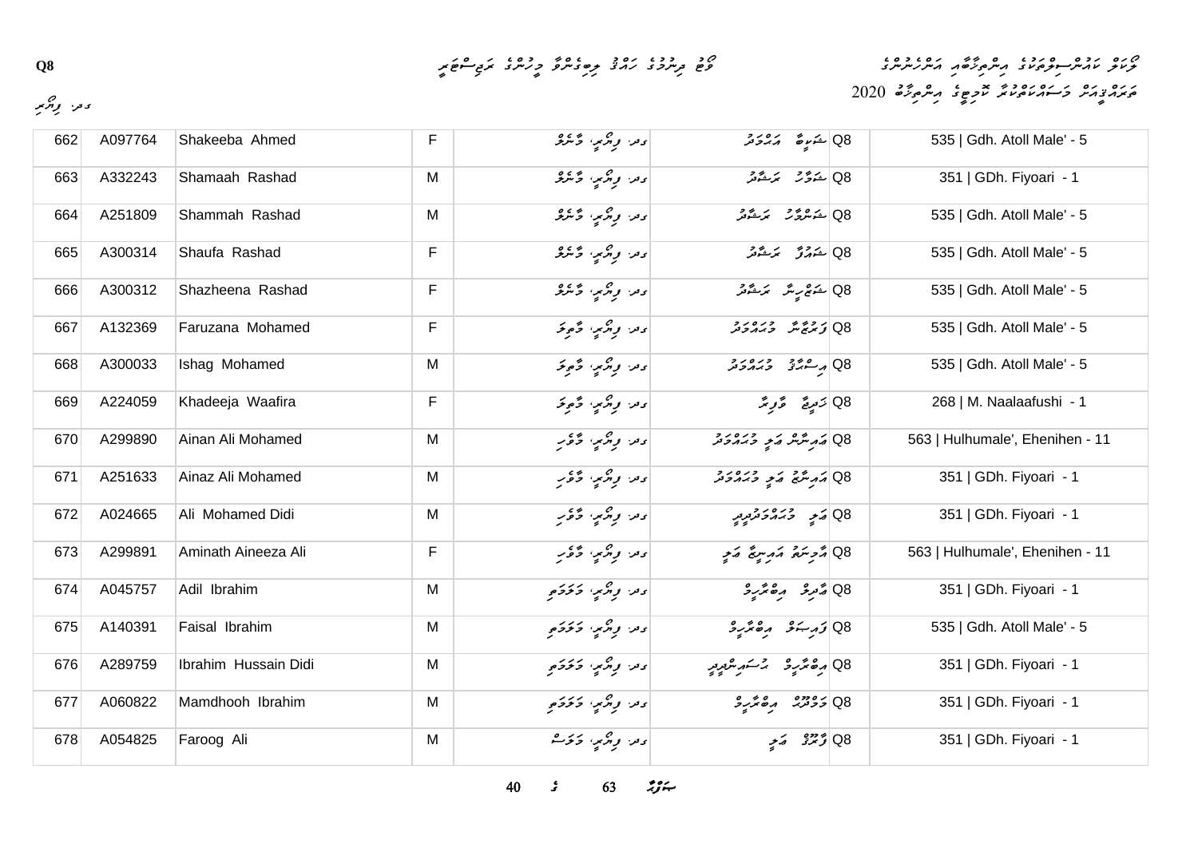| 662 | A097764 | Shakeeba Ahmed | F | ގދ. ފިޔޮރީ، މާނެލް | Q8 ޝަކީބާ އަޙްމަދު | 535 \| Gdh. Atoll Male' - 5 |
|---|---|---|---|---|---|---|
| 663 | A332243 | Shamaah Rashad | M | ގދ. ފިޔޮރީ، މާނެލް | Q8 ޝަމާޙް ރަޝާދު | 351 \| GDh. Fiyoari - 1 |
| 664 | A251809 | Shammah Rashad | M | ގދ. ފިޔޮރީ، މާނެލް | Q8 ޝައްމާހު ރަޝާދު | 535 \| Gdh. Atoll Male' - 5 |
| 665 | A300314 | Shaufa Rashad | F | ގދ. ފިޔޮރީ، މާނެލް | Q8 ޝައުފާ ރަޝާދު | 535 \| Gdh. Atoll Male' - 5 |
| 666 | A300312 | Shazheena Rashad | F | ގދ. ފިޔޮރީ، މާނެލް | Q8 ޝަޒީނާ ރަޝާދު | 535 \| Gdh. Atoll Male' - 5 |
| 667 | A132369 | Faruzana Mohamed | F | ގދ. ފިޔޮރީ، މާލިފަ | Q8 ފަރުޒާނާ މުޙައްމަދު | 535 \| Gdh. Atoll Male' - 5 |
| 668 | A300033 | Ishag Mohamed | M | ގދ. ފިޔޮރީ، މާލިފަ | Q8 އިސްޙާޤު މުޙައްމަދު | 535 \| Gdh. Atoll Male' - 5 |
| 669 | A224059 | Khadeeja Waafira | F | ގދ. ފިޔޮރީ، މާލިފަ | Q8 ޚަދީޖާ ވާފިރާ | 268 \| M. Naalaafushi - 1 |
| 670 | A299890 | Ainan Ali Mohamed | M | ގދ. ފިޔޮރީ، މާވަށި | Q8 އައިނަން އަލި މުޙައްމަދު | 563 \| Hulhumale', Ehenihen - 11 |
| 671 | A251633 | Ainaz Ali Mohamed | M | ގދ. ފިޔޮރީ، މާވަށި | Q8 އައިނާޒް އަލި މުޙައްމަދު | 351 \| GDh. Fiyoari - 1 |
| 672 | A024665 | Ali Mohamed Didi | M | ގދ. ފިޔޮރީ، މާވަށި | Q8 އަލި މުޙައްމަދުދީދީ | 351 \| GDh. Fiyoari - 1 |
| 673 | A299891 | Aminath Aineeza Ali | F | ގދ. ފިޔޮރީ، މާވަށި | Q8 އާމިނަތު އައިނީޒާ އަލި | 563 \| Hulhumale', Ehenihen - 11 |
| 674 | A045757 | Adil Ibrahim | M | ގދ. ފިޔޮރީ، މަލަމް | Q8 އާދިލް އިބްރާހީމް | 351 \| GDh. Fiyoari - 1 |
| 675 | A140391 | Faisal Ibrahim | M | ގދ. ފިޔޮރީ، މަލަމް | Q8 ފައިސަލް އިބްރާހީމް | 535 \| Gdh. Atoll Male' - 5 |
| 676 | A289759 | Ibrahim Hussain Didi | M | ގދ. ފިޔޮރީ، މަލަމް | Q8 އިބްރާހީމް ހުސައިންދީދީ | 351 \| GDh. Fiyoari - 1 |
| 677 | A060822 | Mamdhooh Ibrahim | M | ގދ. ފިޔޮރީ، މަލަމް | Q8 މަމްދޫހު އިބްރާހީމް | 351 \| GDh. Fiyoari - 1 |
| 678 | A054825 | Faroog Ali | M | ގދ. ފިޔޮރީ، މަލަސް | Q8 ފާރޫގު އަލި | 351 \| GDh. Fiyoari - 1 |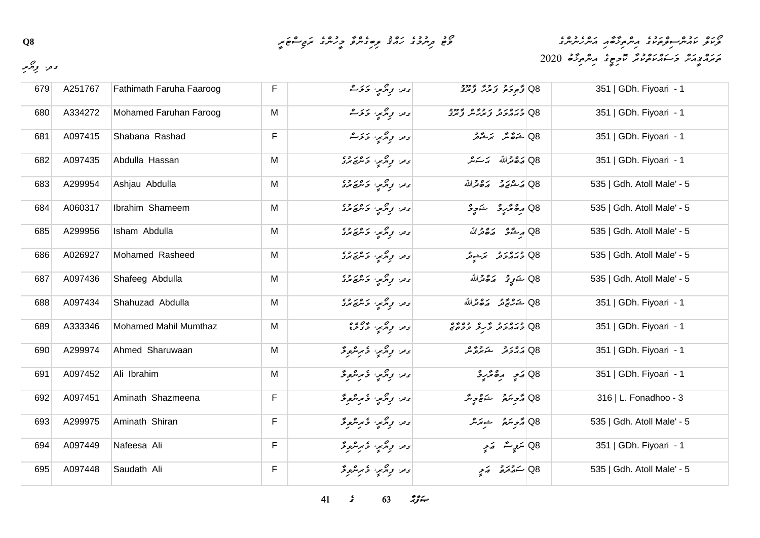| 679 | A251767 | Fathimath Faruha Faaroog | F | ގދ. ފިޔޯރި، މަލަސް | Q8 ފާތިމަތު ފަރުހާ ފާރޫގު | 351 \| GDh. Fiyoari - 1 |
|---|---|---|---|---|---|---|
| 680 | A334272 | Mohamed Faruhan Faroog | M | ގދ. ފިޔޯރި، މަލަސް | Q8 މުހައްމަދު ފަރުހާން ފާރޫގު | 351 \| GDh. Fiyoari - 1 |
| 681 | A097415 | Shabana Rashad | F | ގދ. ފިޔޯރި، މަލަސް | Q8 ޝަބާނާ ރަޝާދު | 351 \| GDh. Fiyoari - 1 |
| 682 | A097435 | Abdulla Hassan | M | ގދ. ފިޔޯރި، މަންޒަރުގެ | Q8 އަބްދުﷲ ހަސަން | 351 \| GDh. Fiyoari - 1 |
| 683 | A299954 | Ashjau Abdulla | M | ގދ. ފިޔޯރި، މަންޒަރުގެ | Q8 އަޝްޖައު އަބްދުﷲ | 535 \| Gdh. Atoll Male' - 5 |
| 684 | A060317 | Ibrahim Shameem | M | ގދ. ފިޔޯރި، މަންޒަރުގެ | Q8 އިބްރާހީމް ޝަމީމް | 535 \| Gdh. Atoll Male' - 5 |
| 685 | A299956 | Isham Abdulla | M | ގދ. ފިޔޯރި، މަންޒަރުގެ | Q8 އިޝާމް އަބްދުﷲ | 535 \| Gdh. Atoll Male' - 5 |
| 686 | A026927 | Mohamed Rasheed | M | ގދ. ފިޔޯރި، މަންޒަރުގެ | Q8 މުހައްމަދު ރަޝީދު | 535 \| Gdh. Atoll Male' - 5 |
| 687 | A097436 | Shafeeg Abdulla | M | ގދ. ފިޔޯރި، މަންޒަރުގެ | Q8 ޝަފީގު އަބްދުﷲ | 535 \| Gdh. Atoll Male' - 5 |
| 688 | A097434 | Shahuzad Abdulla | M | ގދ. ފިޔޯރި، މަންޒަރުގެ | Q8 ޝަހުޒާދު އަބްދުﷲ | 351 \| GDh. Fiyoari - 1 |
| 689 | A333346 | Mohamed Mahil Mumthaz | M | ގދ. ފިޔޯރި، މާވެހި | Q8 މުހައްމަދު މާހިލް މުމްތާޒު | 351 \| GDh. Fiyoari - 1 |
| 690 | A299974 | Ahmed Sharuwaan | M | ގދ. ފިޔޯރި، މިރިންދުވާ | Q8 އަހުމަދު ޝަރުވާން | 351 \| GDh. Fiyoari - 1 |
| 691 | A097452 | Ali Ibrahim | M | ގދ. ފިޔޯރި، މިރިންދުވާ | Q8 އަލި އިބްރާހީމް | 351 \| GDh. Fiyoari - 1 |
| 692 | A097451 | Aminath Shazmeena | F | ގދ. ފިޔޯރި، މިރިންދުވާ | Q8 އާމިނަތު ޝަޒްމީނާ | 316 \| L. Fonadhoo - 3 |
| 693 | A299975 | Aminath Shiran | F | ގދ. ފިޔޯރި، މިރިންދުވާ | Q8 އާމިނަތު ޝިރަން | 535 \| Gdh. Atoll Male' - 5 |
| 694 | A097449 | Nafeesa Ali | F | ގދ. ފިޔޯރި، މިރިންދުވާ | Q8 ނަފީސާ އަލި | 351 \| GDh. Fiyoari - 1 |
| 695 | A097448 | Saudath Ali | F | ގދ. ފިޔޯރި، މިރިންދުވާ | Q8 ސައުދަތު އަލި | 535 \| Gdh. Atoll Male' - 5 |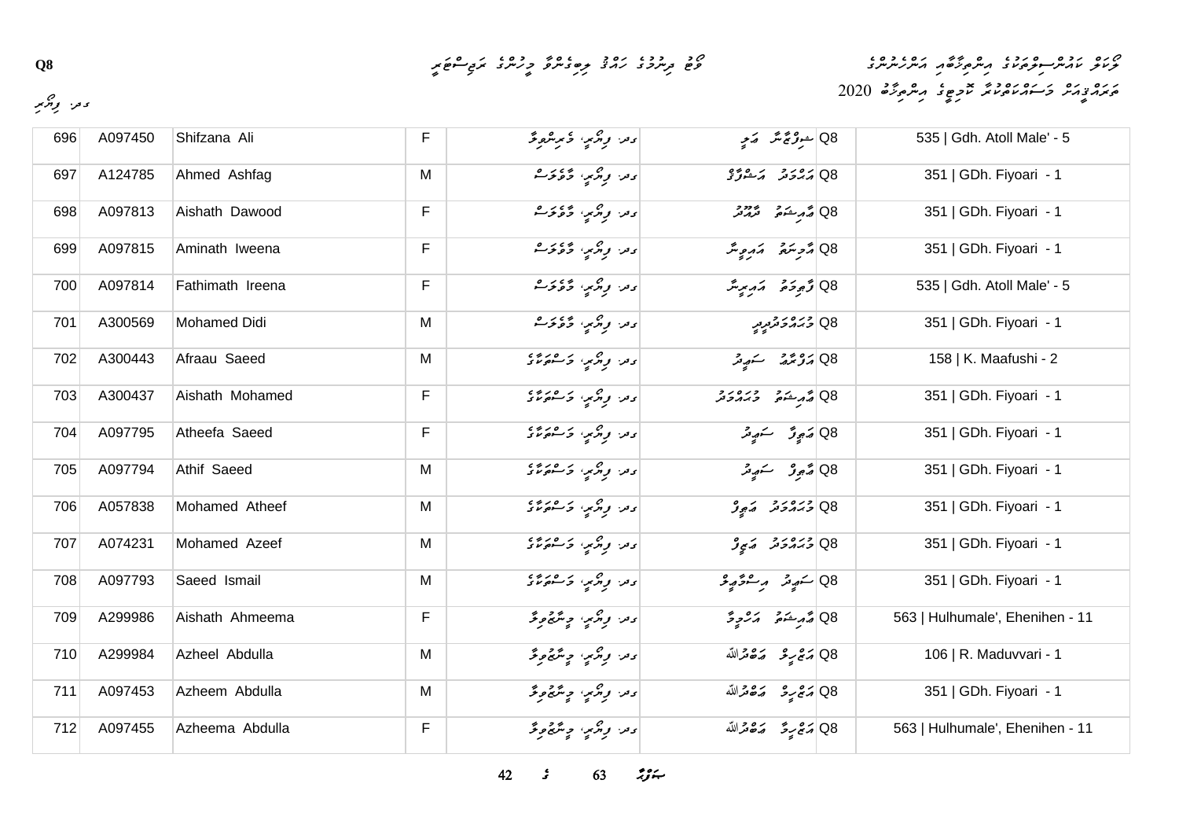| 696 | A097450 | Shifzana Ali | F | ގދ. ފިޔޯރީ، ވެރިންޓިވާ | Q8 ޝިފްޒާނާ ޢަލީ | 535 \| Gdh. Atoll Male' - 5 |
|---|---|---|---|---|---|---|
| 697 | A124785 | Ahmed Ashfag | M | ގދ. ފިޔޯރީ، މާވަށް | Q8 އަޙްމަދު އަޝްފާގު | 351 \| GDh. Fiyoari - 1 |
| 698 | A097813 | Aishath Dawood | F | ގދ. ފިޔޯރީ، މާވަށް | Q8 އާއިޝަތު ދާއޫދު | 351 \| GDh. Fiyoari - 1 |
| 699 | A097815 | Aminath Iweena | F | ގދ. ފިޔޯރީ، މާވަށް | Q8 އާމިނަތު އިވީނާ | 351 \| GDh. Fiyoari - 1 |
| 700 | A097814 | Fathimath Ireena | F | ގދ. ފިޔޯރީ، މާވަށް | Q8 ފާތިމަތު އިރީނާ | 535 \| Gdh. Atoll Male' - 5 |
| 701 | A300569 | Mohamed Didi | M | ގދ. ފިޔޯރީ، މާވަށް | Q8 މުޙައްމަދުދީދީ | 351 \| GDh. Fiyoari - 1 |
| 702 | A300443 | Afraau Saeed | M | ގދ. ފިޔޯރީ، މަސްތޮޓާގެ | Q8 އަފްރާއު ސަޢީދު | 158 \| K. Maafushi - 2 |
| 703 | A300437 | Aishath Mohamed | F | ގދ. ފިޔޯރީ، މަސްތޮޓާގެ | Q8 އާއިޝަތު މުޙައްމަދު | 351 \| GDh. Fiyoari - 1 |
| 704 | A097795 | Atheefa Saeed | F | ގދ. ފިޔޯރީ، މަސްތޮޓާގެ | Q8 އަތީފާ ސަޢީދު | 351 \| GDh. Fiyoari - 1 |
| 705 | A097794 | Athif Saeed | M | ގދ. ފިޔޯރީ، މަސްތޮޓާގެ | Q8 އާތިފް ސަޢީދު | 351 \| GDh. Fiyoari - 1 |
| 706 | A057838 | Mohamed Atheef | M | ގދ. ފިޔޯރީ، މަސްތޮޓާގެ | Q8 މުޙައްމަދު އަތީފް | 351 \| GDh. Fiyoari - 1 |
| 707 | A074231 | Mohamed Azeef | M | ގދ. ފިޔޯރީ، މަސްތޮޓާގެ | Q8 މުޙައްމަދު އަޒީފް | 351 \| GDh. Fiyoari - 1 |
| 708 | A097793 | Saeed Ismail | M | ގދ. ފިޔޯރީ، މަސްތޮޓާގެ | Q8 ސަޢީދު އިސްމާޢީލް | 351 \| GDh. Fiyoari - 1 |
| 709 | A299986 | Aishath Ahmeema | F | ގދ. ފިޔޯރީ، މިނިވަންވާ | Q8 އާއިޝަތު އަޙްމީމާ | 563 \| Hulhumale', Ehenihen - 11 |
| 710 | A299984 | Azheel Abdulla | M | ގދ. ފިޔޯރީ، މިނިވަންވާ | Q8 އަޒްހީލް އަބްދުﷲ | 106 \| R. Maduvvari - 1 |
| 711 | A097453 | Azheem Abdulla | M | ގދ. ފިޔޯރީ، މިނިވަންވާ | Q8 އަޒްހީމް އަބްދުﷲ | 351 \| GDh. Fiyoari - 1 |
| 712 | A097455 | Azheema Abdulla | F | ގދ. ފިޔޯރީ، މިނިވަންވާ | Q8 އަޒްހީމާ އަބްދުﷲ | 563 \| Hulhumale', Ehenihen - 11 |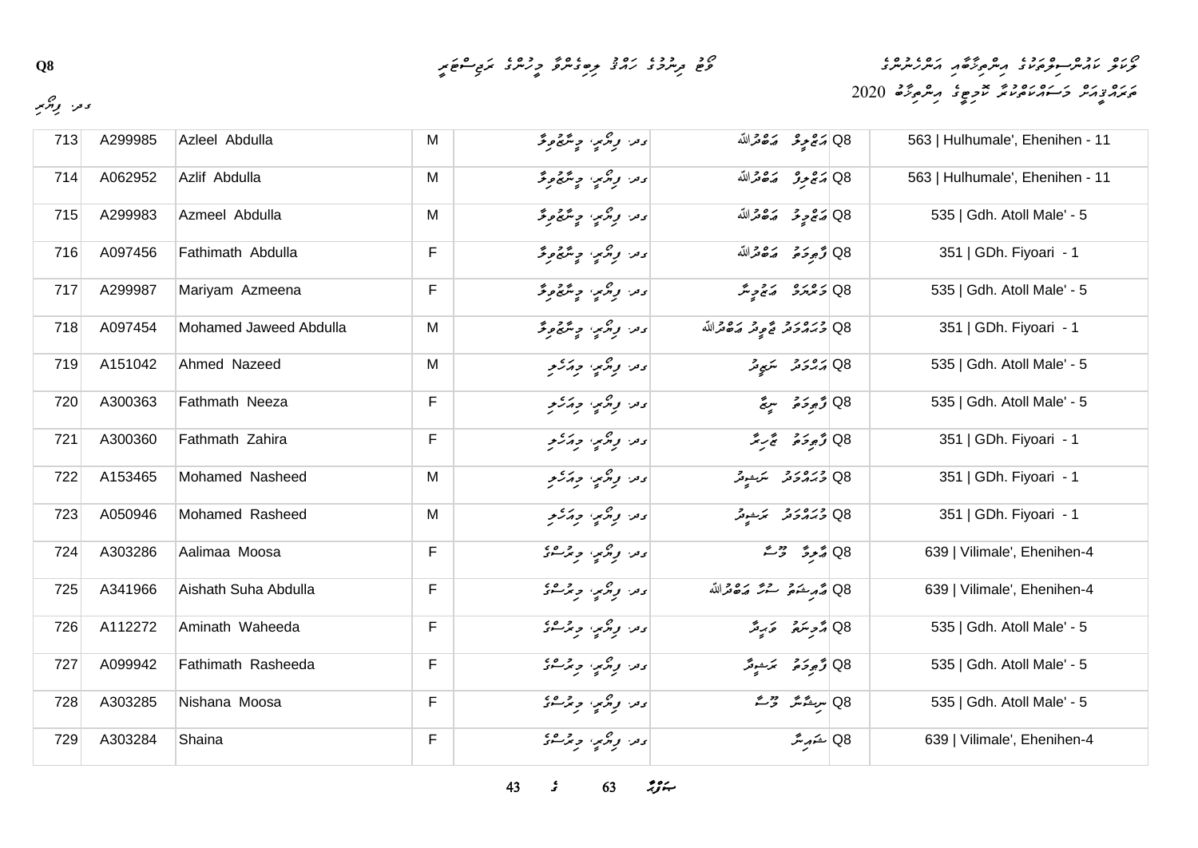| 713 | A299985 | Azleel Abdulla | M | ގދ. ފިޔޮރީ، ޗިންޖުވިލާ | Q8 ޢަޒްލީލް ޢަބްދުﷲ | 563 \| Hulhumale', Ehenihen - 11 |
|---|---|---|---|---|---|---|
| 714 | A062952 | Azlif Abdulla | M | ގދ. ފިޔޮރީ، ޗިންޖުވިލާ | Q8 ޢަޒްލިފް ޢަބްދުﷲ | 563 \| Hulhumale', Ehenihen - 11 |
| 715 | A299983 | Azmeel Abdulla | M | ގދ. ފިޔޮރީ، ޗިންޖުވިލާ | Q8 ޢަޒްމީލް ޢަބްދުﷲ | 535 \| Gdh. Atoll Male' - 5 |
| 716 | A097456 | Fathimath Abdulla | F | ގދ. ފިޔޮރީ، ޗިންޖުވިލާ | Q8 ފާތިމަތު ޢަބްދުﷲ | 351 \| GDh. Fiyoari - 1 |
| 717 | A299987 | Mariyam Azmeena | F | ގދ. ފިޔޮރީ، ޗިންޖުވިލާ | Q8 މަރިޔަމް ޢަޒްމީނާ | 535 \| Gdh. Atoll Male' - 5 |
| 718 | A097454 | Mohamed Jaweed Abdulla | M | ގދ. ފިޔޮރީ، ޗިންޖުވިލާ | Q8 މުޙައްމަދު ޖާވީދު ޢަބްދުﷲ | 351 \| GDh. Fiyoari - 1 |
| 719 | A151042 | Ahmed Nazeed | M | ގދ. ފިޔޮރީ، ވިޔަފާރި | Q8 އަޙްމަދު ނަޒީދު | 535 \| Gdh. Atoll Male' - 5 |
| 720 | A300363 | Fathmath Neeza | F | ގދ. ފިޔޮރީ، ވިޔަފާރި | Q8 ފާތިމަތު ނީޒާ | 535 \| Gdh. Atoll Male' - 5 |
| 721 | A300360 | Fathmath Zahira | F | ގދ. ފިޔޮރީ، ވިޔަފާރި | Q8 ފާތިމަތު ޒާހިރާ | 351 \| GDh. Fiyoari - 1 |
| 722 | A153465 | Mohamed Nasheed | M | ގދ. ފިޔޮރީ، ވިޔަފާރި | Q8 މުޙައްމަދު ނަޝީދު | 351 \| GDh. Fiyoari - 1 |
| 723 | A050946 | Mohamed Rasheed | M | ގދ. ފިޔޮރީ، ވިޔަފާރި | Q8 މުޙައްމަދު ރަޝީދު | 351 \| GDh. Fiyoari - 1 |
| 724 | A303286 | Aalimaa Moosa | F | ގދ. ފިޔޮރީ، ވިދުވަރު | Q8 އާލިމާ މޫސާ | 639 \| Vilimale', Ehenihen-4 |
| 725 | A341966 | Aishath Suha Abdulla | F | ގދ. ފިޔޮރީ، ވިދުވަރު | Q8 އާއިޝަތު ސުހާ ޢަބްދުﷲ | 639 \| Vilimale', Ehenihen-4 |
| 726 | A112272 | Aminath Waheeda | F | ގދ. ފިޔޮރީ، ވިދުވަރު | Q8 އާމިނަތު ވަހީދާ | 535 \| Gdh. Atoll Male' - 5 |
| 727 | A099942 | Fathimath Rasheeda | F | ގދ. ފިޔޮރީ، ވިދުވަރު | Q8 ފާތިމަތު ރަޝީދާ | 535 \| Gdh. Atoll Male' - 5 |
| 728 | A303285 | Nishana Moosa | F | ގދ. ފިޔޮރީ، ވިދުވަރު | Q8 ނިޝާނާ މޫސާ | 535 \| Gdh. Atoll Male' - 5 |
| 729 | A303284 | Shaina | F | ގދ. ފިޔޮރީ، ވިދުވަރު | Q8 ޝައިނާ | 639 \| Vilimale', Ehenihen-4 |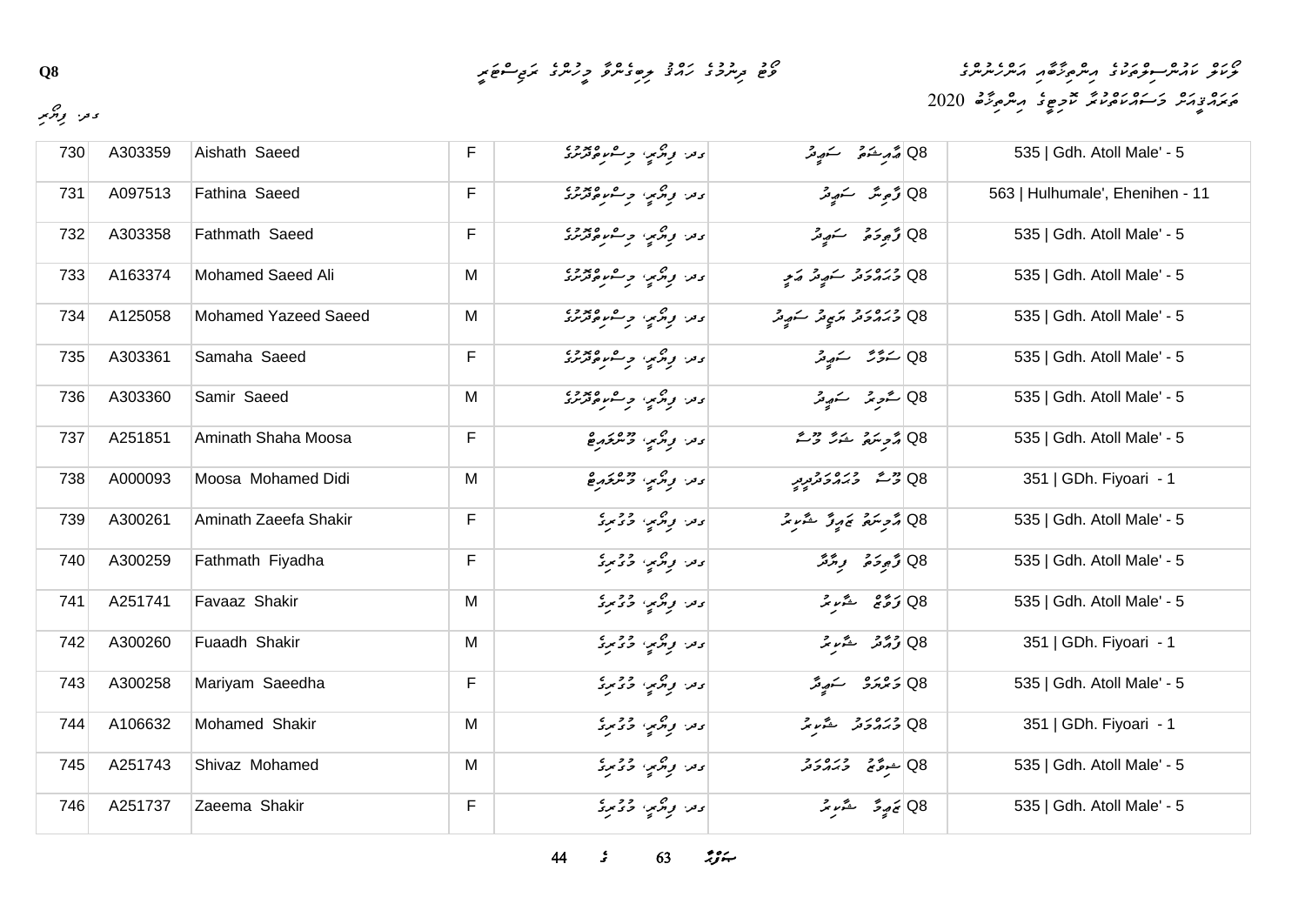ގުޅުވާ ކައުންސިލްތަކުގެ އިންތިޚާބާއި އަންހެނުންގެ ތަރައްޤީއަށް މަސައްކަތްކުރާ ކޮމިޓީގެ އިންތިޚާބު 2020

ގދ. ފިޔޯރީ

| 730 | A303359 | Aishath Saeed | F | ގދ. ފިޔޯރީ، ވިސްނުވާތަނގެ | އައިޝަތު ސަޢީދު Q8 | 535 \| Gdh. Atoll Male' - 5 |
|---|---|---|---|---|---|---|
| 731 | A097513 | Fathina Saeed | F | ގދ. ފިޔޯރީ، ވިސްނުވާތަނގެ | ފާތިނާ ސަޢީދު Q8 | 563 \| Hulhumale', Ehenihen - 11 |
| 732 | A303358 | Fathmath Saeed | F | ގދ. ފިޔޯރީ، ވިސްނުވާތަނގެ | ފާތިމަތު ސަޢީދު Q8 | 535 \| Gdh. Atoll Male' - 5 |
| 733 | A163374 | Mohamed Saeed Ali | M | ގދ. ފިޔޯރީ، ވިސްނުވާތަނގެ | މުޙައްމަދު ސަޢީދު ޢަލީ Q8 | 535 \| Gdh. Atoll Male' - 5 |
| 734 | A125058 | Mohamed Yazeed Saeed | M | ގދ. ފިޔޯރީ، ވިސްނުވާތަނގެ | މުޙައްމަދު ޔަޒީދު ސަޢީދު Q8 | 535 \| Gdh. Atoll Male' - 5 |
| 735 | A303361 | Samaha Saeed | F | ގދ. ފިޔޯރީ، ވިސްނުވާތަނގެ | ސަމާހާ ސަޢީދު Q8 | 535 \| Gdh. Atoll Male' - 5 |
| 736 | A303360 | Samir Saeed | M | ގދ. ފިޔޯރީ، ވިސްނުވާތަނގެ | ސާމިރު ސަޢީދު Q8 | 535 \| Gdh. Atoll Male' - 5 |
| 737 | A251851 | Aminath Shaha Moosa | F | ގދ. ފިޔޯރީ، މޫންލައިޓް | އާމިނަތު ޝަހާ މޫސާ Q8 | 535 \| Gdh. Atoll Male' - 5 |
| 738 | A000093 | Moosa Mohamed Didi | M | ގދ. ފިޔޯރީ، މޫންލައިޓް | މޫސާ މުޙައްމަދުދީދީ Q8 | 351 \| GDh. Fiyoari - 1 |
| 739 | A300261 | Aminath Zaeefa Shakir | F | ގދ. ފިޔޯރީ، މުމްތާޒު | އާމިނަތު ޒަޢީފާ ޝާކިރު Q8 | 535 \| Gdh. Atoll Male' - 5 |
| 740 | A300259 | Fathmath Fiyadha | F | ގދ. ފިޔޯރީ، މުމްތާޒު | ފާތިމަތު ފިޔާދާ Q8 | 535 \| Gdh. Atoll Male' - 5 |
| 741 | A251741 | Favaaz Shakir | M | ގދ. ފިޔޯރީ، މުމްތާޒު | ފަވާޒު ޝާކިރު Q8 | 535 \| Gdh. Atoll Male' - 5 |
| 742 | A300260 | Fuaadh Shakir | M | ގދ. ފިޔޯރީ، މުމްތާޒު | ފުއާދު ޝާކިރު Q8 | 351 \| GDh. Fiyoari - 1 |
| 743 | A300258 | Mariyam Saeedha | F | ގދ. ފިޔޯރީ، މުމްތާޒު | މަރިޔަމް ސަޢީދާ Q8 | 535 \| Gdh. Atoll Male' - 5 |
| 744 | A106632 | Mohamed Shakir | M | ގދ. ފިޔޯރީ، މުމްތާޒު | މުޙައްމަދު ޝާކިރު Q8 | 351 \| GDh. Fiyoari - 1 |
| 745 | A251743 | Shivaz Mohamed | M | ގދ. ފިޔޯރީ، މުމްތާޒު | ޝިވާޒު މުޙައްމަދު Q8 | 535 \| Gdh. Atoll Male' - 5 |
| 746 | A251737 | Zaeema Shakir | F | ގދ. ފިޔޯރީ، މުމްތާޒު | ޒަޢީމާ ޝާކިރު Q8 | 535 \| Gdh. Atoll Male' - 5 |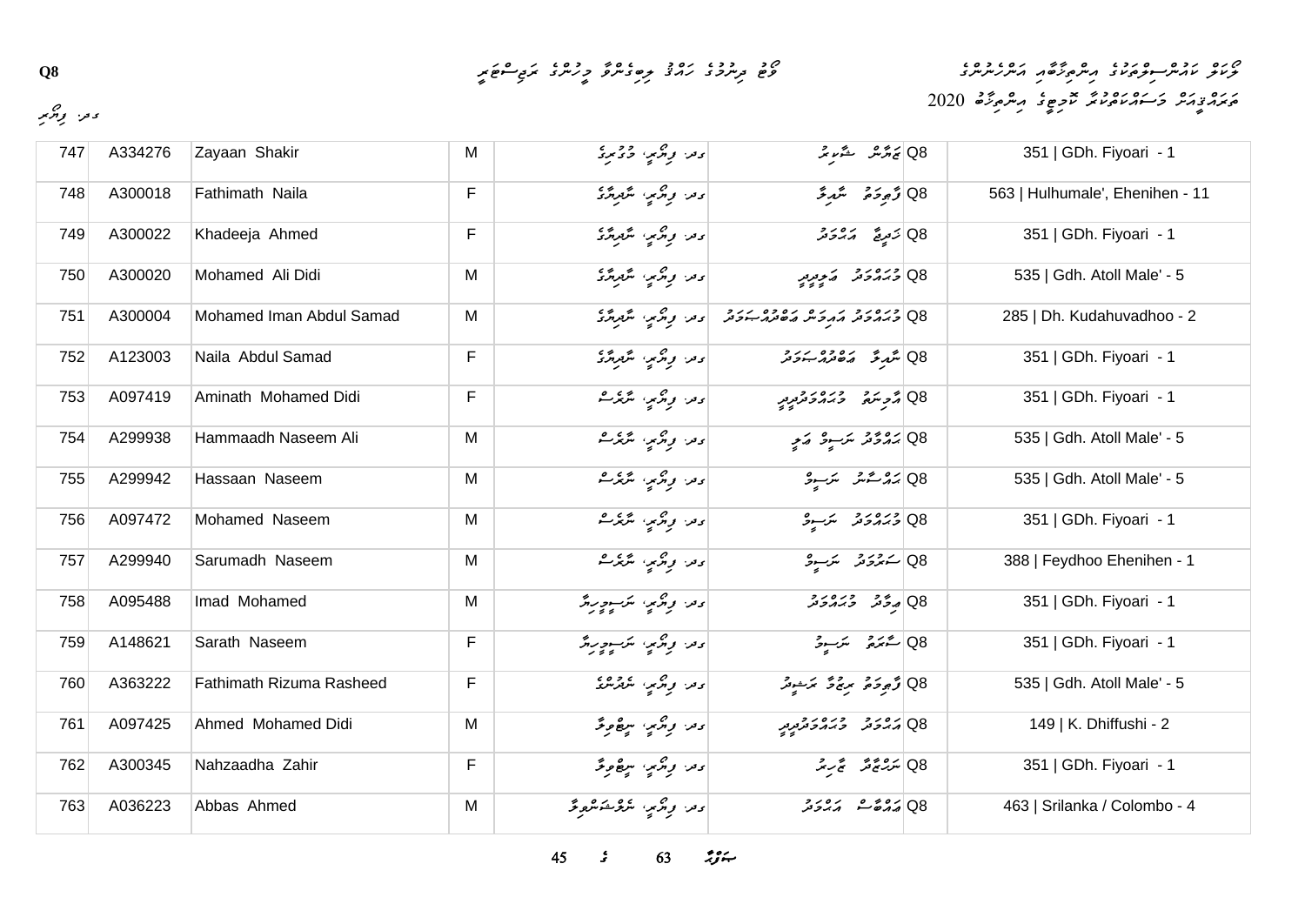| 747 | A334276 | Zayaan Shakir | M | ގދ. ފިޔޯރީ، މުމުރީގެ | Q8 ޒަޔާން ޝާކިރު | 351 \| GDh. Fiyoari - 1 |
|---|---|---|---|---|---|---|
| 748 | A300018 | Fathimath Naila | F | ގދ. ފިޔޯރީ، ނާއިލާގެ | Q8 ފާތިމަތު ނާއިލާ | 563 \| Hulhumale', Ehenihen - 11 |
| 749 | A300022 | Khadeeja Ahmed | F | ގދ. ފިޔޯރީ، ނާއިލާގެ | Q8 ޚަދީޖާ އަހުމަދު | 351 \| GDh. Fiyoari - 1 |
| 750 | A300020 | Mohamed Ali Didi | M | ގދ. ފިޔޯރީ، ނާއިލާގެ | Q8 މުހައްމަދު އަލިދީދީ | 535 \| Gdh. Atoll Male' - 5 |
| 751 | A300004 | Mohamed Iman Abdul Samad | M | ގދ. ފިޔޯރީ، ނާއިލާގެ | Q8 މުހައްމަދު އީމާން އަބްދުލްސަމަދު | 285 \| Dh. Kudahuvadhoo - 2 |
| 752 | A123003 | Naila Abdul Samad | F | ގދ. ފިޔޯރީ، ނާއިލާގެ | Q8 ނާއިލާ އަބްދުލްސަމަދު | 351 \| GDh. Fiyoari - 1 |
| 753 | A097419 | Aminath Mohamed Didi | F | ގދ. ފިޔޯރީ، ނާރަސް | Q8 އާމިނަތު މުހައްމަދުދީދީ | 351 \| GDh. Fiyoari - 1 |
| 754 | A299938 | Hammaadh Naseem Ali | M | ގދ. ފިޔޯރީ، ނާރަސް | Q8 ހައްމާދު ނަސީމް އަލި | 535 \| Gdh. Atoll Male' - 5 |
| 755 | A299942 | Hassaan Naseem | M | ގދ. ފިޔޯރީ، ނާރަސް | Q8 ހައްސާން ނަސީމް | 535 \| Gdh. Atoll Male' - 5 |
| 756 | A097472 | Mohamed Naseem | M | ގދ. ފިޔޯރީ، ނާރަސް | Q8 މުހައްމަދު ނަސީމް | 351 \| GDh. Fiyoari - 1 |
| 757 | A299940 | Sarumadh Naseem | M | ގދ. ފިޔޯރީ، ނާރަސް | Q8 ސަރުމަދު ނަސީމް | 388 \| Feydhoo Ehenihen - 1 |
| 758 | A095488 | Imad Mohamed | M | ގދ. ފިޔޯރީ، ނަސީމީހިޔާ | Q8 އިމާދު މުހައްމަދު | 351 \| GDh. Fiyoari - 1 |
| 759 | A148621 | Sarath Naseem | F | ގދ. ފިޔޯރީ، ނަސީމީހިޔާ | Q8 ސާރަތު ނަސީމް | 351 \| GDh. Fiyoari - 1 |
| 760 | A363222 | Fathimath Rizuma Rasheed | F | ގދ. ފިޔޯރީ، ނުރުންގެ | Q8 ފާތިމަތު ރިޒުމާ ރަޝީދު | 535 \| Gdh. Atoll Male' - 5 |
| 761 | A097425 | Ahmed Mohamed Didi | M | ގދ. ފިޔޯރީ، ނިޒާމިލާ | Q8 އަހުމަދު މުހައްމަދުދީދީ | 149 \| K. Dhiffushi - 2 |
| 762 | A300345 | Nahzaadha Zahir | F | ގދ. ފިޔޯރީ، ނިޒާމިލާ | Q8 ނަހްޒާދާ ޒާހިރު | 351 \| GDh. Fiyoari - 1 |
| 763 | A036223 | Abbas Ahmed | M | ގދ. ފިޔޯރީ، ނޫރުސަނާބިލާ | Q8 އައްބާސް އަހުމަދު | 463 \| Srilanka / Colombo - 4 |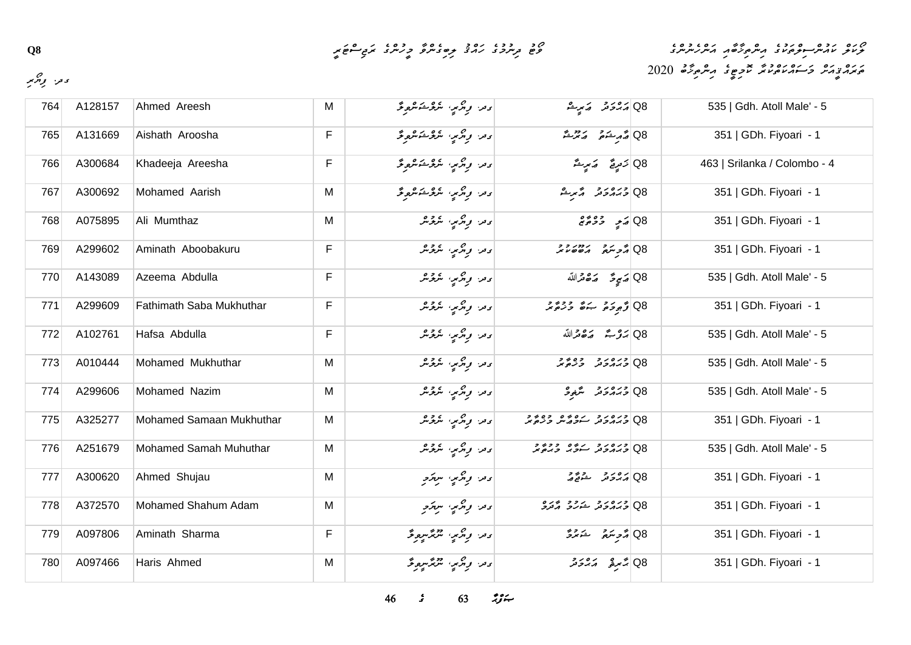| 764 | A128157 | Ahmed Areesh | M | ގދ. ފިޔޯރީ، ނަރުގިސްމަގު | އަޙްމަދު އަރީޝް Q8 | 535 \| Gdh. Atoll Male' - 5 |
|---|---|---|---|---|---|---|
| 765 | A131669 | Aishath Aroosha | F | ގދ. ފިޔޯރީ، ނަރުގިސްމަގު | އާއިޝަތު އަރޫޝާ Q8 | 351 \| GDh. Fiyoari - 1 |
| 766 | A300684 | Khadeeja Areesha | F | ގދ. ފިޔޯރީ، ނަރުގިސްމަގު | ޚަދީޖާ އަރީޝާ Q8 | 463 \| Srilanka / Colombo - 4 |
| 767 | A300692 | Mohamed Aarish | M | ގދ. ފިޔޯރީ، ނަރުގިސްމަގު | މުޙައްމަދު އާރިޝް Q8 | 351 \| GDh. Fiyoari - 1 |
| 768 | A075895 | Ali Mumthaz | M | ގދ. ފިޔޯރީ، ނަރުގިސް | އަލި މުމްތާޒު Q8 | 351 \| GDh. Fiyoari - 1 |
| 769 | A299602 | Aminath Aboobakuru | F | ގދ. ފިޔޯރީ، ނަރުގިސް | އާމިނަތު އަބޫބަކުރު Q8 | 351 \| GDh. Fiyoari - 1 |
| 770 | A143089 | Azeema Abdulla | F | ގދ. ފިޔޯރީ، ނަރުގިސް | އަޒީމާ އަބްދުﷲ Q8 | 535 \| Gdh. Atoll Male' - 5 |
| 771 | A299609 | Fathimath Saba Mukhuthar | F | ގދ. ފިޔޯރީ، ނަރުގިސް | ފާތިމަތު ސަބާ މުޚްތާރު Q8 | 351 \| GDh. Fiyoari - 1 |
| 772 | A102761 | Hafsa Abdulla | F | ގދ. ފިޔޯރީ، ނަރުގިސް | ހަފްސާ އަބްދުﷲ Q8 | 535 \| Gdh. Atoll Male' - 5 |
| 773 | A010444 | Mohamed Mukhuthar | M | ގދ. ފިޔޯރީ، ނަރުގިސް | މުޙައްމަދު މުޚްތާރު Q8 | 535 \| Gdh. Atoll Male' - 5 |
| 774 | A299606 | Mohamed Nazim | M | ގދ. ފިޔޯރީ، ނަރުގިސް | މުޙައްމަދު ނާޒިމް Q8 | 535 \| Gdh. Atoll Male' - 5 |
| 775 | A325277 | Mohamed Samaan Mukhuthar | M | ގދ. ފިޔޯރީ، ނަރުގިސް | މުޙައްމަދު ސަމާއަން މުޚްތާރު Q8 | 351 \| GDh. Fiyoari - 1 |
| 776 | A251679 | Mohamed Samah Muhuthar | M | ގދ. ފިޔޯރީ، ނަރުގިސް | މުޙައްމަދު ސަމާޙް މުހުތާރު Q8 | 535 \| Gdh. Atoll Male' - 5 |
| 777 | A300620 | Ahmed Shujau | M | ގދ. ފިޔޯރީ، ނިރަމް | އަޙްމަދު ޝުޖާޢު Q8 | 351 \| GDh. Fiyoari - 1 |
| 778 | A372570 | Mohamed Shahum Adam | M | ގދ. ފިޔޯރީ، ނިރަމް | މުޙައްމަދު ޝަހުމް އާދަމް Q8 | 351 \| GDh. Fiyoari - 1 |
| 779 | A097806 | Aminath Sharma | F | ގދ. ފިޔޯރީ، ނޫރާނީމަގު | އާމިނަތު ޝަރުމާ Q8 | 351 \| GDh. Fiyoari - 1 |
| 780 | A097466 | Haris Ahmed | M | ގދ. ފިޔޯރީ، ނޫރާނީމަގު | ހާރިޘް އަޙްމަދު Q8 | 351 \| GDh. Fiyoari - 1 |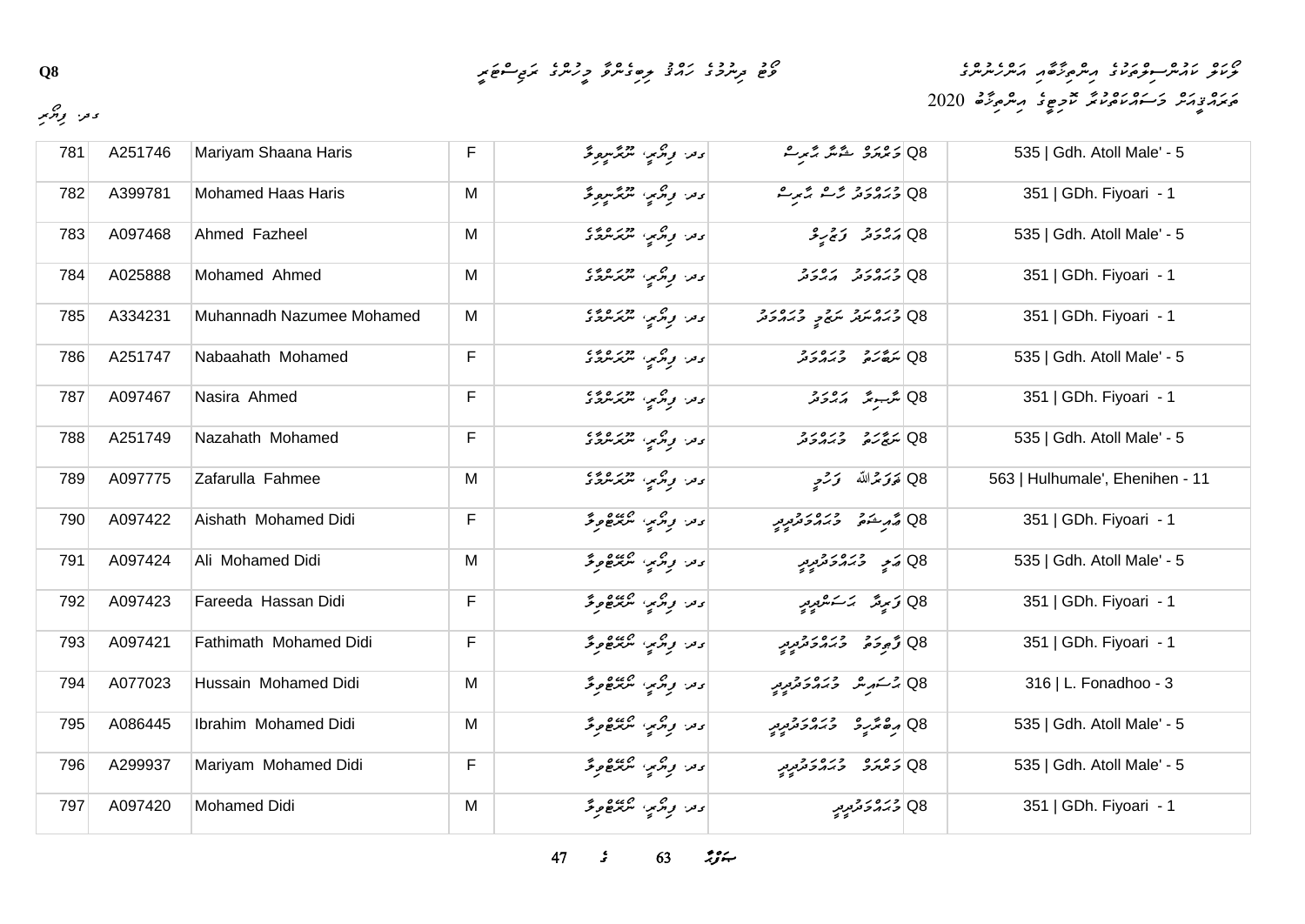| 781 | A251746 | Mariyam Shaana Haris | F | ގދ. ފިޔޯރީ، ރޯޒްމޯވިލާ | Q8 ވަރިޔަމް ޝާނާ ހާރިސް | 535 \| Gdh. Atoll Male' - 5 |
|---|---|---|---|---|---|---|
| 782 | A399781 | Mohamed Haas Haris | M | ގދ. ފިޔޯރީ، ރޯޒްމޯވިލާ | Q8 މުހައްމަދު ހާސް ހާރިސް | 351 \| GDh. Fiyoari - 1 |
| 783 | A097468 | Ahmed Fazheel | M | ގދ. ފިޔޯރީ، ނޫރަންދުގެ | Q8 އަހުމަދު ފަޒީލު | 535 \| Gdh. Atoll Male' - 5 |
| 784 | A025888 | Mohamed Ahmed | M | ގދ. ފިޔޯރީ، ނޫރަންދުގެ | Q8 މުހައްމަދު އަހުމަދު | 351 \| GDh. Fiyoari - 1 |
| 785 | A334231 | Muhannadh Nazumee Mohamed | M | ގދ. ފިޔޯރީ، ނޫރަންދުގެ | Q8 މުހަންނަދު ނަޒުމީ މުހައްމަދު | 351 \| GDh. Fiyoari - 1 |
| 786 | A251747 | Nabaahath Mohamed | F | ގދ. ފިޔޯރީ، ނޫރަންދުގެ | Q8 ނަބާހަތު މުހައްމަދު | 535 \| Gdh. Atoll Male' - 5 |
| 787 | A097467 | Nasira Ahmed | F | ގދ. ފިޔޯރީ، ނޫރަންދުގެ | Q8 ނާސިރާ އަހުމަދު | 351 \| GDh. Fiyoari - 1 |
| 788 | A251749 | Nazahath Mohamed | F | ގދ. ފިޔޯރީ، ނޫރަންދުގެ | Q8 ނަޒާހަތު މުހައްމަދު | 535 \| Gdh. Atoll Male' - 5 |
| 789 | A097775 | Zafarulla Fahmee | M | ގދ. ފިޔޯރީ، ނޫރަންދުގެ | Q8 ޒަފަރުﷲ ފަހުމީ | 563 \| Hulhumale', Ehenihen - 11 |
| 790 | A097422 | Aishath Mohamed Didi | F | ގދ. ފިޔޯރީ، ނޫރާބޮޑުވާ | Q8 އާއިޝަތު މުހައްމަދުދީދީ | 351 \| GDh. Fiyoari - 1 |
| 791 | A097424 | Ali Mohamed Didi | M | ގދ. ފިޔޯރީ، ނޫރާބޮޑުވާ | Q8 އަލި މުހައްމަދުދީދީ | 535 \| Gdh. Atoll Male' - 5 |
| 792 | A097423 | Fareeda Hassan Didi | F | ގދ. ފިޔޯރީ، ނޫރާބޮޑުވާ | Q8 ފަރީދާ ހަސަންދީދީ | 351 \| GDh. Fiyoari - 1 |
| 793 | A097421 | Fathimath Mohamed Didi | F | ގދ. ފިޔޯރީ، ނޫރާބޮޑުވާ | Q8 ފާތިމަތު މުހައްމަދުދީދީ | 351 \| GDh. Fiyoari - 1 |
| 794 | A077023 | Hussain Mohamed Didi | M | ގދ. ފިޔޯރީ، ނޫރާބޮޑުވާ | Q8 ހުސައިން މުހައްމަދުދީދީ | 316 \| L. Fonadhoo - 3 |
| 795 | A086445 | Ibrahim Mohamed Didi | M | ގދ. ފިޔޯރީ، ނޫރާބޮޑުވާ | Q8 އިބްރާހިމް މުހައްމަދުދީދީ | 535 \| Gdh. Atoll Male' - 5 |
| 796 | A299937 | Mariyam Mohamed Didi | F | ގދ. ފިޔޯރީ، ނޫރާބޮޑުވާ | Q8 މަރިޔަމް މުހައްމަދުދީދީ | 535 \| Gdh. Atoll Male' - 5 |
| 797 | A097420 | Mohamed Didi | M | ގދ. ފިޔޯރީ، ނޫރާބޮޑުވާ | Q8 މުހައްމަދުދީދީ | 351 \| GDh. Fiyoari - 1 |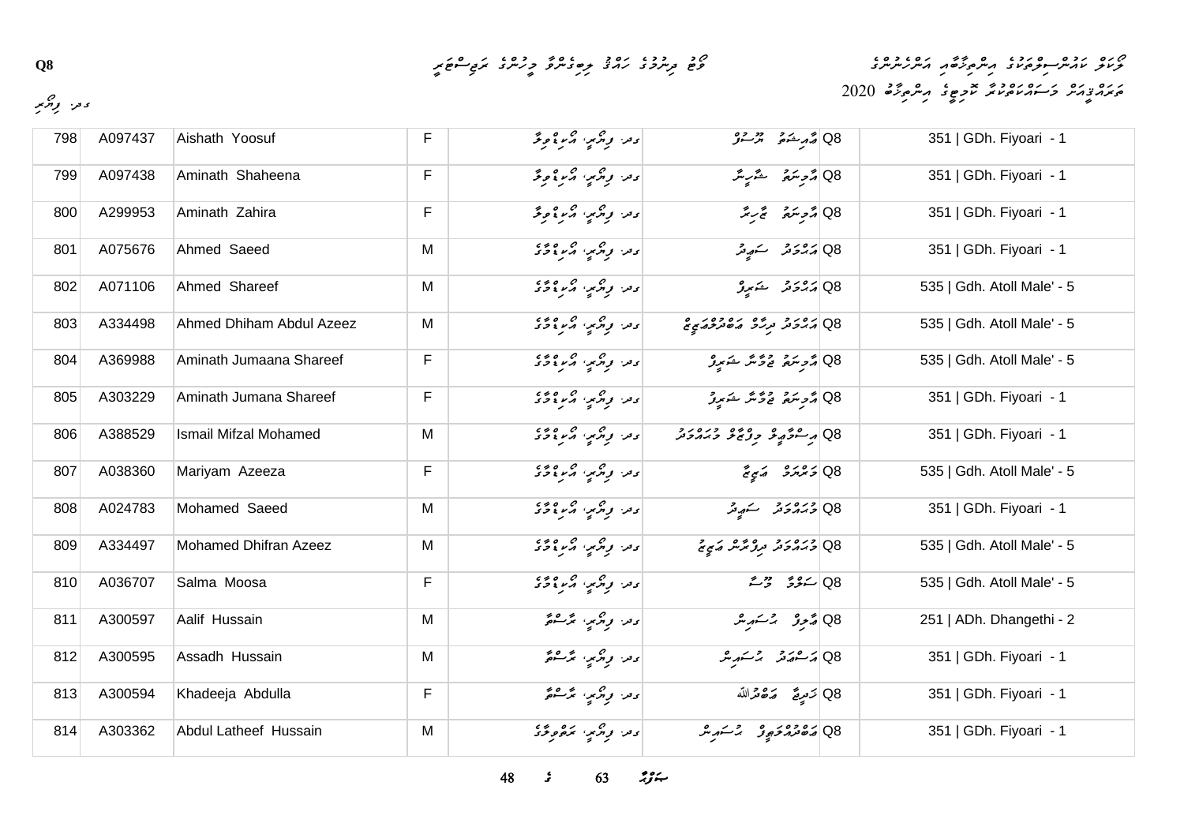ގދ. ފިޔޯރީ

| 798 | A097437 | Aishath Yoosuf | F | ގދ. ފިޔޯރީ، އާރިޔާވިލާ | އާއިޝަތު ޔޫސުފު Q8 | 351 \| GDh. Fiyoari - 1 |
|---|---|---|---|---|---|---|
| 799 | A097438 | Aminath Shaheena | F | ގދ. ފިޔޯރީ، އާރިޔާވިލާ | އާމިނަތު ޝަހީނާ Q8 | 351 \| GDh. Fiyoari - 1 |
| 800 | A299953 | Aminath Zahira | F | ގދ. ފިޔޯރީ، އާރިޔާވިލާ | އާމިނަތު ޒާހިރާ Q8 | 351 \| GDh. Fiyoari - 1 |
| 801 | A075676 | Ahmed Saeed | M | ގދ. ފިޔޯރީ، އާރިޔާމާގެ | އަހުމަދު ސައީދު Q8 | 351 \| GDh. Fiyoari - 1 |
| 802 | A071106 | Ahmed Shareef | M | ގދ. ފިޔޯރީ، އާރިޔާމާގެ | އަހުމަދު ޝަރީފު Q8 | 535 \| Gdh. Atoll Male' - 5 |
| 803 | A334498 | Ahmed Dhiham Abdul Azeez | M | ގދ. ފިޔޯރީ، އާރިޔާމާގެ | އަހުމަދު ދިހާމް އަބްދުލްއަޒީޒު Q8 | 535 \| Gdh. Atoll Male' - 5 |
| 804 | A369988 | Aminath Jumaana Shareef | F | ގދ. ފިޔޯރީ، އާރިޔާމާގެ | އާމިނަތު ޖުމާނާ ޝަރީފު Q8 | 535 \| Gdh. Atoll Male' - 5 |
| 805 | A303229 | Aminath Jumana Shareef | F | ގދ. ފިޔޯރީ، އާރިޔާމާގެ | އާމިނަތު ޖުމާނާ ޝަރީފު Q8 | 351 \| GDh. Fiyoari - 1 |
| 806 | A388529 | Ismail Mifzal Mohamed | M | ގދ. ފިޔޯރީ، އާރިޔާމާގެ | އިސްމާއީލް މިފްޒާލް މުހައްމަދު Q8 | 351 \| GDh. Fiyoari - 1 |
| 807 | A038360 | Mariyam Azeeza | F | ގދ. ފިޔޯރީ، އާރިޔާމާގެ | މަރިޔަމް އަޒީޒާ Q8 | 535 \| Gdh. Atoll Male' - 5 |
| 808 | A024783 | Mohamed Saeed | M | ގދ. ފިޔޯރީ، އާރިޔާމާގެ | މުހައްމަދު ސައީދު Q8 | 351 \| GDh. Fiyoari - 1 |
| 809 | A334497 | Mohamed Dhifran Azeez | M | ގދ. ފިޔޯރީ، އާރިޔާމާގެ | މުހައްމަދު ދިފްރާން އަޒީޒު Q8 | 535 \| Gdh. Atoll Male' - 5 |
| 810 | A036707 | Salma Moosa | F | ގދ. ފިޔޯރީ، އާރިޔާމާގެ | ސަލްމާ މޫސާ Q8 | 535 \| Gdh. Atoll Male' - 5 |
| 811 | A300597 | Aalif Hussain | M | ގދ. ފިޔޯރީ، ރާސްތާ | އާލިފު ހުސައިން Q8 | 251 \| ADh. Dhangethi - 2 |
| 812 | A300595 | Assadh Hussain | M | ގދ. ފިޔޯރީ، ރާސްތާ | އައްސަދު ހުސައިން Q8 | 351 \| GDh. Fiyoari - 1 |
| 813 | A300594 | Khadeeja Abdulla | F | ގދ. ފިޔޯރީ، ރާސްތާ | ޚަދީޖާ އަބްދުﷲ Q8 | 351 \| GDh. Fiyoari - 1 |
| 814 | A303362 | Abdul Latheef Hussain | M | ގދ. ފިޔޯރީ، ރަތްވިލާގެ | އަބްދުލްލަޠީފު ހުސައިން Q8 | 351 \| GDh. Fiyoari - 1 |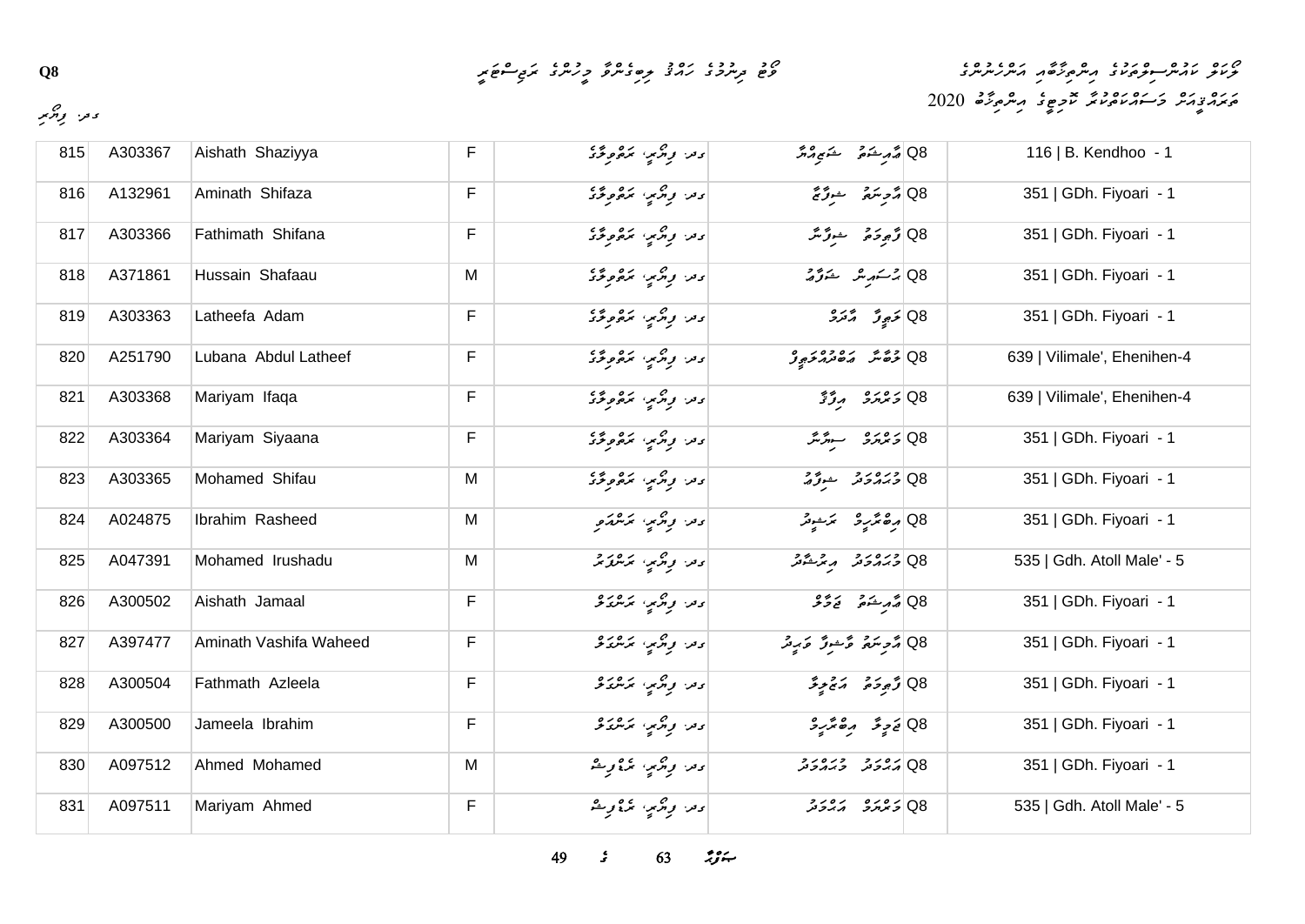| 815 | A303367 | Aishath Shaziyya | F | ގދ. ފިޔޯރީ، ރަތްމަލާގެ | Q8 އާއިޝަތު ޝަޒިއްޔާ | 116 \| B. Kendhoo - 1 |
|---|---|---|---|---|---|---|
| 816 | A132961 | Aminath Shifaza | F | ގދ. ފިޔޯރީ، ރަތްމަލާގެ | Q8 އާމިނަތު ޝިފާޒާ | 351 \| GDh. Fiyoari - 1 |
| 817 | A303366 | Fathimath Shifana | F | ގދ. ފިޔޯރީ، ރަތްމަލާގެ | Q8 ފާތިމަތު ޝިފާނާ | 351 \| GDh. Fiyoari - 1 |
| 818 | A371861 | Hussain Shafaau | M | ގދ. ފިޔޯރީ، ރަތްމަލާގެ | Q8 ހުސައިން ޝަފާއު | 351 \| GDh. Fiyoari - 1 |
| 819 | A303363 | Latheefa Adam | F | ގދ. ފިޔޯރީ، ރަތްމަލާގެ | Q8 ލަތީފާ އާދަމް | 351 \| GDh. Fiyoari - 1 |
| 820 | A251790 | Lubana Abdul Latheef | F | ގދ. ފިޔޯރީ، ރަތްމަލާގެ | Q8 ލުބާނާ އަބްދުލްލަތީފް | 639 \| Vilimale', Ehenihen-4 |
| 821 | A303368 | Mariyam Ifaqa | F | ގދ. ފިޔޯރީ، ރަތްމަލާގެ | Q8 މަރިޔަމް އިފާގާ | 639 \| Vilimale', Ehenihen-4 |
| 822 | A303364 | Mariyam Siyaana | F | ގދ. ފިޔޯރީ، ރަތްމަލާގެ | Q8 މަރިޔަމް ސިޔާނާ | 351 \| GDh. Fiyoari - 1 |
| 823 | A303365 | Mohamed Shifau | M | ގދ. ފިޔޯރީ، ރަތްމަލާގެ | Q8 މުޙައްމަދު ޝިފާއު | 351 \| GDh. Fiyoari - 1 |
| 824 | A024875 | Ibrahim Rasheed | M | ގދ. ފިޔޯރީ، ރަންމަލް | Q8 އިބްރާހީމް ރަޝީދު | 351 \| GDh. Fiyoari - 1 |
| 825 | A047391 | Mohamed Irushadu | M | ގދ. ފިޔޯރީ، ރަސްދަރު | Q8 މުޙައްމަދު އިރުޝާދު | 535 \| Gdh. Atoll Male' - 5 |
| 826 | A300502 | Aishath Jamaal | F | ގދ. ފިޔޯރީ، ރަސްދަލް | Q8 އާއިޝަތު ޖަމާލް | 351 \| GDh. Fiyoari - 1 |
| 827 | A397477 | Aminath Vashifa Waheed | F | ގދ. ފިޔޯރީ، ރަސްދަލް | Q8 އާމިނަތު ވާޝިފާ ވަހީދު | 351 \| GDh. Fiyoari - 1 |
| 828 | A300504 | Fathmath Azleela | F | ގދ. ފިޔޯރީ، ރަސްދަލް | Q8 ފާތިމަތު އަޒްލީލާ | 351 \| GDh. Fiyoari - 1 |
| 829 | A300500 | Jameela Ibrahim | F | ގދ. ފިޔޯރީ، ރަސްދަލް | Q8 ޖަމީލާ އިބްރާހީމް | 351 \| GDh. Fiyoari - 1 |
| 830 | A097512 | Ahmed Mohamed | M | ގދ. ފިޔޯރީ، ރޯޒްވިލާ | Q8 އަޙްމަދު މުޙައްމަދު | 351 \| GDh. Fiyoari - 1 |
| 831 | A097511 | Mariyam Ahmed | F | ގދ. ފިޔޯރީ، ރޯޒްވިލާ | Q8 މަރިޔަމް އަޙްމަދު | 535 \| Gdh. Atoll Male' - 5 |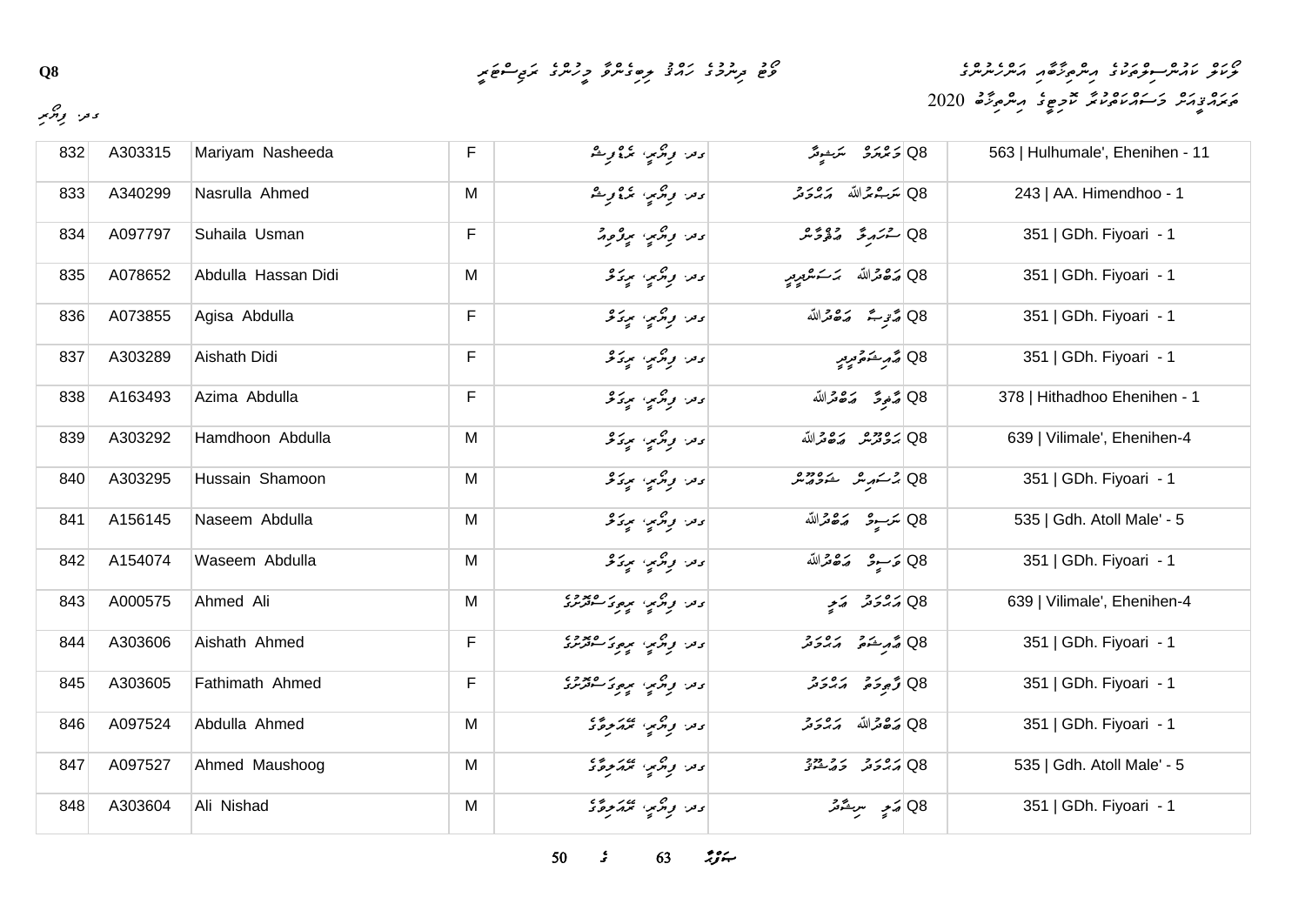| 832 | A303315 | Mariyam Nasheeda | F | ގދ. ފިޔޯރީ، ރޯޒްވިލާ | Q8 ވަރިޔަމް ނަޝީދާ | 563 \| Hulhumale', Ehenihen - 11 |
|---|---|---|---|---|---|---|
| 833 | A340299 | Nasrulla Ahmed | M | ގދ. ފިޔޯރީ، ރޯޒްވިލާ | Q8 ނަޞްރުﷲ އަޙްމަދު | 243 \| AA. Himendhoo - 1 |
| 834 | A097797 | Suhaila Usman | F | ގދ. ފިޔޯރީ، ރިވެލީއު | Q8 ސުހައިލާ އުޘްމާން | 351 \| GDh. Fiyoari - 1 |
| 835 | A078652 | Abdulla Hassan Didi | M | ގދ. ފިޔޯރީ، ރިޔަލް | Q8 އަބްދުﷲ ހަސަންދީދީ | 351 \| GDh. Fiyoari - 1 |
| 836 | A073855 | Agisa Abdulla | F | ގދ. ފިޔޯރީ، ރިޔަލް | Q8 އާގިސާ އަބްދުﷲ | 351 \| GDh. Fiyoari - 1 |
| 837 | A303289 | Aishath Didi | F | ގދ. ފިޔޯރީ، ރިޔަލް | Q8 އާއިޝަތުދީދީ | 351 \| GDh. Fiyoari - 1 |
| 838 | A163493 | Azima Abdulla | F | ގދ. ފިޔޯރީ، ރިޔަލް | Q8 އާޒިމާ އަބްދުﷲ | 378 \| Hithadhoo Ehenihen - 1 |
| 839 | A303292 | Hamdhoon Abdulla | M | ގދ. ފިޔޯރީ، ރިޔަލް | Q8 ހަމްދޫން އަބްދުﷲ | 639 \| Vilimale', Ehenihen-4 |
| 840 | A303295 | Hussain Shamoon | M | ގދ. ފިޔޯރީ، ރިޔަލް | Q8 ހުސައިން ޝަމްޢޫން | 351 \| GDh. Fiyoari - 1 |
| 841 | A156145 | Naseem Abdulla | M | ގދ. ފިޔޯރީ، ރިޔަލް | Q8 ނަސީމް އަބްދުﷲ | 535 \| Gdh. Atoll Male' - 5 |
| 842 | A154074 | Waseem Abdulla | M | ގދ. ފިޔޯރީ، ރިޔަލް | Q8 ވަސީމް އަބްދުﷲ | 351 \| GDh. Fiyoari - 1 |
| 843 | A000575 | Ahmed Ali | M | ގދ. ފިޔޯރީ، ރިލިވަސްޓޫރޫ | Q8 އަޙްމަދު އަލި | 639 \| Vilimale', Ehenihen-4 |
| 844 | A303606 | Aishath Ahmed | F | ގދ. ފިޔޯރީ، ރިލިވަސްޓޫރޫ | Q8 އާއިޝަތު އަޙްމަދު | 351 \| GDh. Fiyoari - 1 |
| 845 | A303605 | Fathimath Ahmed | F | ގދ. ފިޔޯރީ، ރިލިވަސްޓޫރޫ | Q8 ފާތިމަތު އަޙްމަދު | 351 \| GDh. Fiyoari - 1 |
| 846 | A097524 | Abdulla Ahmed | M | ގދ. ފިޔޯރީ، ރޯޒްމަލުވާގެ | Q8 އަބްދުﷲ އަޙްމަދު | 351 \| GDh. Fiyoari - 1 |
| 847 | A097527 | Ahmed Maushoog | M | ގދ. ފިޔޯރީ، ރޯޒްމަލުވާގެ | Q8 އަޙްމަދު މައުޝޫގު | 535 \| Gdh. Atoll Male' - 5 |
| 848 | A303604 | Ali Nishad | M | ގދ. ފިޔޯރީ، ރޯޒްމަލުވާގެ | Q8 އަލި ނިޝާދު | 351 \| GDh. Fiyoari - 1 |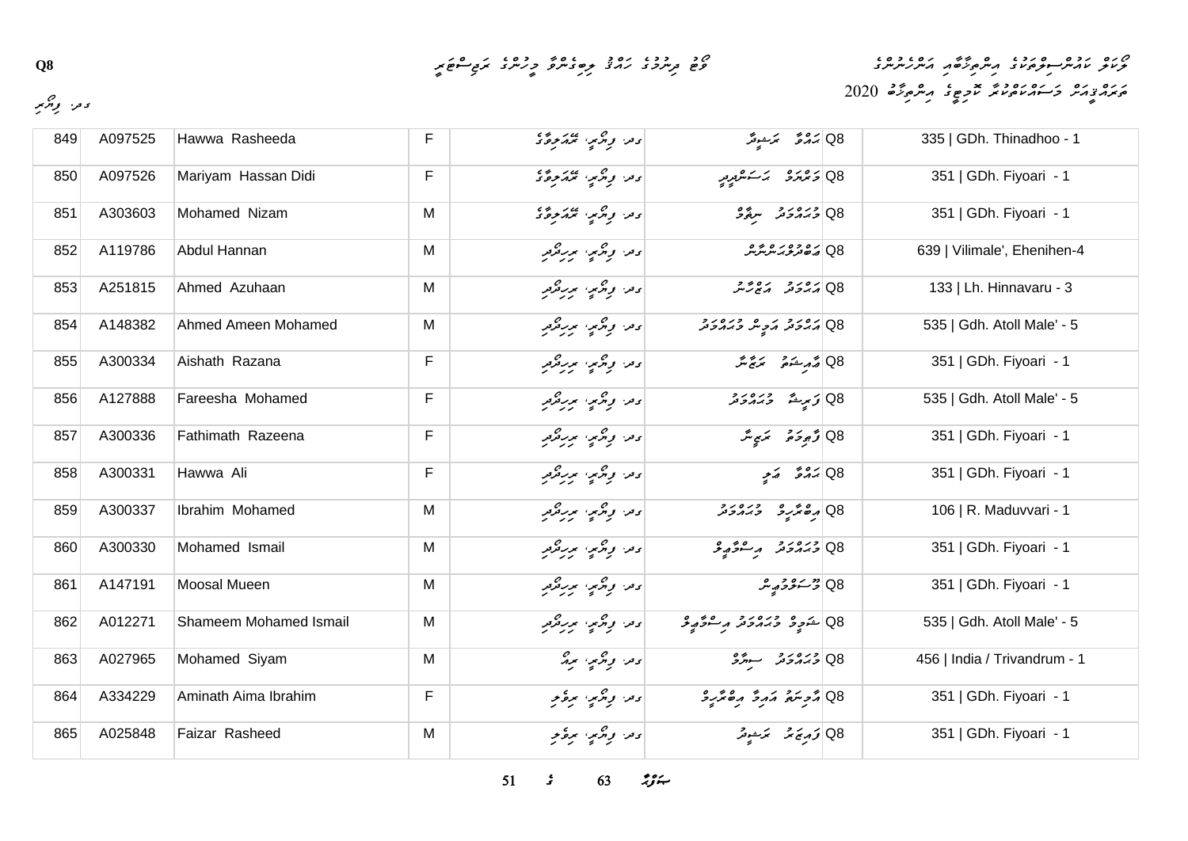| 849 | A097525 | Hawwa Rasheeda | F | ގދ. ފިޔޯރީ، ރޯޝަނުވާގޭ | Q8 ހައްވާ ރަޝީދާ | 335 \| GDh. Thinadhoo - 1 |
|---|---|---|---|---|---|---|
| 850 | A097526 | Mariyam Hassan Didi | F | ގދ. ފިޔޯރީ، ރޯޝަނުވާގޭ | Q8 މަރިޔަމް ހަސަންދީދީ | 351 \| GDh. Fiyoari - 1 |
| 851 | A303603 | Mohamed Nizam | M | ގދ. ފިޔޯރީ، ރޯޝަނުވާގޭ | Q8 މުހައްމަދު ނިޒާމް | 351 \| GDh. Fiyoari - 1 |
| 852 | A119786 | Abdul Hannan | M | ގދ. ފިޔޯރީ، ނިރިދުރު | Q8 އަބްދުލްހައްނާން | 639 \| Vilimale', Ehenihen-4 |
| 853 | A251815 | Ahmed Azuhaan | M | ގދ. ފިޔޯރީ، ނިރިދުރު | Q8 އަހްމަދު އަޒުހާން | 133 \| Lh. Hinnavaru - 3 |
| 854 | A148382 | Ahmed Ameen Mohamed | M | ގދ. ފިޔޯރީ، ނިރިދުރު | Q8 އަހްމަދު އަމީން މުހައްމަދު | 535 \| Gdh. Atoll Male' - 5 |
| 855 | A300334 | Aishath Razana | F | ގދ. ފިޔޯރީ، ނިރިދުރު | Q8 އާއިޝަތު ރަޒާނާ | 351 \| GDh. Fiyoari - 1 |
| 856 | A127888 | Fareesha Mohamed | F | ގދ. ފިޔޯރީ، ނިރިދުރު | Q8 ފަރީޝާ މުހައްމަދު | 535 \| Gdh. Atoll Male' - 5 |
| 857 | A300336 | Fathimath Razeena | F | ގދ. ފިޔޯރީ، ނިރިދުރު | Q8 ފާތިމަތު ރަޒީނާ | 351 \| GDh. Fiyoari - 1 |
| 858 | A300331 | Hawwa Ali | F | ގދ. ފިޔޯރީ، ނިރިދުރު | Q8 ހައްވާ އަލި | 351 \| GDh. Fiyoari - 1 |
| 859 | A300337 | Ibrahim Mohamed | M | ގދ. ފިޔޯރީ، ނިރިދުރު | Q8 އިބްރާހީމް މުހައްމަދު | 106 \| R. Maduvvari - 1 |
| 860 | A300330 | Mohamed Ismail | M | ގދ. ފިޔޯރީ، ނިރިދުރު | Q8 މުހައްމަދު އިސްމާއީލް | 351 \| GDh. Fiyoari - 1 |
| 861 | A147191 | Moosal Mueen | M | ގދ. ފިޔޯރީ، ނިރިދުރު | Q8 މޫސަލްމުއީން | 351 \| GDh. Fiyoari - 1 |
| 862 | A012271 | Shameem Mohamed Ismail | M | ގދ. ފިޔޯރީ، ނިރިދުރު | Q8 ޝަމީމް މުހައްމަދު އިސްމާއީލް | 535 \| Gdh. Atoll Male' - 5 |
| 863 | A027965 | Mohamed Siyam | M | ގދ. ފިޔޯރީ، ނިރު | Q8 މުހައްމަދު ސިޔާމް | 456 \| India / Trivandrum - 1 |
| 864 | A334229 | Aminath Aima Ibrahim | F | ގދ. ފިޔޯރީ، ނިލޯތު | Q8 އާމިނަތު އައިމާ އިބްރާހީމް | 351 \| GDh. Fiyoari - 1 |
| 865 | A025848 | Faizar Rasheed | M | ގދ. ފިޔޯރީ، ނިލޯތު | Q8 ފައިޒަރު ރަޝީދު | 351 \| GDh. Fiyoari - 1 |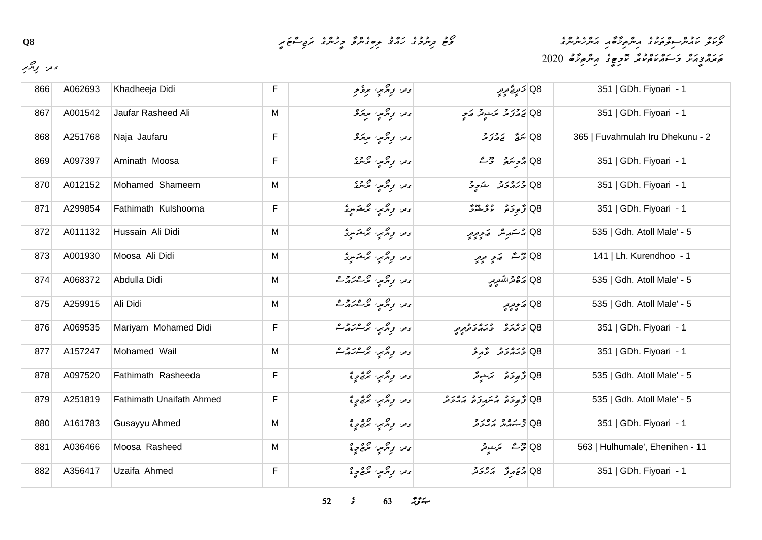ގއ. ފިޔޯރީ

| 866 | A062693 | Khadheeja Didi | F | ގދ. ފިޔޯރީ، ހިލޭވި | Q8 ޚަދީޖާދީދީ | 351 \| GDh. Fiyoari - 1 |
|---|---|---|---|---|---|---|
| 867 | A001542 | Jaufar Rasheed Ali | M | ގދ. ފިޔޯރީ، ހިޔަލާ | Q8 ޖައުފަރު ރަޝީދު ޢަލީ | 351 \| GDh. Fiyoari - 1 |
| 868 | A251768 | Naja Jaufaru | F | ގދ. ފިޔޯރީ، ހިޔަލާ | Q8 ނަޖާ ޖައުފަރު | 365 \| Fuvahmulah Iru Dhekunu - 2 |
| 869 | A097397 | Aminath Moosa | F | ގދ. ފިޔޯރީ، ރޮނގު | Q8 އާމިނަތު މޫސާ | 351 \| GDh. Fiyoari - 1 |
| 870 | A012152 | Mohamed Shameem | M | ގދ. ފިޔޯރީ، ރޮނގު | Q8 މުހައްމަދު ޝަމީމް | 351 \| GDh. Fiyoari - 1 |
| 871 | A299854 | Fathimath Kulshooma | F | ގދ. ފިޔޯރީ، ރޮޝަނީގެ | Q8 ފާތިމަތު ކުލްޝޫމާ | 351 \| GDh. Fiyoari - 1 |
| 872 | A011132 | Hussain Ali Didi | M | ގދ. ފިޔޯރީ، ރޮޝަނީގެ | Q8 ހުސައިން ޢަލިދީދީ | 535 \| Gdh. Atoll Male' - 5 |
| 873 | A001930 | Moosa Ali Didi | M | ގދ. ފިޔޯރީ، ރޮޝަނީގެ | Q8 މޫސާ ޢަލީ ދީދީ | 141 \| Lh. Kurendhoo - 1 |
| 874 | A068372 | Abdulla Didi | M | ގދ. ފިޔޯރީ، ރޮސްގަރުޑްސް | Q8 ޢަބްދުﷲދީދީ | 535 \| Gdh. Atoll Male' - 5 |
| 875 | A259915 | Ali Didi | M | ގދ. ފިޔޯރީ، ރޮސްގަރުޑްސް | Q8 ޢަލިދީދީ | 535 \| Gdh. Atoll Male' - 5 |
| 876 | A069535 | Mariyam Mohamed Didi | F | ގދ. ފިޔޯރީ، ރޮސްގަރުޑްސް | Q8 މަރިޔަމް މުހައްމަދުދީދީ | 351 \| GDh. Fiyoari - 1 |
| 877 | A157247 | Mohamed Wail | M | ގދ. ފިޔޯރީ، ރޮސްގަރުޑްސް | Q8 މުހައްމަދު ވާއިލް | 351 \| GDh. Fiyoari - 1 |
| 878 | A097520 | Fathimath Rasheeda | F | ގދ. ފިޔޯރީ، ރޯޒްވިލާ | Q8 ފާތިމަތު ރަޝީދާ | 535 \| Gdh. Atoll Male' - 5 |
| 879 | A251819 | Fathimath Unaifath Ahmed | F | ގދ. ފިޔޯރީ، ރޯޒްވިލާ | Q8 ފާތިމަތު އުނައިފަތު އަހްމަދު | 535 \| Gdh. Atoll Male' - 5 |
| 880 | A161783 | Gusayyu Ahmed | M | ގދ. ފިޔޯރީ، ރޯޒްވިލާ | Q8 ގުސައްޔު އަހްމަދު | 351 \| GDh. Fiyoari - 1 |
| 881 | A036466 | Moosa Rasheed | M | ގދ. ފިޔޯރީ، ރޯޒްވިލާ | Q8 މޫސާ ރަޝީދު | 563 \| Hulhumale', Ehenihen - 11 |
| 882 | A356417 | Uzaifa Ahmed | F | ގދ. ފިޔޯރީ، ރޯޒްވިލާ | Q8 އުޒައިފާ އަހްމަދު | 351 \| GDh. Fiyoari - 1 |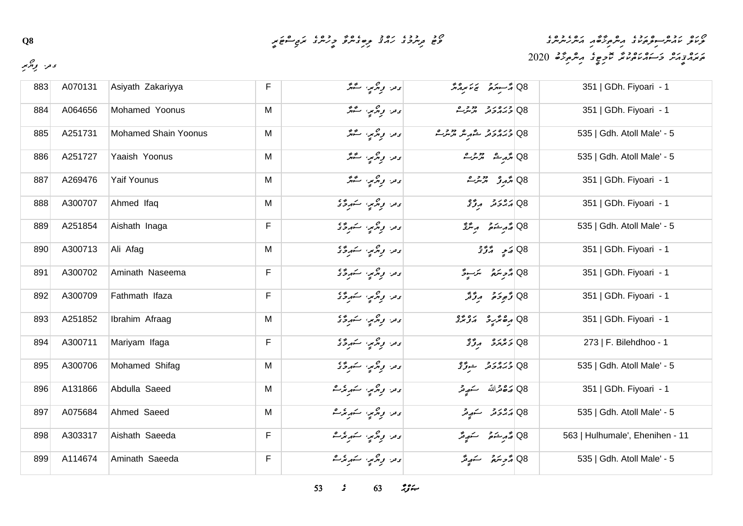| 883 | A070131 | Asiyath Zakariyya | F | ގދ. ފިޔޮރީ، ސޯނާ | Q8 އާސިޔަތު ޒަކަރިއްޔާ | 351 \| GDh. Fiyoari - 1 |
|---|---|---|---|---|---|---|
| 884 | A064656 | Mohamed Yoonus | M | ގދ. ފިޔޮރީ، ސޯނާ | Q8 މުހައްމަދު ޔޫނުސް | 351 \| GDh. Fiyoari - 1 |
| 885 | A251731 | Mohamed Shain Yoonus | M | ގދ. ފިޔޮރީ، ސޯނާ | Q8 މުހައްމަދު ޝާއިން ޔޫނުސް | 535 \| Gdh. Atoll Male' - 5 |
| 886 | A251727 | Yaaish Yoonus | M | ގދ. ފިޔޮރީ، ސޯނާ | Q8 ޔާއިޝް ޔޫނުސް | 535 \| Gdh. Atoll Male' - 5 |
| 887 | A269476 | Yaif Younus | M | ގދ. ފިޔޮރީ، ސޯނާ | Q8 ޔާއިފް ޔޫނުސް | 351 \| GDh. Fiyoari - 1 |
| 888 | A300707 | Ahmed Ifaq | M | ގދ. ފިޔޮރީ، ސަރުމާގެ | Q8 އަހުމަދު އިފާގު | 351 \| GDh. Fiyoari - 1 |
| 889 | A251854 | Aishath Inaga | F | ގދ. ފިޔޮރީ، ސަރުމާގެ | Q8 އާއިޝަތު އިނާގާ | 535 \| Gdh. Atoll Male' - 5 |
| 890 | A300713 | Ali Afag | M | ގދ. ފިޔޮރީ، ސަރުމާގެ | Q8 އަލި އާފާގު | 351 \| GDh. Fiyoari - 1 |
| 891 | A300702 | Aminath Naseema | F | ގދ. ފިޔޮރީ، ސަރުމާގެ | Q8 އާމިނަތު ނަސީމާ | 351 \| GDh. Fiyoari - 1 |
| 892 | A300709 | Fathmath Ifaza | F | ގދ. ފިޔޮރީ، ސަރުމާގެ | Q8 ފާތިމަތު އިފާޒާ | 351 \| GDh. Fiyoari - 1 |
| 893 | A251852 | Ibrahim Afraag | M | ގދ. ފިޔޮރީ، ސަރުމާގެ | Q8 އިބްރާހީމް އަފްރާގު | 351 \| GDh. Fiyoari - 1 |
| 894 | A300711 | Mariyam Ifaga | F | ގދ. ފިޔޮރީ، ސަރުމާގެ | Q8 މަރިޔަމް އިފާގާ | 273 \| F. Bilehdhoo - 1 |
| 895 | A300706 | Mohamed Shifag | M | ގދ. ފިޔޮރީ، ސަރުމާގެ | Q8 މުހައްމަދު ޝިފާގު | 535 \| Gdh. Atoll Male' - 5 |
| 896 | A131866 | Abdulla Saeed | M | ގދ. ފިޔޮރީ، ސަރުދަރުސް | Q8 އަބްދުﷲ ސައީދު | 351 \| GDh. Fiyoari - 1 |
| 897 | A075684 | Ahmed Saeed | M | ގދ. ފިޔޮރީ، ސަރުދަރުސް | Q8 އަހުމަދު ސައީދު | 535 \| Gdh. Atoll Male' - 5 |
| 898 | A303317 | Aishath Saeeda | F | ގދ. ފިޔޮރީ، ސަރުދަރުސް | Q8 އާއިޝަތު ސައީދާ | 563 \| Hulhumale', Ehenihen - 11 |
| 899 | A114674 | Aminath Saeeda | F | ގދ. ފިޔޮރީ، ސަރުދަރުސް | Q8 އާމިނަތު ސައީދާ | 535 \| Gdh. Atoll Male' - 5 |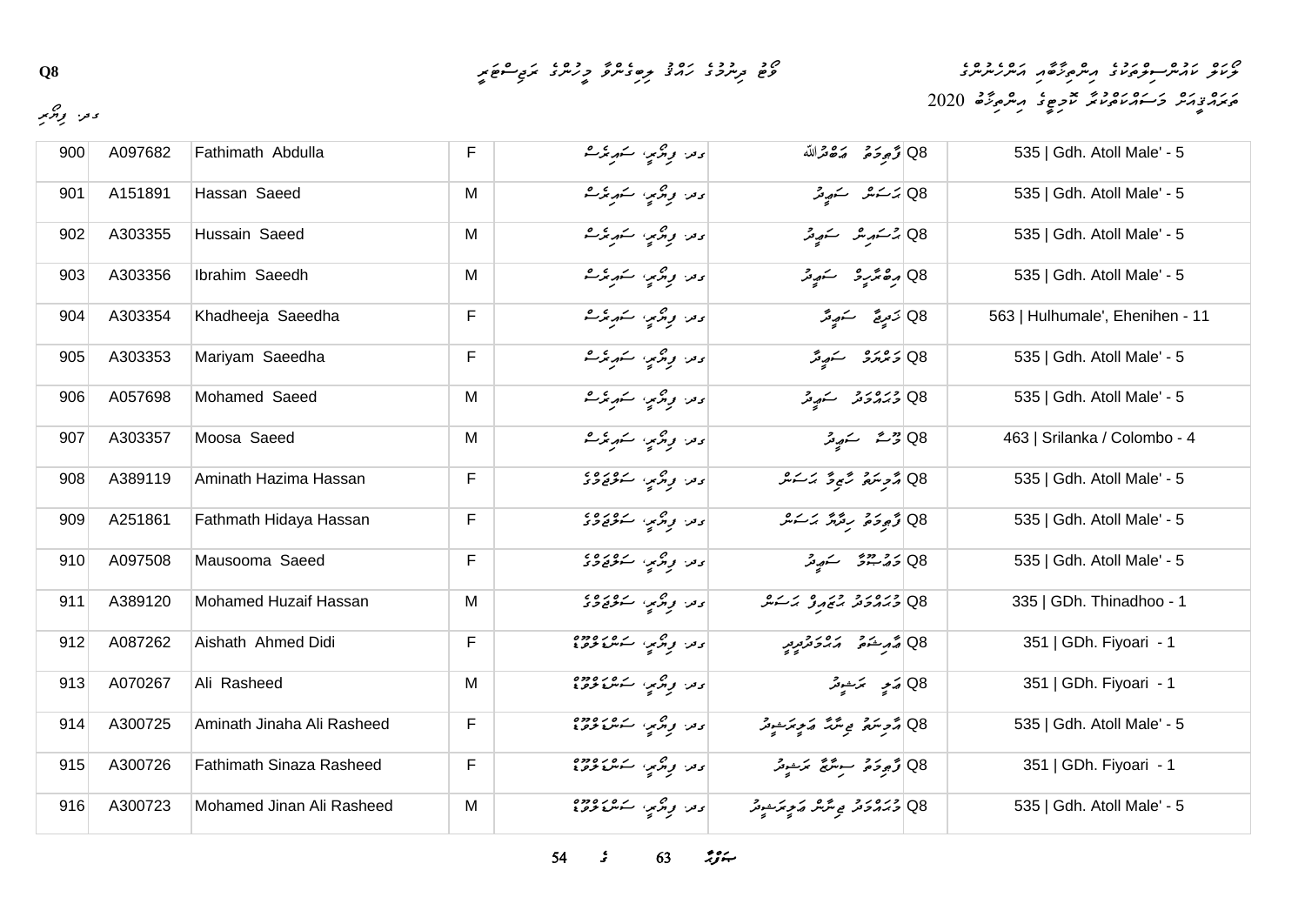| 900 | A097682 | Fathimath Abdulla | F | ގދ. ފިޔޯރީ، ސަރިޔާސް | Q8 ފާތިމަތު އަބްދުﷲ | 535 \| Gdh. Atoll Male' - 5 |
|---|---|---|---|---|---|---|
| 901 | A151891 | Hassan Saeed | M | ގދ. ފިޔޯރީ، ސަރިޔާސް | Q8 ހަސަން ސައީދު | 535 \| Gdh. Atoll Male' - 5 |
| 902 | A303355 | Hussain Saeed | M | ގދ. ފިޔޯރީ، ސަރިޔާސް | Q8 ހުސައިން ސައީދު | 535 \| Gdh. Atoll Male' - 5 |
| 903 | A303356 | Ibrahim Saeedh | M | ގދ. ފިޔޯރީ، ސަރިޔާސް | Q8 އިބްރާހީމް ސައީދު | 535 \| Gdh. Atoll Male' - 5 |
| 904 | A303354 | Khadheeja Saeedha | F | ގދ. ފިޔޯރީ، ސަރިޔާސް | Q8 ޚަދީޖާ ސައީދާ | 563 \| Hulhumale', Ehenihen - 11 |
| 905 | A303353 | Mariyam Saeedha | F | ގދ. ފިޔޯރީ، ސަރިޔާސް | Q8 މަރިޔަމް ސައީދާ | 535 \| Gdh. Atoll Male' - 5 |
| 906 | A057698 | Mohamed Saeed | M | ގދ. ފިޔޯރީ، ސަރިޔާސް | Q8 މުޙައްމަދު ސައީދު | 535 \| Gdh. Atoll Male' - 5 |
| 907 | A303357 | Moosa Saeed | M | ގދ. ފިޔޯރީ، ސަރިޔާސް | Q8 މޫސާ ސައީދު | 463 \| Srilanka / Colombo - 4 |
| 908 | A389119 | Aminath Hazima Hassan | F | ގދ. ފިޔޯރީ، ސަވޭރޯޑް | Q8 އާމިނަތު ހާޒިމާ ހަސަން | 535 \| Gdh. Atoll Male' - 5 |
| 909 | A251861 | Fathmath Hidaya Hassan | F | ގދ. ފިޔޯރީ، ސަވޭރޯޑް | Q8 ފާތިމަތު ހިދާޔާ ހަސަން | 535 \| Gdh. Atoll Male' - 5 |
| 910 | A097508 | Mausooma Saeed | F | ގދ. ފިޔޯރީ، ސަވޭރޯޑް | Q8 މައުޞޫމާ ސައީދު | 535 \| Gdh. Atoll Male' - 5 |
| 911 | A389120 | Mohamed Huzaif Hassan | M | ގދ. ފިޔޯރީ، ސަވޭރޯޑް | Q8 މުޙައްމަދު ހުޒައިފު ހަސަން | 335 \| GDh. Thinadhoo - 1 |
| 912 | A087262 | Aishath Ahmed Didi | F | ގދ. ފިޔޯރީ، ސަންރައިޒް | Q8 އާއިޝަތު އަޙްމަދުދީދީ | 351 \| GDh. Fiyoari - 1 |
| 913 | A070267 | Ali Rasheed | M | ގދ. ފިޔޯރީ، ސަންރައިޒް | Q8 އަލި ރަޝީދު | 351 \| GDh. Fiyoari - 1 |
| 914 | A300725 | Aminath Jinaha Ali Rasheed | F | ގދ. ފިޔޯރީ، ސަންރައިޒް | Q8 އާމިނަތު ޖިނާހާ އަލިރަޝީދު | 535 \| Gdh. Atoll Male' - 5 |
| 915 | A300726 | Fathimath Sinaza Rasheed | F | ގދ. ފިޔޯރީ، ސަންރައިޒް | Q8 ފާތިމަތު ސިނާޒާ ރަޝީދު | 351 \| GDh. Fiyoari - 1 |
| 916 | A300723 | Mohamed Jinan Ali Rasheed | M | ގދ. ފިޔޯރީ، ސަންރައިޒް | Q8 މުޙައްމަދު ޖިނާން އަލިރަޝީދު | 535 \| Gdh. Atoll Male' - 5 |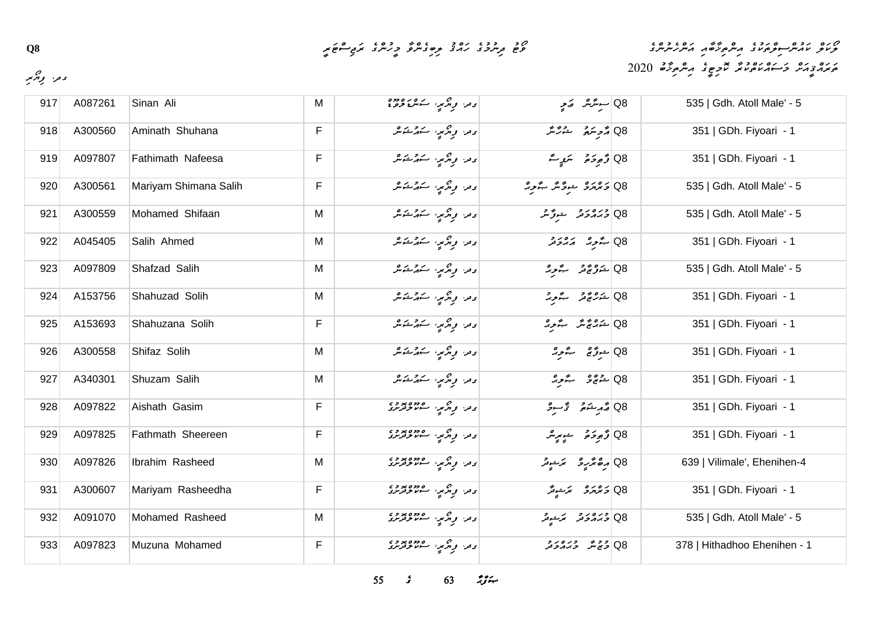| 917 | A087261 | Sinan Ali | M | ގދ. ފިޔޯރީ، ސަންރައިޒް | Q8 ސިނާން ޢަލީ | 535 \| Gdh. Atoll Male' - 5 |
|---|---|---|---|---|---|---|
| 918 | A300560 | Aminath Shuhana | F | ގދ. ފިޔޯރީ، ސަހުރާބަން | Q8 އާމިނަތު ޝުހާނާ | 351 \| GDh. Fiyoari - 1 |
| 919 | A097807 | Fathimath Nafeesa | F | ގދ. ފިޔޯރީ، ސަހުރާބަން | Q8 ފާތިމަތު ނަފީސާ | 351 \| GDh. Fiyoari - 1 |
| 920 | A300561 | Mariyam Shimana Salih | F | ގދ. ފިޔޯރީ، ސަހުރާބަން | Q8 މަރިޔަމް ޝިމާނާ ސާލިހް | 535 \| Gdh. Atoll Male' - 5 |
| 921 | A300559 | Mohamed Shifaan | M | ގދ. ފިޔޯރީ، ސަހުރާބަން | Q8 މުޙައްމަދު ޝިފާން | 535 \| Gdh. Atoll Male' - 5 |
| 922 | A045405 | Salih Ahmed | M | ގދ. ފިޔޯރީ، ސަހުރާބަން | Q8 ސާލިހް އަޙްމަދު | 351 \| GDh. Fiyoari - 1 |
| 923 | A097809 | Shafzad Salih | M | ގދ. ފިޔޯރީ، ސަހުރާބަން | Q8 ޝަފްޒާދު ސާލިހް | 535 \| Gdh. Atoll Male' - 5 |
| 924 | A153756 | Shahuzad Solih | M | ގދ. ފިޔޯރީ، ސަހުރާބަން | Q8 ޝަހުޒާދު ސޯލިހް | 351 \| GDh. Fiyoari - 1 |
| 925 | A153693 | Shahuzana Solih | F | ގދ. ފިޔޯރީ، ސަހުރާބަން | Q8 ޝަހުޒާނާ ސޯލިހް | 351 \| GDh. Fiyoari - 1 |
| 926 | A300558 | Shifaz Solih | M | ގދ. ފިޔޯރީ، ސަހުރާބަން | Q8 ޝިފާޒް ސޯލިހް | 351 \| GDh. Fiyoari - 1 |
| 927 | A340301 | Shuzam Salih | M | ގދ. ފިޔޯރީ، ސަހުރާބަން | Q8 ޝުޒާމް ސާލިހް | 351 \| GDh. Fiyoari - 1 |
| 928 | A097822 | Aishath Gasim | F | ގދ. ފިޔޯރީ، ސުއްމުލްޕާރކް | Q8 އާއިޝަތު ޤާސިމް | 351 \| GDh. Fiyoari - 1 |
| 929 | A097825 | Fathmath Sheereen | F | ގދ. ފިޔޯރީ، ސުއްމުލްޕާރކް | Q8 ފާތިމަތު ޝީރީން | 351 \| GDh. Fiyoari - 1 |
| 930 | A097826 | Ibrahim Rasheed | M | ގދ. ފިޔޯރީ، ސުއްމުލްޕާރކް | Q8 އިބްރާހިމް ރަޝީދު | 639 \| Vilimale', Ehenihen-4 |
| 931 | A300607 | Mariyam Rasheedha | F | ގދ. ފިޔޯރީ، ސުއްމުލްޕާރކް | Q8 މަރިޔަމް ރަޝީދާ | 351 \| GDh. Fiyoari - 1 |
| 932 | A091070 | Mohamed Rasheed | M | ގދ. ފިޔޯރީ، ސުއްމުލްޕާރކް | Q8 މުޙައްމަދު ރަޝީދު | 535 \| Gdh. Atoll Male' - 5 |
| 933 | A097823 | Muzuna Mohamed | F | ގދ. ފިޔޯރީ، ސުއްމުލްޕާރކް | Q8 މުޒުނާ މުޙައްމަދު | 378 \| Hithadhoo Ehenihen - 1 |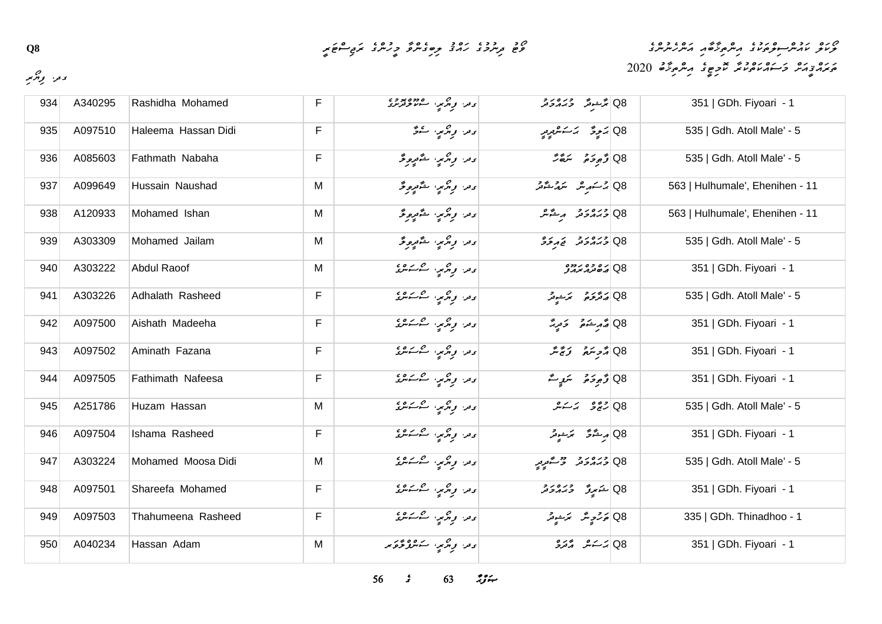ގދ. ފިޔޯރީ

| 934 | A340295 | Rashidha Mohamed | F | ގދ. ފިޔޯރީ، ސުނާވެންދާރު | Q8 ރާޝިދާ މުހައްމަދު | 351 \| GDh. Fiyoari - 1 |
|---|---|---|---|---|---|---|
| 935 | A097510 | Haleema Hassan Didi | F | ގދ. ފިޔޯރީ، ސަވާ | Q8 ހަލީމާ ހަސަންދީދީ | 535 \| Gdh. Atoll Male' - 5 |
| 936 | A085603 | Fathmath Nabaha | F | ގދ. ފިޔޯރީ، ޝާދީވާ | Q8 ފާތިމަތު ނަބާހާ | 535 \| Gdh. Atoll Male' - 5 |
| 937 | A099649 | Hussain Naushad | M | ގދ. ފިޔޯރީ، ޝާދީވާ | Q8 ހުސައިން ނައުޝާދު | 563 \| Hulhumale', Ehenihen - 11 |
| 938 | A120933 | Mohamed Ishan | M | ގދ. ފިޔޯރީ، ޝާދީވާ | Q8 މުހައްމަދު އިޝާން | 563 \| Hulhumale', Ehenihen - 11 |
| 939 | A303309 | Mohamed Jailam | M | ގދ. ފިޔޯރީ، ޝާދީވާ | Q8 މުހައްމަދު ޖައިލަމް | 535 \| Gdh. Atoll Male' - 5 |
| 940 | A303222 | Abdul Raoof | M | ގދ. ފިޔޯރީ، ސޯސަންގެ | Q8 އަބްދުއްރަޢޫފް | 351 \| GDh. Fiyoari - 1 |
| 941 | A303226 | Adhalath Rasheed | F | ގދ. ފިޔޯރީ، ސޯސަންގެ | Q8 އަދާލަތު ރަޝީދު | 535 \| Gdh. Atoll Male' - 5 |
| 942 | A097500 | Aishath Madeeha | F | ގދ. ފިޔޯރީ، ސޯސަންގެ | Q8 އާއިޝަތު މަދީހާ | 351 \| GDh. Fiyoari - 1 |
| 943 | A097502 | Aminath Fazana | F | ގދ. ފިޔޯރީ، ސޯސަންގެ | Q8 އާމިނަތު ފަޒާނާ | 351 \| GDh. Fiyoari - 1 |
| 944 | A097505 | Fathimath Nafeesa | F | ގދ. ފިޔޯރީ، ސޯސަންގެ | Q8 ފާތިމަތު ނަފީސާ | 351 \| GDh. Fiyoari - 1 |
| 945 | A251786 | Huzam Hassan | M | ގދ. ފިޔޯރީ، ސޯސަންގެ | Q8 ހުޒާމް ހަސަން | 535 \| Gdh. Atoll Male' - 5 |
| 946 | A097504 | Ishama Rasheed | F | ގދ. ފިޔޯރީ، ސޯސަންގެ | Q8 އިޝާމާ ރަޝީދު | 351 \| GDh. Fiyoari - 1 |
| 947 | A303224 | Mohamed Moosa Didi | M | ގދ. ފިޔޯރީ، ސޯސަންގެ | Q8 މުހައްމަދު މޫސާދީދީ | 535 \| Gdh. Atoll Male' - 5 |
| 948 | A097501 | Shareefa Mohamed | F | ގދ. ފިޔޯރީ، ސޯސަންގެ | Q8 ޝަރީފާ މުހައްމަދު | 351 \| GDh. Fiyoari - 1 |
| 949 | A097503 | Thahumeena Rasheed | F | ގދ. ފިޔޯރީ، ސޯސަންގެ | Q8 ތަހުމީނާ ރަޝީދު | 335 \| GDh. Thinadhoo - 1 |
| 950 | A040234 | Hassan Adam | M | ގދ. ފިޔޯރީ، ސަންފްލަވަރ | Q8 ހަސަން އާދަމް | 351 \| GDh. Fiyoari - 1 |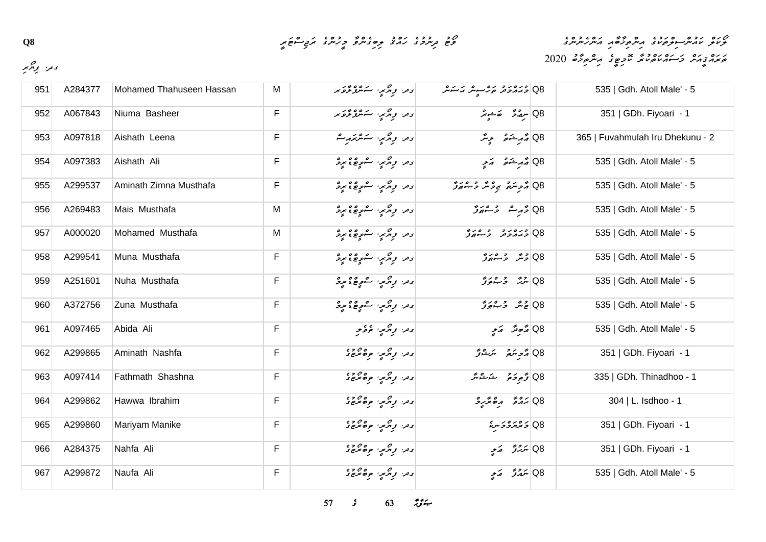ގެ. ފިޔޯރީ

| 951 | A284377 | Mohamed Thahuseen Hassan | M | ގދ. ފިޔޯރީ، ސަންލައިޓްވިލާ | Q8 | 535 \| Gdh. Atoll Male' - 5 |
|---|---|---|---|---|---|---|
| 952 | A067843 | Niuma Basheer | F | ގދ. ފިޔޯރީ، ސަންލައިޓްވިލާ | Q8 | 351 \| GDh. Fiyoari - 1 |
| 953 | A097818 | Aishath Leena | F | ގދ. ފިޔޯރީ، ސަންނަރީސް | Q8 | 365 \| Fuvahmulah Iru Dhekunu - 2 |
| 954 | A097383 | Aishath Ali | F | ގދ. ފިޔޯރީ، ސްޓްރޯބެރީވިލާ | Q8 | 535 \| Gdh. Atoll Male' - 5 |
| 955 | A299537 | Aminath Zimna Musthafa | F | ގދ. ފިޔޯރީ، ސްޓްރޯބެރީވިލާ | Q8 | 535 \| Gdh. Atoll Male' - 5 |
| 956 | A269483 | Mais Musthafa | M | ގދ. ފިޔޯރީ، ސްޓްރޯބެރީވިލާ | Q8 | 535 \| Gdh. Atoll Male' - 5 |
| 957 | A000020 | Mohamed Musthafa | M | ގދ. ފިޔޯރީ، ސްޓްރޯބެރީވިލާ | Q8 | 535 \| Gdh. Atoll Male' - 5 |
| 958 | A299541 | Muna Musthafa | F | ގދ. ފިޔޯރީ، ސްޓްރޯބެރީވިލާ | Q8 | 535 \| Gdh. Atoll Male' - 5 |
| 959 | A251601 | Nuha Musthafa | F | ގދ. ފިޔޯރީ، ސްޓްރޯބެރީވިލާ | Q8 | 535 \| Gdh. Atoll Male' - 5 |
| 960 | A372756 | Zuna Musthafa | F | ގދ. ފިޔޯރީ، ސްޓްރޯބެރީވިލާ | Q8 | 535 \| Gdh. Atoll Male' - 5 |
| 961 | A097465 | Abida Ali | F | ގދ. ފިޔޯރީ، ތަރިވާ | Q8 | 535 \| Gdh. Atoll Male' - 5 |
| 962 | A299865 | Aminath Nashfa | F | ގދ. ފިޔޯރީ، ތިބެންގޯޑް | Q8 | 351 \| GDh. Fiyoari - 1 |
| 963 | A097414 | Fathmath Shashna | F | ގދ. ފިޔޯރީ، ތިބެންގޯޑް | Q8 | 335 \| GDh. Thinadhoo - 1 |
| 964 | A299862 | Hawwa Ibrahim | F | ގދ. ފިޔޯރީ، ތިބެންގޯޑް | Q8 | 304 \| L. Isdhoo - 1 |
| 965 | A299860 | Mariyam Manike | F | ގދ. ފިޔޯރީ، ތިބެންގޯޑް | Q8 | 351 \| GDh. Fiyoari - 1 |
| 966 | A284375 | Nahfa Ali | F | ގދ. ފިޔޯރީ، ތިބެންގޯޑް | Q8 | 351 \| GDh. Fiyoari - 1 |
| 967 | A299872 | Naufa Ali | F | ގދ. ފިޔޯރީ، ތިބެންގޯޑް | Q8 | 535 \| Gdh. Atoll Male' - 5 |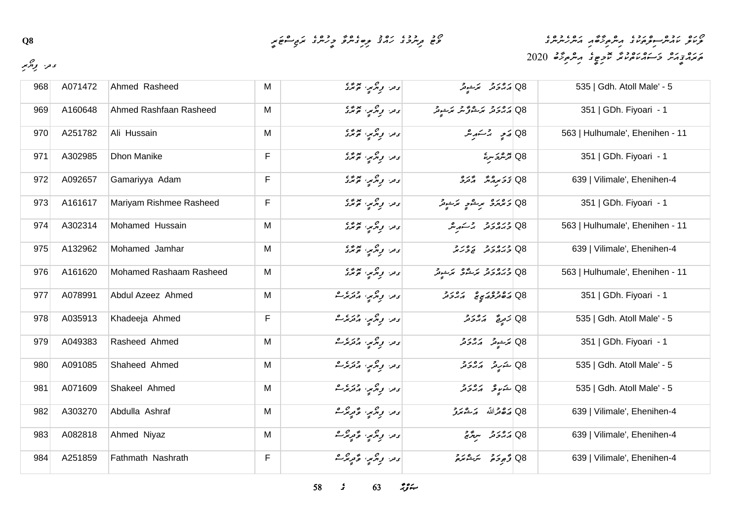| 968 | A071472 | Ahmed Rasheed | M | ގދ. ފިޔޯރީ، ޓޮޕާޒް | Q8 އަޙްމަދު ރަޝީދު | 535 \| Gdh. Atoll Male' - 5 |
|---|---|---|---|---|---|---|
| 969 | A160648 | Ahmed Rashfaan Rasheed | M | ގދ. ފިޔޯރީ، ޓޮޕާޒް | Q8 އަޙްމަދު ރަޝްފާން ރަޝީދު | 351 \| GDh. Fiyoari - 1 |
| 970 | A251782 | Ali Hussain | M | ގދ. ފިޔޯރީ، ޓޮޕާޒް | Q8 އަލީ ހުސައިން | 563 \| Hulhumale', Ehenihen - 11 |
| 971 | A302985 | Dhon Manike | F | ގދ. ފިޔޯރީ، ޓޮޕާޒް | Q8 ދޮންމަނިކެ | 351 \| GDh. Fiyoari - 1 |
| 972 | A092657 | Gamariyya Adam | F | ގދ. ފިޔޯރީ، ޓޮޕާޒް | Q8 ގަމަރިއްޔާ އާދަމް | 639 \| Vilimale', Ehenihen-4 |
| 973 | A161617 | Mariyam Rishmee Rasheed | F | ގދ. ފިޔޯރީ، ޓޮޕާޒް | Q8 މަރިޔަމް ރިޝްމީ ރަޝީދު | 351 \| GDh. Fiyoari - 1 |
| 974 | A302314 | Mohamed Hussain | M | ގދ. ފިޔޯރީ، ޓޮޕާޒް | Q8 މުޙައްމަދު ހުސައިން | 563 \| Hulhumale', Ehenihen - 11 |
| 975 | A132962 | Mohamed Jamhar | M | ގދ. ފިޔޯރީ، ޓޮޕާޒް | Q8 މުޙައްމަދު ޖަމްހަރު | 639 \| Vilimale', Ehenihen-4 |
| 976 | A161620 | Mohamed Rashaam Rasheed | M | ގދ. ފިޔޯރީ، ޓޮޕާޒް | Q8 މުޙައްމަދު ރަޝާމް ރަޝީދު | 563 \| Hulhumale', Ehenihen - 11 |
| 977 | A078991 | Abdul Azeez Ahmed | M | ގދ. ފިޔޯރީ، އުދަރެސް | Q8 އަބްދުލްއަޒީޒް އަޙްމަދު | 351 \| GDh. Fiyoari - 1 |
| 978 | A035913 | Khadeeja Ahmed | F | ގދ. ފިޔޯރީ، އުދަރެސް | Q8 ޚަދީޖާ އަޙްމަދު | 535 \| Gdh. Atoll Male' - 5 |
| 979 | A049383 | Rasheed Ahmed | M | ގދ. ފިޔޯރީ، އުދަރެސް | Q8 ރަޝީދު އަޙްމަދު | 351 \| GDh. Fiyoari - 1 |
| 980 | A091085 | Shaheed Ahmed | M | ގދ. ފިޔޯރީ، އުދަރެސް | Q8 ޝަހީދު އަޙްމަދު | 535 \| Gdh. Atoll Male' - 5 |
| 981 | A071609 | Shakeel Ahmed | M | ގދ. ފިޔޯރީ، އުދަރެސް | Q8 ޝަކީލް އަޙްމަދު | 535 \| Gdh. Atoll Male' - 5 |
| 982 | A303270 | Abdulla Ashraf | M | ގދ. ފިޔޯރީ، ވާދީނޫރުގެ | Q8 އަބްދުﷲ އަޝްރަފް | 639 \| Vilimale', Ehenihen-4 |
| 983 | A082818 | Ahmed Niyaz | M | ގދ. ފިޔޯރީ، ވާދީނޫރުގެ | Q8 އަޙްމަދު ނިޔާޒް | 639 \| Vilimale', Ehenihen-4 |
| 984 | A251859 | Fathmath Nashrath | F | ގދ. ފިޔޯރީ، ވާދީނޫރުގެ | Q8 ފާތިމަތު ނަޝްރަތު | 639 \| Vilimale', Ehenihen-4 |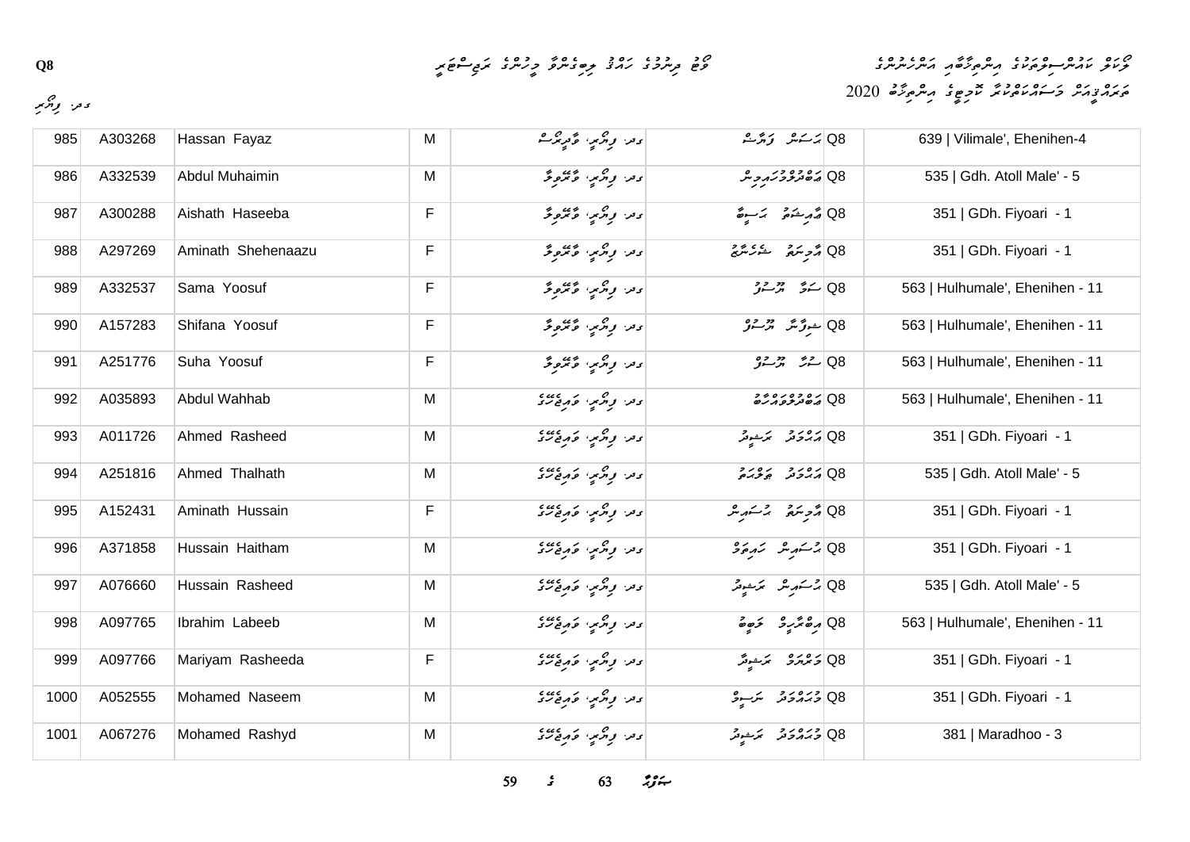| 985 | A303268 | Hassan Fayaz | M | ގދ. ފިޔޮރީ، ވާދީރިޝް | Q8 ހަސަން ފައްޔާޒް | 639 \| Vilimale', Ehenihen-4 |
|---|---|---|---|---|---|---|
| 986 | A332539 | Abdul Muhaimin | M | ގދ. ފިޔޮރީ، ވާރޯވާ | Q8 އަބްދުލްމުހައިމިން | 535 \| Gdh. Atoll Male' - 5 |
| 987 | A300288 | Aishath Haseeba | F | ގދ. ފިޔޮރީ، ވާރޯވާ | Q8 އާއިޝަތު ހަސީބާ | 351 \| GDh. Fiyoari - 1 |
| 988 | A297269 | Aminath Shehenaazu | F | ގދ. ފިޔޮރީ، ވާރޯވާ | Q8 އާމިނަތު ޝެހެނާޒު | 351 \| GDh. Fiyoari - 1 |
| 989 | A332537 | Sama Yoosuf | F | ގދ. ފިޔޮރީ، ވާރޯވާ | Q8 ސަމާ ޔޫސުފް | 563 \| Hulhumale', Ehenihen - 11 |
| 990 | A157283 | Shifana Yoosuf | F | ގދ. ފިޔޮރީ، ވާރޯވާ | Q8 ޝިފާނާ ޔޫސުފް | 563 \| Hulhumale', Ehenihen - 11 |
| 991 | A251776 | Suha Yoosuf | F | ގދ. ފިޔޮރީ، ވާރޯވާ | Q8 ސުހާ ޔޫސުފް | 563 \| Hulhumale', Ehenihen - 11 |
| 992 | A035893 | Abdul Wahhab | M | ގދ. ފިޔޮރީ، ވައިޓްހާގެ | Q8 އަބްދުލްވައްހާބު | 563 \| Hulhumale', Ehenihen - 11 |
| 993 | A011726 | Ahmed Rasheed | M | ގދ. ފިޔޮރީ، ވައިޓްހާގެ | Q8 އަހްމަދު ރަޝީދު | 351 \| GDh. Fiyoari - 1 |
| 994 | A251816 | Ahmed Thalhath | M | ގދ. ފިޔޮރީ، ވައިޓްހާގެ | Q8 އަހްމަދު ތަލްހަތު | 535 \| Gdh. Atoll Male' - 5 |
| 995 | A152431 | Aminath Hussain | F | ގދ. ފިޔޮރީ، ވައިޓްހާގެ | Q8 އާމިނަތު ހުސައިން | 351 \| GDh. Fiyoari - 1 |
| 996 | A371858 | Hussain Haitham | M | ގދ. ފިޔޮރީ، ވައިޓްހާގެ | Q8 ހުސައިން ހައިތަމް | 351 \| GDh. Fiyoari - 1 |
| 997 | A076660 | Hussain Rasheed | M | ގދ. ފިޔޮރީ، ވައިޓްހާގެ | Q8 ހުސައިން ރަޝީދު | 535 \| Gdh. Atoll Male' - 5 |
| 998 | A097765 | Ibrahim Labeeb | M | ގދ. ފިޔޮރީ، ވައިޓްހާގެ | Q8 އިބްރާހީމް ލަބީބް | 563 \| Hulhumale', Ehenihen - 11 |
| 999 | A097766 | Mariyam Rasheeda | F | ގދ. ފިޔޮރީ، ވައިޓްހާގެ | Q8 މަރިޔަމް ރަޝީދާ | 351 \| GDh. Fiyoari - 1 |
| 1000 | A052555 | Mohamed Naseem | M | ގދ. ފިޔޮރީ، ވައިޓްހާގެ | Q8 މުހައްމަދު ނަސީމް | 351 \| GDh. Fiyoari - 1 |
| 1001 | A067276 | Mohamed Rashyd | M | ގދ. ފިޔޮރީ، ވައިޓްހާގެ | Q8 މުހައްމަދު ރަޝީދު | 381 \| Maradhoo - 3 |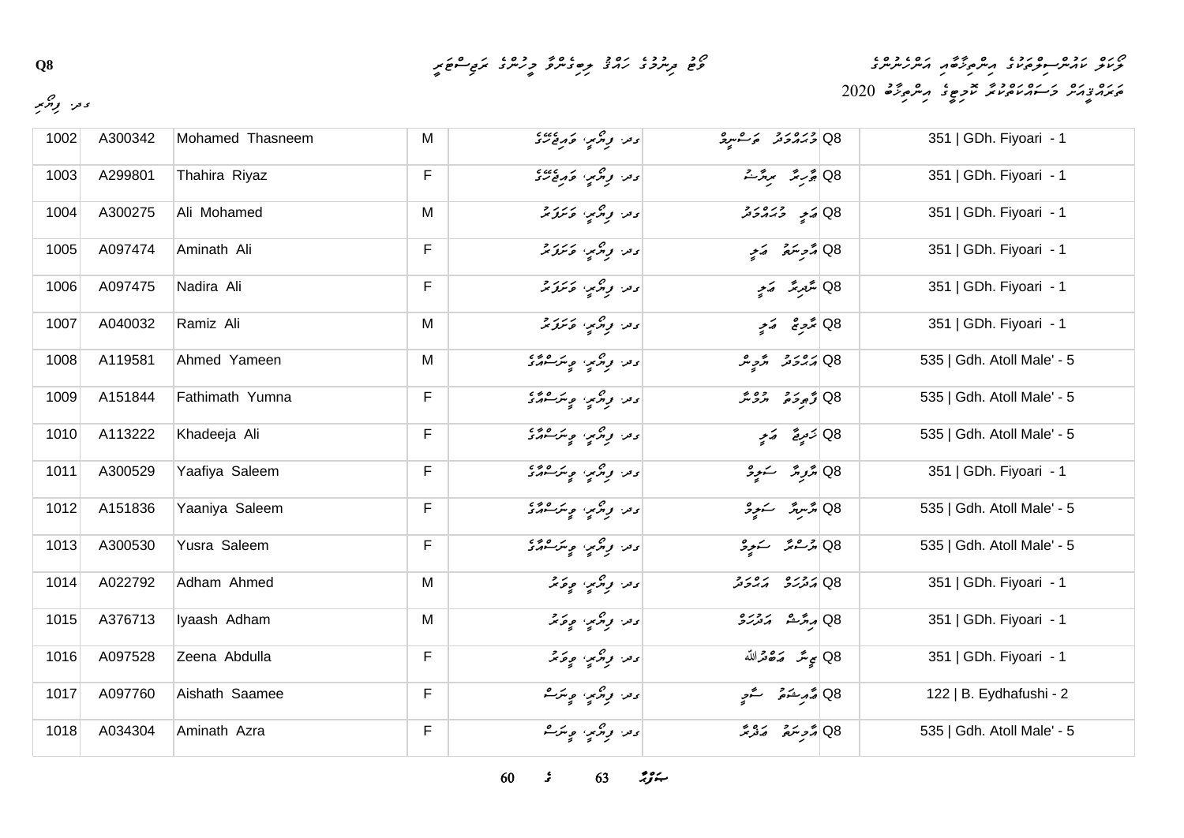| 1002 | A300342 | Mohamed Thasneem | M | ގދ. ފިޔޯރީ، ތަރިވާކަރު | Q8 މުހައްމަދު ތަސްނީމް | 351 \| GDh. Fiyoari - 1 |
|---|---|---|---|---|---|---|
| 1003 | A299801 | Thahira Riyaz | F | ގދ. ފިޔޯރީ، ތަރިވާކަރު | Q8 ޠާހިރާ ރިޔާޒު | 351 \| GDh. Fiyoari - 1 |
| 1004 | A300275 | Ali Mohamed | M | ގދ. ފިޔޯރީ، ވަނަވަރު | Q8 އަލި މުހައްމަދު | 351 \| GDh. Fiyoari - 1 |
| 1005 | A097474 | Aminath Ali | F | ގދ. ފިޔޯރީ، ވަނަވަރު | Q8 އާމިނަތު އަލި | 351 \| GDh. Fiyoari - 1 |
| 1006 | A097475 | Nadira Ali | F | ގދ. ފިޔޯރީ، ވަނަވަރު | Q8 ނާދިރާ އަލި | 351 \| GDh. Fiyoari - 1 |
| 1007 | A040032 | Ramiz Ali | M | ގދ. ފިޔޯރީ، ވަނަވަރު | Q8 ރާމިޒް އަލި | 351 \| GDh. Fiyoari - 1 |
| 1008 | A119581 | Ahmed Yameen | M | ގދ. ފިޔޯރީ، ވިނަސްޓައިލް | Q8 އަހްމަދު ޔާމީން | 535 \| Gdh. Atoll Male' - 5 |
| 1009 | A151844 | Fathimath Yumna | F | ގދ. ފިޔޯރީ، ވިނަސްޓައިލް | Q8 ފާތިމަތު ޔުމްނާ | 535 \| Gdh. Atoll Male' - 5 |
| 1010 | A113222 | Khadeeja Ali | F | ގދ. ފިޔޯރީ، ވިނަސްޓައިލް | Q8 ޚަދީޖާ އަލި | 535 \| Gdh. Atoll Male' - 5 |
| 1011 | A300529 | Yaafiya Saleem | F | ގދ. ފިޔޯރީ، ވިނަސްޓައިލް | Q8 ޔާފިޔާ ސަލީމް | 351 \| GDh. Fiyoari - 1 |
| 1012 | A151836 | Yaaniya Saleem | F | ގދ. ފިޔޯރީ، ވިނަސްޓައިލް | Q8 ޔާނިޔާ ސަލީމް | 535 \| Gdh. Atoll Male' - 5 |
| 1013 | A300530 | Yusra Saleem | F | ގދ. ފިޔޯރީ، ވިނަސްޓައިލް | Q8 ޔުސްރާ ސަލީމް | 535 \| Gdh. Atoll Male' - 5 |
| 1014 | A022792 | Adham Ahmed | M | ގދ. ފިޔޯރީ، ވިވަރު | Q8 އަދުހަމް އަހްމަދު | 351 \| GDh. Fiyoari - 1 |
| 1015 | A376713 | Iyaash Adham | M | ގދ. ފިޔޯރީ، ވިވަރު | Q8 އިޔާޝް އަދުހަމް | 351 \| GDh. Fiyoari - 1 |
| 1016 | A097528 | Zeena Abdulla | F | ގދ. ފިޔޯރީ، ވިވަރު | Q8 ޒީނާ އަބްދުﷲ | 351 \| GDh. Fiyoari - 1 |
| 1017 | A097760 | Aishath Saamee | F | ގދ. ފިޔޯރީ، ވިނަސް | Q8 އާއިޝަތު ސާމީ | 122 \| B. Eydhafushi - 2 |
| 1018 | A034304 | Aminath Azra | F | ގދ. ފިޔޯރީ، ވިނަސް | Q8 އާމިނަތު އަޒްރާ | 535 \| Gdh. Atoll Male' - 5 |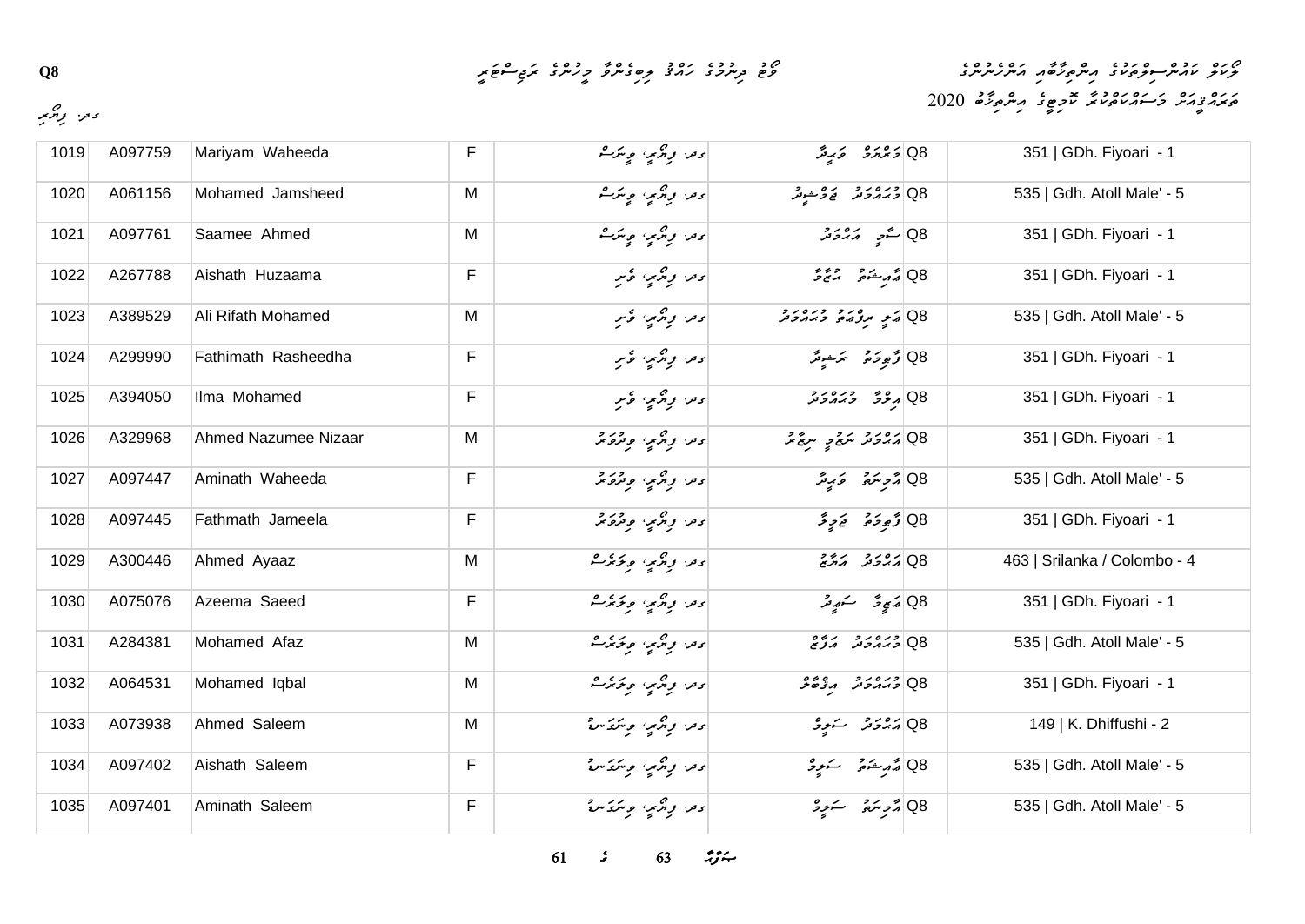| 1019 | A097759 | Mariyam Waheeda | F | ގދ. ފިޔޯރީ، ވިނަސް | Q8 ވަޙީދާ ﻿مَرِيَم | 351 \| GDh. Fiyoari - 1 |
|---|---|---|---|---|---|---|
| 1020 | A061156 | Mohamed Jamsheed | M | ގދ. ފިޔޯރީ، ވިނަސް | Q8 މުޙައްމަދު ޖަމްޝީދު | 535 \| Gdh. Atoll Male' - 5 |
| 1021 | A097761 | Saamee Ahmed | M | ގދ. ފިޔޯރީ، ވިނަސް | Q8 ސާމީ އަޙްމަދު | 351 \| GDh. Fiyoari - 1 |
| 1022 | A267788 | Aishath Huzaama | F | ގދ. ފިޔޯރީ، ވާރި | Q8 އައިޝަތު ހުޒާމާ | 351 \| GDh. Fiyoari - 1 |
| 1023 | A389529 | Ali Rifath Mohamed | M | ގދ. ފިޔޯރީ، ވާރި | Q8 އަލީ ރިފްއަތު މުޙައްމަދު | 535 \| Gdh. Atoll Male' - 5 |
| 1024 | A299990 | Fathimath Rasheedha | F | ގދ. ފިޔޯރީ، ވާރި | Q8 ފާތިމަތު ރަޝީދާ | 351 \| GDh. Fiyoari - 1 |
| 1025 | A394050 | Ilma Mohamed | F | ގދ. ފިޔޯރީ، ވާރި | Q8 އިލްމާ މުޙައްމަދު | 351 \| GDh. Fiyoari - 1 |
| 1026 | A329968 | Ahmed Nazumee Nizaar | M | ގދ. ފިޔޯރީ، ވިދުވަރު | Q8 އަޙްމަދު ނަޒުމީ ނިޒާރު | 351 \| GDh. Fiyoari - 1 |
| 1027 | A097447 | Aminath Waheeda | F | ގދ. ފިޔޯރީ، ވިދުވަރު | Q8 އާމިނަތު ވަޙީދާ | 535 \| Gdh. Atoll Male' - 5 |
| 1028 | A097445 | Fathmath Jameela | F | ގދ. ފިޔޯރީ، ވިދުވަރު | Q8 ފާތިމަތު ޖަމީލާ | 351 \| GDh. Fiyoari - 1 |
| 1029 | A300446 | Ahmed Ayaaz | M | ގދ. ފިޔޯރީ، ވިވަރުސް | Q8 އަޙްމަދު އަޔާޒު | 463 \| Srilanka / Colombo - 4 |
| 1030 | A075076 | Azeema Saeed | F | ގދ. ފިޔޯރީ، ވިވަރުސް | Q8 އަޒީމާ ސައީދު | 351 \| GDh. Fiyoari - 1 |
| 1031 | A284381 | Mohamed Afaz | M | ގދ. ފިޔޯރީ، ވިވަރުސް | Q8 މުޙައްމަދު އަފާޒު | 535 \| Gdh. Atoll Male' - 5 |
| 1032 | A064531 | Mohamed Iqbal | M | ގދ. ފިޔޯރީ، ވިވަރުސް | Q8 މުޙައްމަދު އިޤްބާލް | 351 \| GDh. Fiyoari - 1 |
| 1033 | A073938 | Ahmed Saleem | M | ގދ. ފިޔޯރީ، ވިނަރަސްޖު | Q8 އަޙްމަދު ސަލީމް | 149 \| K. Dhiffushi - 2 |
| 1034 | A097402 | Aishath Saleem | F | ގދ. ފިޔޯރީ، ވިނަރަސްޖު | Q8 އައިޝަތު ސަލީމް | 535 \| Gdh. Atoll Male' - 5 |
| 1035 | A097401 | Aminath Saleem | F | ގދ. ފިޔޯރީ، ވިނަރަސްޖު | Q8 އާމިނަތު ސަލީމް | 535 \| Gdh. Atoll Male' - 5 |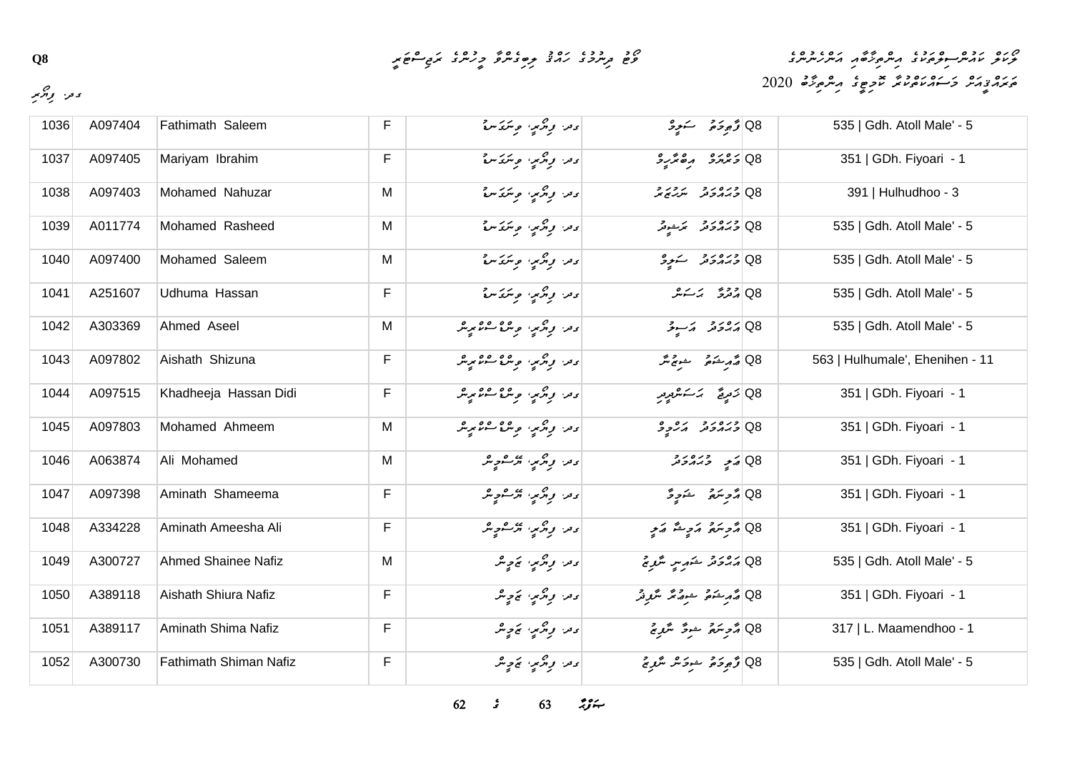| 1036 | A097404 | Fathimath Saleem | F | ގދ. ފިޔޯރީ، ވިނަގަސްޖެ | Q8 ފާތިމަތު ސަލީމް | 535 \| Gdh. Atoll Male' - 5 |
|---|---|---|---|---|---|---|
| 1037 | A097405 | Mariyam Ibrahim | F | ގދ. ފިޔޯރީ، ވިނަގަސްޖެ | Q8 މަރިޔަމް އިބްރާހީމް | 351 \| GDh. Fiyoari - 1 |
| 1038 | A097403 | Mohamed Nahuzar | M | ގދ. ފިޔޯރީ، ވިނަގަސްޖެ | Q8 މުހައްމަދު ނަހުޒަރު | 391 \| Hulhudhoo - 3 |
| 1039 | A011774 | Mohamed Rasheed | M | ގދ. ފިޔޯރީ، ވިނަގަސްޖެ | Q8 މުހައްމަދު ރަޝީދު | 535 \| Gdh. Atoll Male' - 5 |
| 1040 | A097400 | Mohamed Saleem | M | ގދ. ފިޔޯރީ، ވިނަގަސްޖެ | Q8 މުހައްމަދު ސަލީމް | 535 \| Gdh. Atoll Male' - 5 |
| 1041 | A251607 | Udhuma Hassan | F | ގދ. ފިޔޯރީ، ވިނަގަސްޖެ | Q8 އުދުމާ ހަސަން | 535 \| Gdh. Atoll Male' - 5 |
| 1042 | A303369 | Ahmed Aseel | M | ގދ. ފިޔޯރީ، ވިންޑްސްޓޯރިން | Q8 އަހްމަދު އަސީލް | 535 \| Gdh. Atoll Male' - 5 |
| 1043 | A097802 | Aishath Shizuna | F | ގދ. ފިޔޯރީ، ވިންޑްސްޓޯރިން | Q8 އާއިޝަތު ޝިޒުނާ | 563 \| Hulhumale', Ehenihen - 11 |
| 1044 | A097515 | Khadheeja Hassan Didi | F | ގދ. ފިޔޯރީ، ވިންޑްސްޓޯރިން | Q8 ޚަދީޖާ ހަސަންދީދީ | 351 \| GDh. Fiyoari - 1 |
| 1045 | A097803 | Mohamed Ahmeem | M | ގދ. ފިޔޯރީ، ވިންޑްސްޓޯރިން | Q8 މުހައްމަދު އަހްމީމް | 351 \| GDh. Fiyoari - 1 |
| 1046 | A063874 | Ali Mohamed | M | ގދ. ފިޔޯރީ، ޓޯސްވިން | Q8 އަލި މުހައްމަދު | 351 \| GDh. Fiyoari - 1 |
| 1047 | A097398 | Aminath Shameema | F | ގދ. ފިޔޯރީ، ޓޯސްވިން | Q8 އާމިނަތު ޝަމީމާ | 351 \| GDh. Fiyoari - 1 |
| 1048 | A334228 | Aminath Ameesha Ali | F | ގދ. ފިޔޯރީ، ޓޯސްވިން | Q8 އާމިނަތު އަމީޝާ އަލި | 351 \| GDh. Fiyoari - 1 |
| 1049 | A300727 | Ahmed Shainee Nafiz | M | ގދ. ފިޔޯރީ، ޗަމިން | Q8 އަހްމަދު ޝައިނީ ނާފިޒް | 535 \| Gdh. Atoll Male' - 5 |
| 1050 | A389118 | Aishath Shiura Nafiz | F | ގދ. ފިޔޯރީ، ޗަމިން | Q8 އާއިޝަތު ޝިއުރާ ނާފިޒް | 351 \| GDh. Fiyoari - 1 |
| 1051 | A389117 | Aminath Shima Nafiz | F | ގދ. ފިޔޯރީ، ޗަމިން | Q8 އާމިނަތު ޝިމާ ނާފިޒް | 317 \| L. Maamendhoo - 1 |
| 1052 | A300730 | Fathimath Shiman Nafiz | F | ގދ. ފިޔޯރީ، ޗަމިން | Q8 ފާތިމަތު ޝިމަން ނާފިޒް | 535 \| Gdh. Atoll Male' - 5 |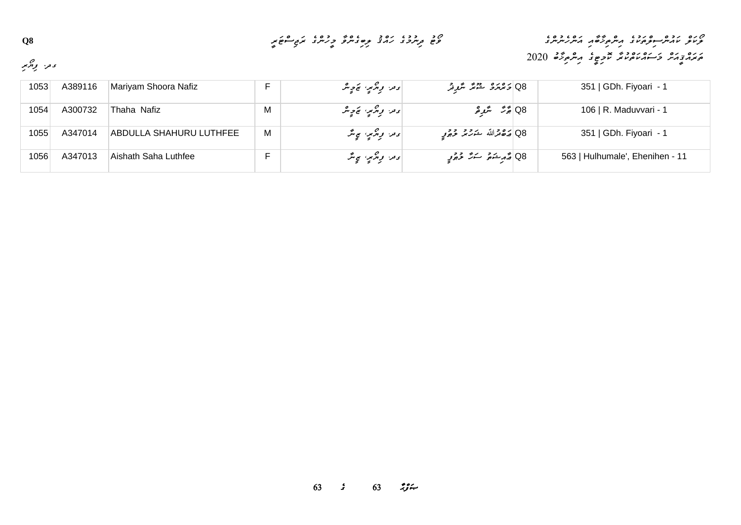ލޯކަލް ކައުންސިލްތަކުގެ އިންތިހާބާއި އަންހެނުންގެ ތަރައްޤީއަށް މަސައްކަތްކުރާ ކޮމިޓީގެ އިންތިޚާބު 2020

ވޯޓު ދިނުމުގެ ހައްޤު ލިބިގެންވާ މީހުންގެ ނަމުގެ ލިސްޓު Q8

ގދ. ފިޔޯރީ

| | | | | | | |
|---|---|---|---|---|---|---|
| 1053 | A389116 | Mariyam Shoora Nafiz | F | ގދ. ފިޔޯރީ، ކަލިނާ | Q8 މަރިޔަމް ޝޫރާ ނާފިޒު | 351 \| GDh. Fiyoari - 1 |
| 1054 | A300732 | Thaha Nafiz | M | ގދ. ފިޔޯރީ، ކަލިނާ | Q8 ޠާހާ ނާފިޒު | 106 \| R. Maduvvari - 1 |
| 1055 | A347014 | ABDULLA SHAHURU LUTHFEE | M | ގދ. ފިޔޯރީ، ބީނާ | Q8 އަބްދުﷲ ޝަހުރު ލުތުފީ | 351 \| GDh. Fiyoari - 1 |
| 1056 | A347013 | Aishath Saha Luthfee | F | ގދ. ފިޔޯރީ، ބީނާ | Q8 އާއިޝަތު ސަހާ ލުތުފީ | 563 \| Hulhumale', Ehenihen - 11 |